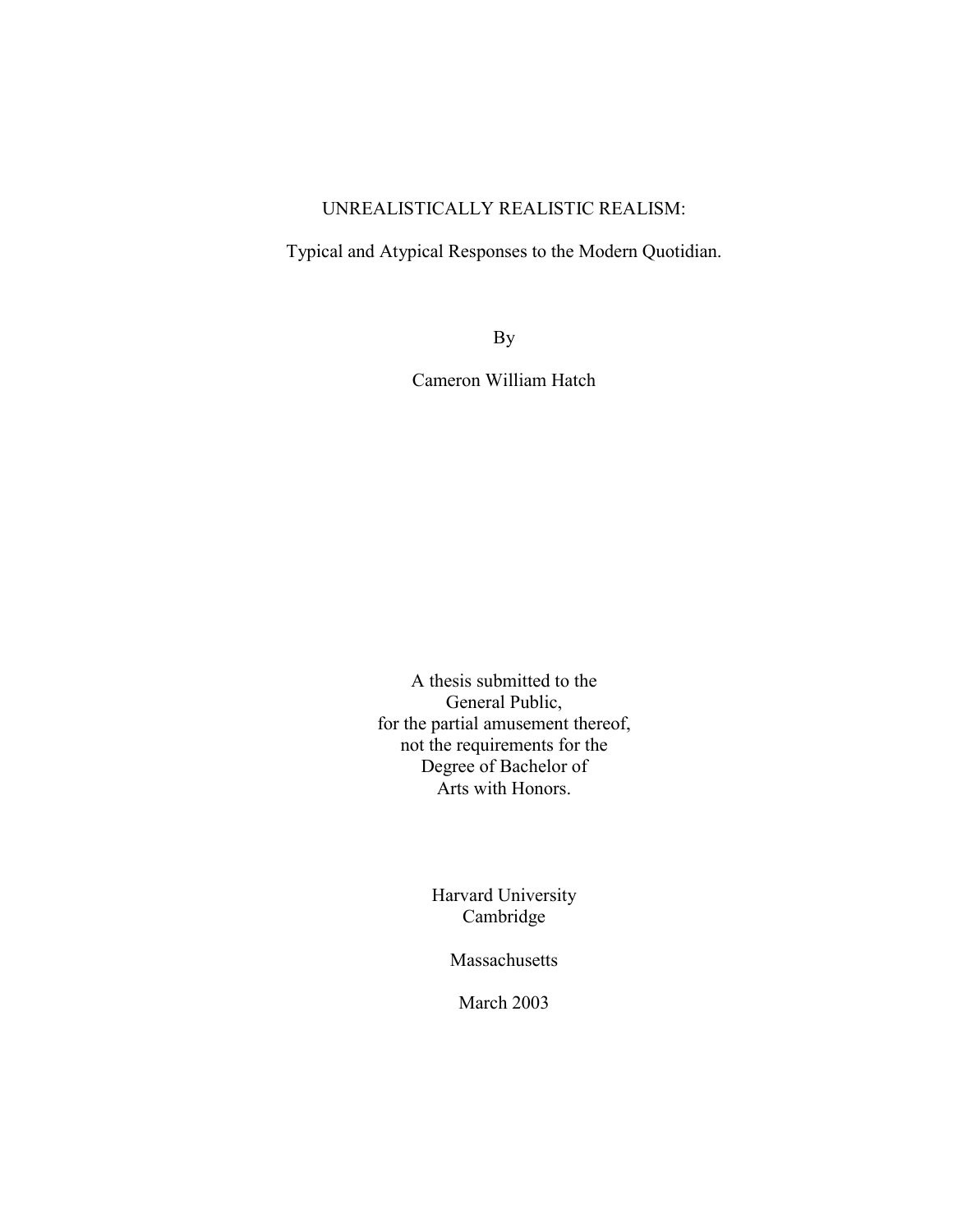# UNREALISTICALLY REALISTIC REALISM:

## Typical and Atypical Responses to the Modern Quotidian.

By

Cameron William Hatch

A thesis submitted to the
General Public,
for the partial amusement thereof,
not the requirements for the
Degree of Bachelor of
Arts with Honors.

Harvard University
Cambridge

Massachusetts

March 2003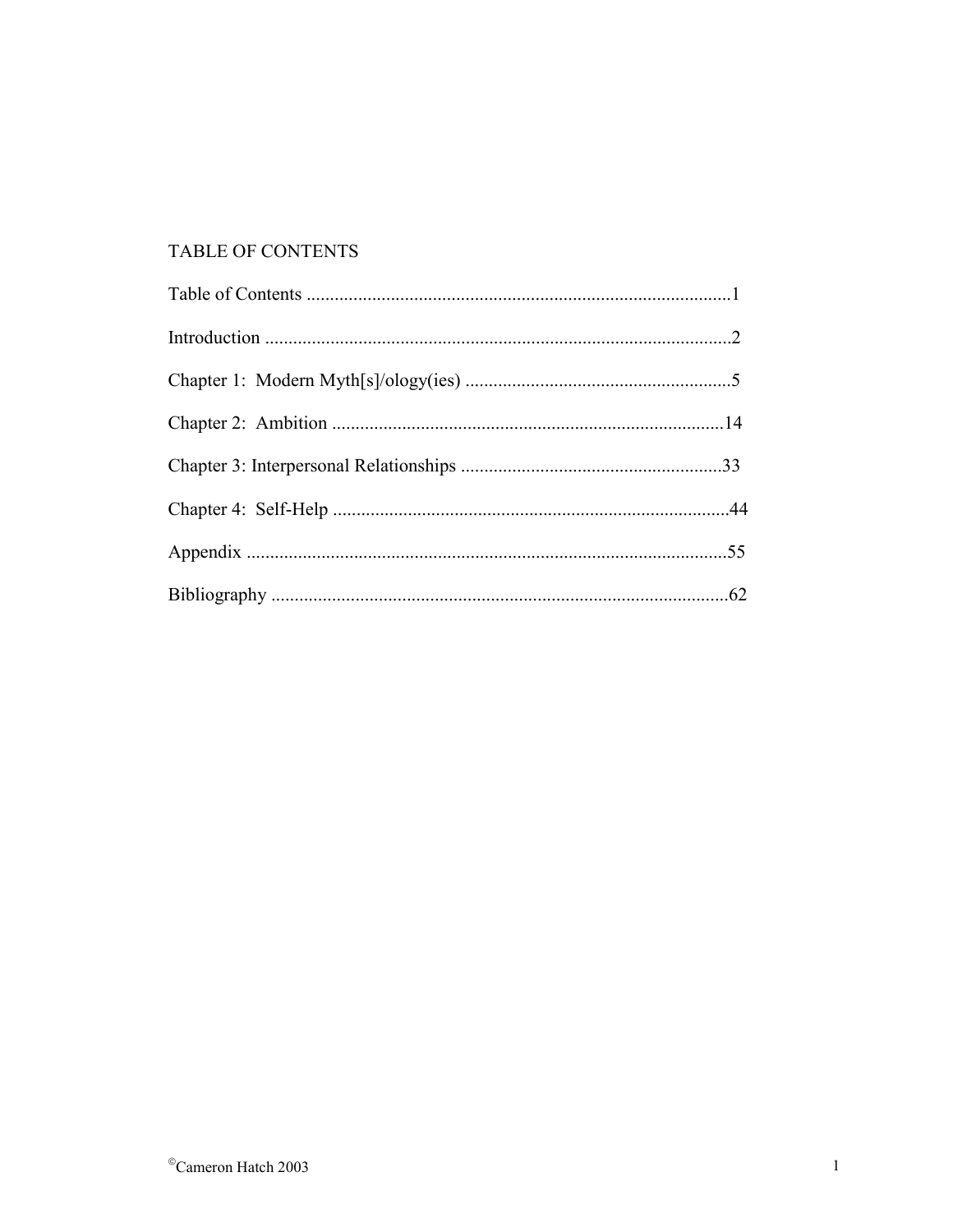# TABLE OF CONTENTS

Table of Contents ..........................................................................................1

Introduction ...................................................................................................2

Chapter 1: Modern Myth[s]/ology(ies) ........................................................5

Chapter 2: Ambition ...................................................................................14

Chapter 3: Interpersonal Relationships .......................................................33

Chapter 4: Self-Help ....................................................................................44

Appendix ......................................................................................................55

Bibliography .................................................................................................62

©Cameron Hatch 2003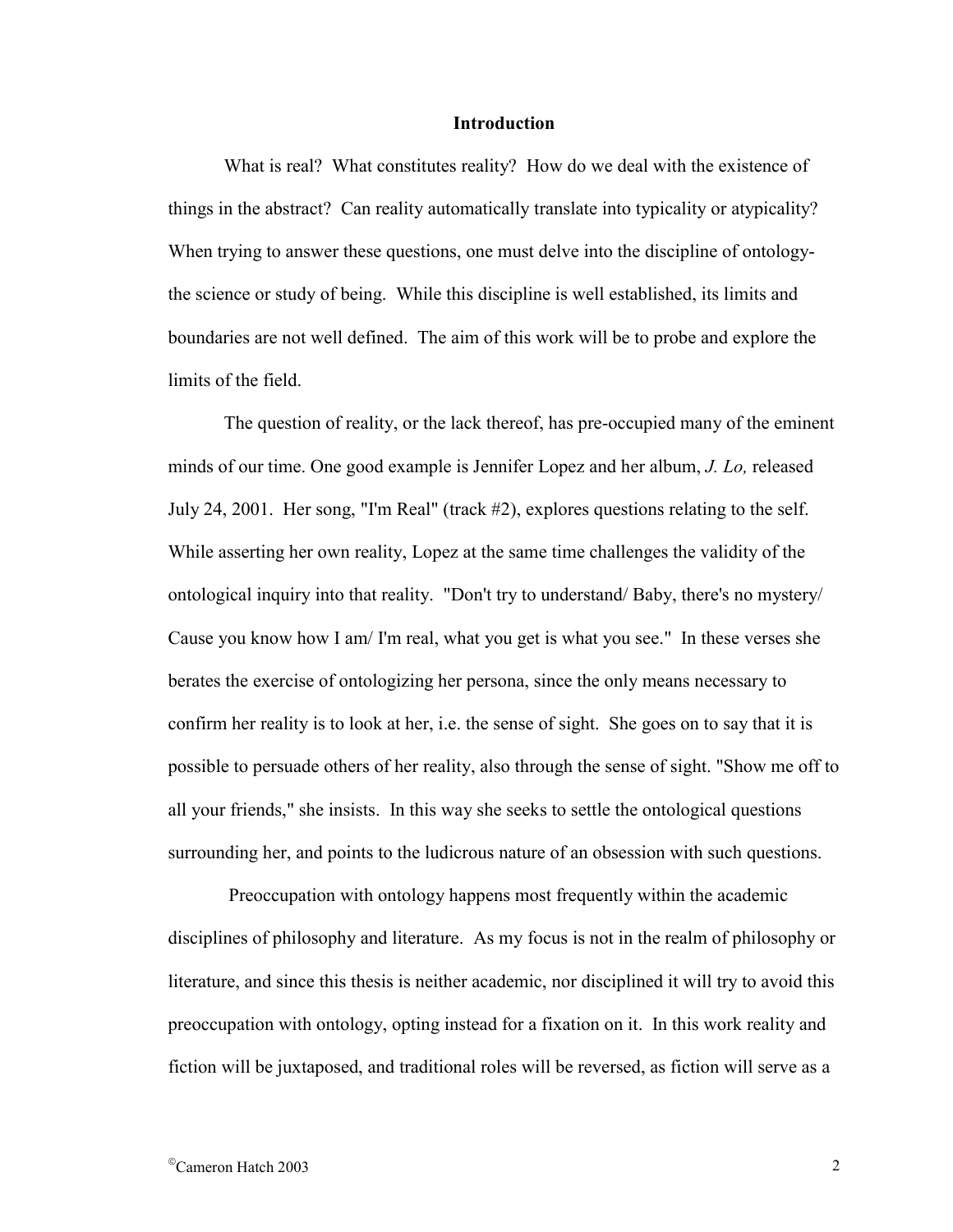# Introduction

What is real? What constitutes reality? How do we deal with the existence of things in the abstract? Can reality automatically translate into typicality or atypicality? When trying to answer these questions, one must delve into the discipline of ontology- the science or study of being. While this discipline is well established, its limits and boundaries are not well defined. The aim of this work will be to probe and explore the limits of the field.

The question of reality, or the lack thereof, has pre-occupied many of the eminent minds of our time. One good example is Jennifer Lopez and her album, *J. Lo,* released July 24, 2001. Her song, "I'm Real" (track #2), explores questions relating to the self. While asserting her own reality, Lopez at the same time challenges the validity of the ontological inquiry into that reality. "Don't try to understand/ Baby, there's no mystery/ Cause you know how I am/ I'm real, what you get is what you see." In these verses she berates the exercise of ontologizing her persona, since the only means necessary to confirm her reality is to look at her, i.e. the sense of sight. She goes on to say that it is possible to persuade others of her reality, also through the sense of sight. "Show me off to all your friends," she insists. In this way she seeks to settle the ontological questions surrounding her, and points to the ludicrous nature of an obsession with such questions.

Preoccupation with ontology happens most frequently within the academic disciplines of philosophy and literature. As my focus is not in the realm of philosophy or literature, and since this thesis is neither academic, nor disciplined it will try to avoid this preoccupation with ontology, opting instead for a fixation on it. In this work reality and fiction will be juxtaposed, and traditional roles will be reversed, as fiction will serve as a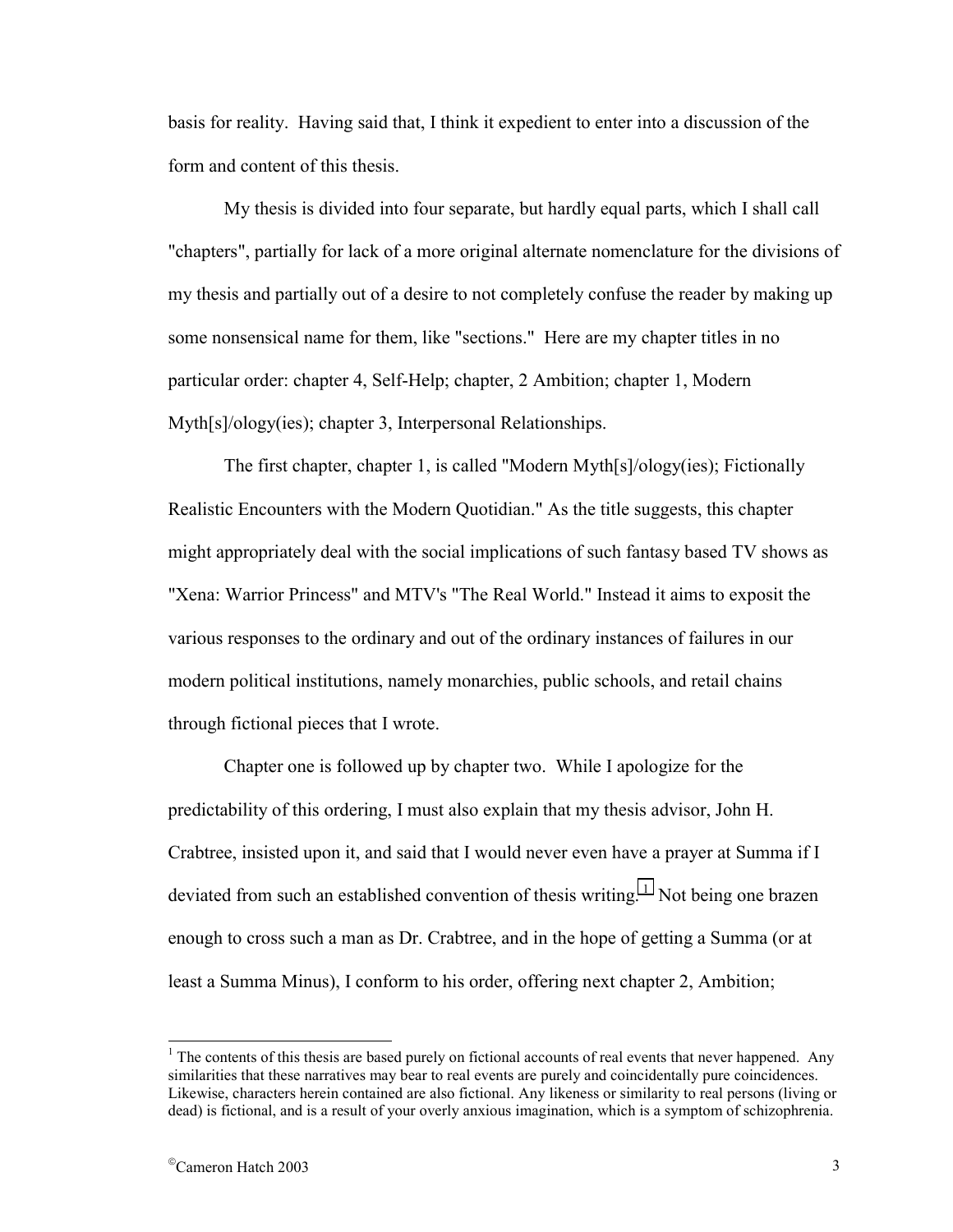basis for reality. Having said that, I think it expedient to enter into a discussion of the form and content of this thesis.

My thesis is divided into four separate, but hardly equal parts, which I shall call "chapters", partially for lack of a more original alternate nomenclature for the divisions of my thesis and partially out of a desire to not completely confuse the reader by making up some nonsensical name for them, like "sections." Here are my chapter titles in no particular order: chapter 4, Self-Help; chapter, 2 Ambition; chapter 1, Modern Myth[s]/ology(ies); chapter 3, Interpersonal Relationships.

The first chapter, chapter 1, is called "Modern Myth[s]/ology(ies); Fictionally Realistic Encounters with the Modern Quotidian." As the title suggests, this chapter might appropriately deal with the social implications of such fantasy based TV shows as "Xena: Warrior Princess" and MTV's "The Real World." Instead it aims to exposit the various responses to the ordinary and out of the ordinary instances of failures in our modern political institutions, namely monarchies, public schools, and retail chains through fictional pieces that I wrote.

Chapter one is followed up by chapter two. While I apologize for the predictability of this ordering, I must also explain that my thesis advisor, John H. Crabtree, insisted upon it, and said that I would never even have a prayer at Summa if I deviated from such an established convention of thesis writing.[1] Not being one brazen enough to cross such a man as Dr. Crabtree, and in the hope of getting a Summa (or at least a Summa Minus), I conform to his order, offering next chapter 2, Ambition;

[1] The contents of this thesis are based purely on fictional accounts of real events that never happened. Any similarities that these narratives may bear to real events are purely and coincidentally pure coincidences. Likewise, characters herein contained are also fictional. Any likeness or similarity to real persons (living or dead) is fictional, and is a result of your overly anxious imagination, which is a symptom of schizophrenia.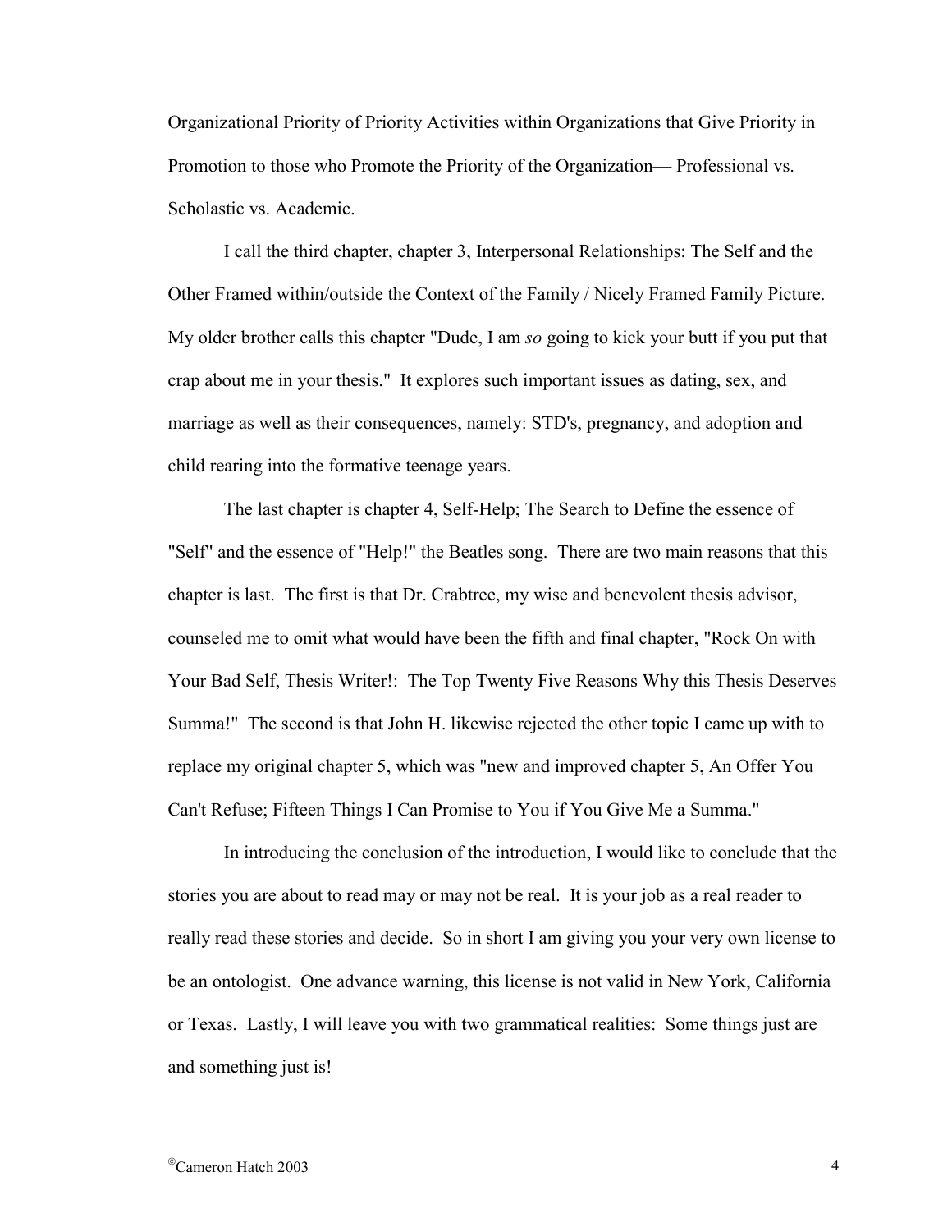Organizational Priority of Priority Activities within Organizations that Give Priority in Promotion to those who Promote the Priority of the Organization— Professional vs. Scholastic vs. Academic.

I call the third chapter, chapter 3, Interpersonal Relationships: The Self and the Other Framed within/outside the Context of the Family / Nicely Framed Family Picture. My older brother calls this chapter "Dude, I am *so* going to kick your butt if you put that crap about me in your thesis." It explores such important issues as dating, sex, and marriage as well as their consequences, namely: STD's, pregnancy, and adoption and child rearing into the formative teenage years.

The last chapter is chapter 4, Self-Help; The Search to Define the essence of "Self" and the essence of "Help!" the Beatles song. There are two main reasons that this chapter is last. The first is that Dr. Crabtree, my wise and benevolent thesis advisor, counseled me to omit what would have been the fifth and final chapter, "Rock On with Your Bad Self, Thesis Writer!: The Top Twenty Five Reasons Why this Thesis Deserves Summa!" The second is that John H. likewise rejected the other topic I came up with to replace my original chapter 5, which was "new and improved chapter 5, An Offer You Can't Refuse; Fifteen Things I Can Promise to You if You Give Me a Summa."

In introducing the conclusion of the introduction, I would like to conclude that the stories you are about to read may or may not be real. It is your job as a real reader to really read these stories and decide. So in short I am giving you your very own license to be an ontologist. One advance warning, this license is not valid in New York, California or Texas. Lastly, I will leave you with two grammatical realities: Some things just are and something just is!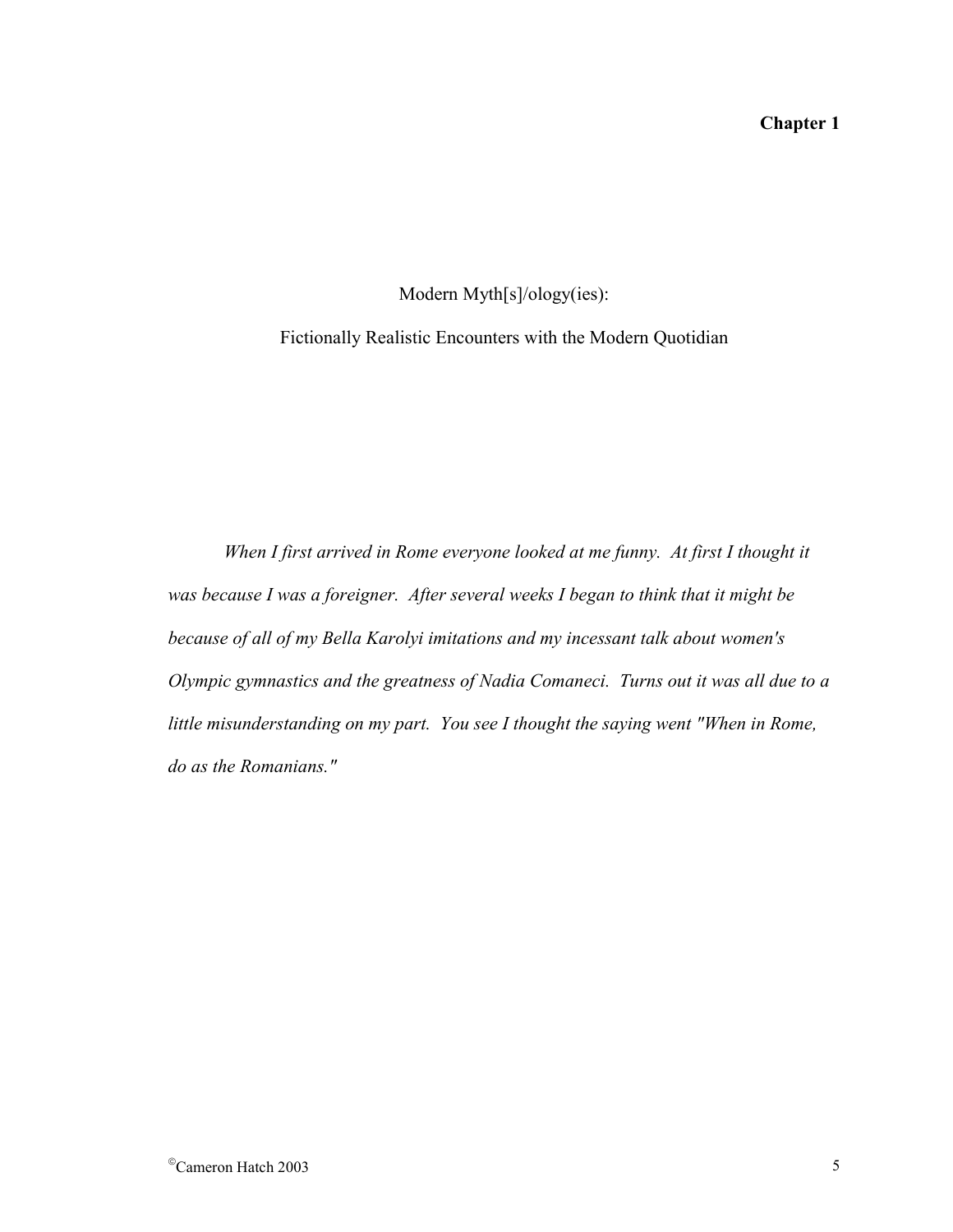# Chapter 1

Modern Myth[s]/ology(ies):

Fictionally Realistic Encounters with the Modern Quotidian

*When I first arrived in Rome everyone looked at me funny. At first I thought it was because I was a foreigner. After several weeks I began to think that it might be because of all of my Bella Karolyi imitations and my incessant talk about women's Olympic gymnastics and the greatness of Nadia Comaneci. Turns out it was all due to a little misunderstanding on my part. You see I thought the saying went "When in Rome, do as the Romanians."*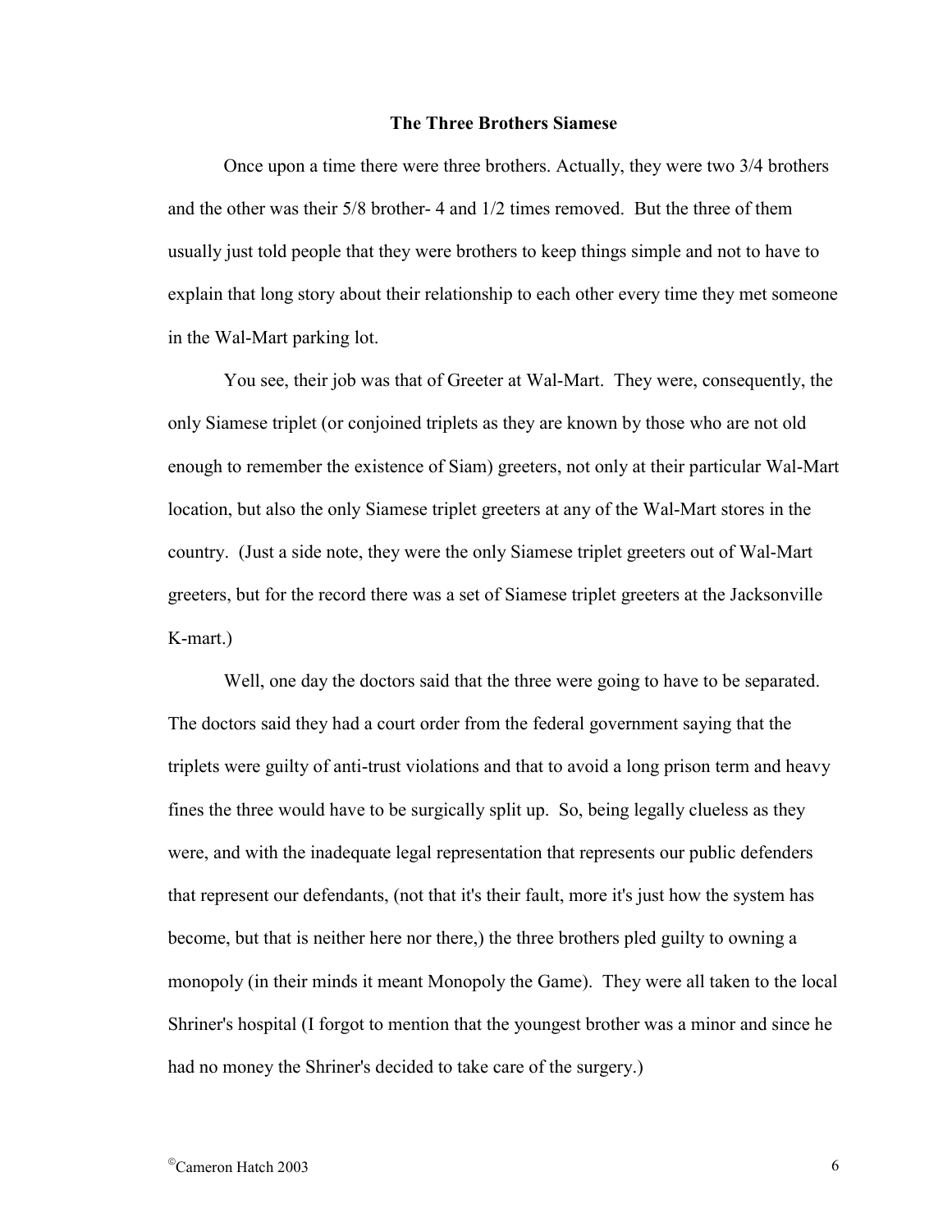**The Three Brothers Siamese**

Once upon a time there were three brothers. Actually, they were two 3/4 brothers and the other was their 5/8 brother- 4 and 1/2 times removed. But the three of them usually just told people that they were brothers to keep things simple and not to have to explain that long story about their relationship to each other every time they met someone in the Wal-Mart parking lot.

You see, their job was that of Greeter at Wal-Mart. They were, consequently, the only Siamese triplet (or conjoined triplets as they are known by those who are not old enough to remember the existence of Siam) greeters, not only at their particular Wal-Mart location, but also the only Siamese triplet greeters at any of the Wal-Mart stores in the country. (Just a side note, they were the only Siamese triplet greeters out of Wal-Mart greeters, but for the record there was a set of Siamese triplet greeters at the Jacksonville K-mart.)

Well, one day the doctors said that the three were going to have to be separated. The doctors said they had a court order from the federal government saying that the triplets were guilty of anti-trust violations and that to avoid a long prison term and heavy fines the three would have to be surgically split up. So, being legally clueless as they were, and with the inadequate legal representation that represents our public defenders that represent our defendants, (not that it's their fault, more it's just how the system has become, but that is neither here nor there,) the three brothers pled guilty to owning a monopoly (in their minds it meant Monopoly the Game). They were all taken to the local Shriner's hospital (I forgot to mention that the youngest brother was a minor and since he had no money the Shriner's decided to take care of the surgery.)

©Cameron Hatch 2003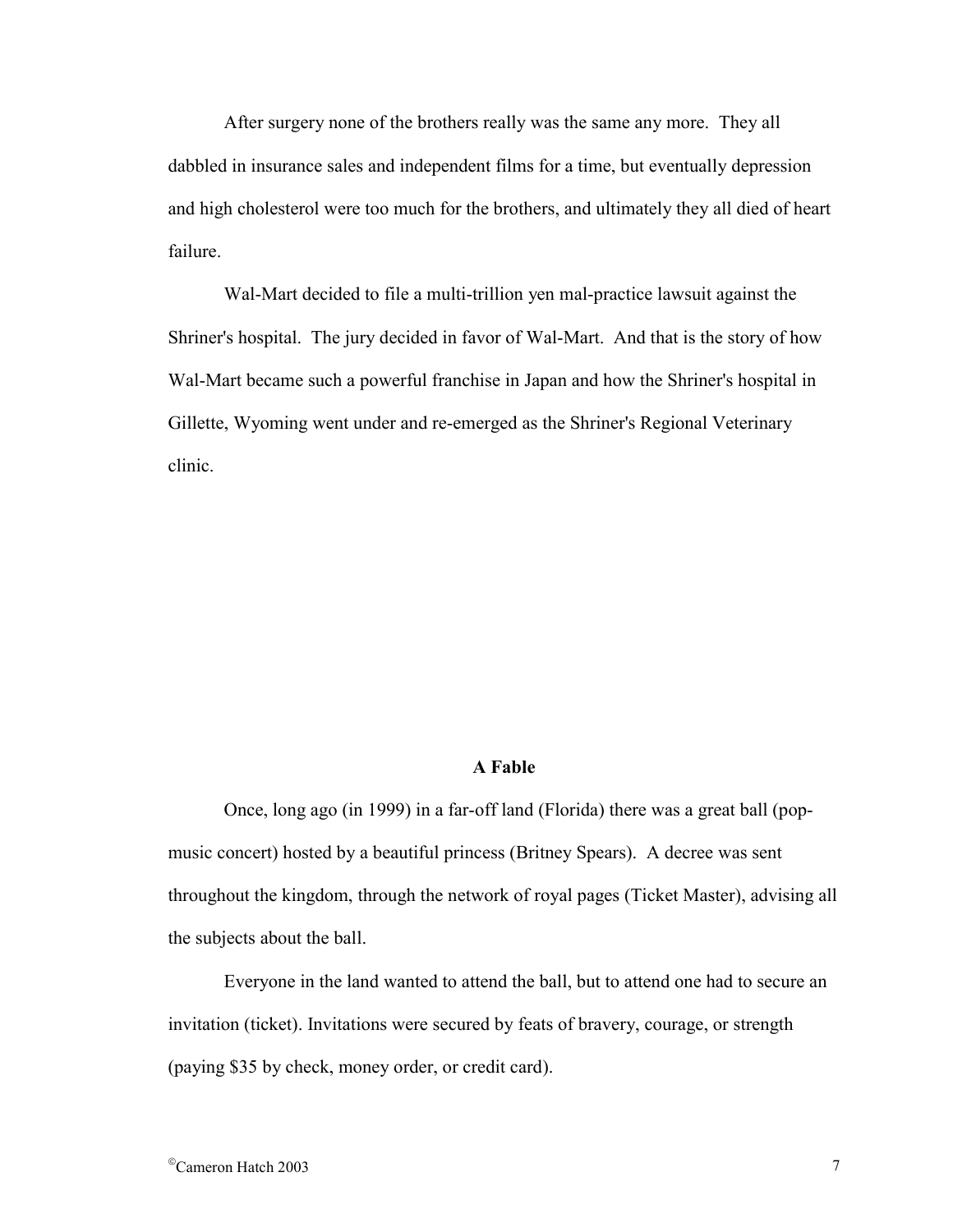After surgery none of the brothers really was the same any more. They all dabbled in insurance sales and independent films for a time, but eventually depression and high cholesterol were too much for the brothers, and ultimately they all died of heart failure.

Wal-Mart decided to file a multi-trillion yen mal-practice lawsuit against the Shriner's hospital. The jury decided in favor of Wal-Mart. And that is the story of how Wal-Mart became such a powerful franchise in Japan and how the Shriner's hospital in Gillette, Wyoming went under and re-emerged as the Shriner's Regional Veterinary clinic.

## A Fable

Once, long ago (in 1999) in a far-off land (Florida) there was a great ball (pop-music concert) hosted by a beautiful princess (Britney Spears). A decree was sent throughout the kingdom, through the network of royal pages (Ticket Master), advising all the subjects about the ball.

Everyone in the land wanted to attend the ball, but to attend one had to secure an invitation (ticket). Invitations were secured by feats of bravery, courage, or strength (paying $35 by check, money order, or credit card).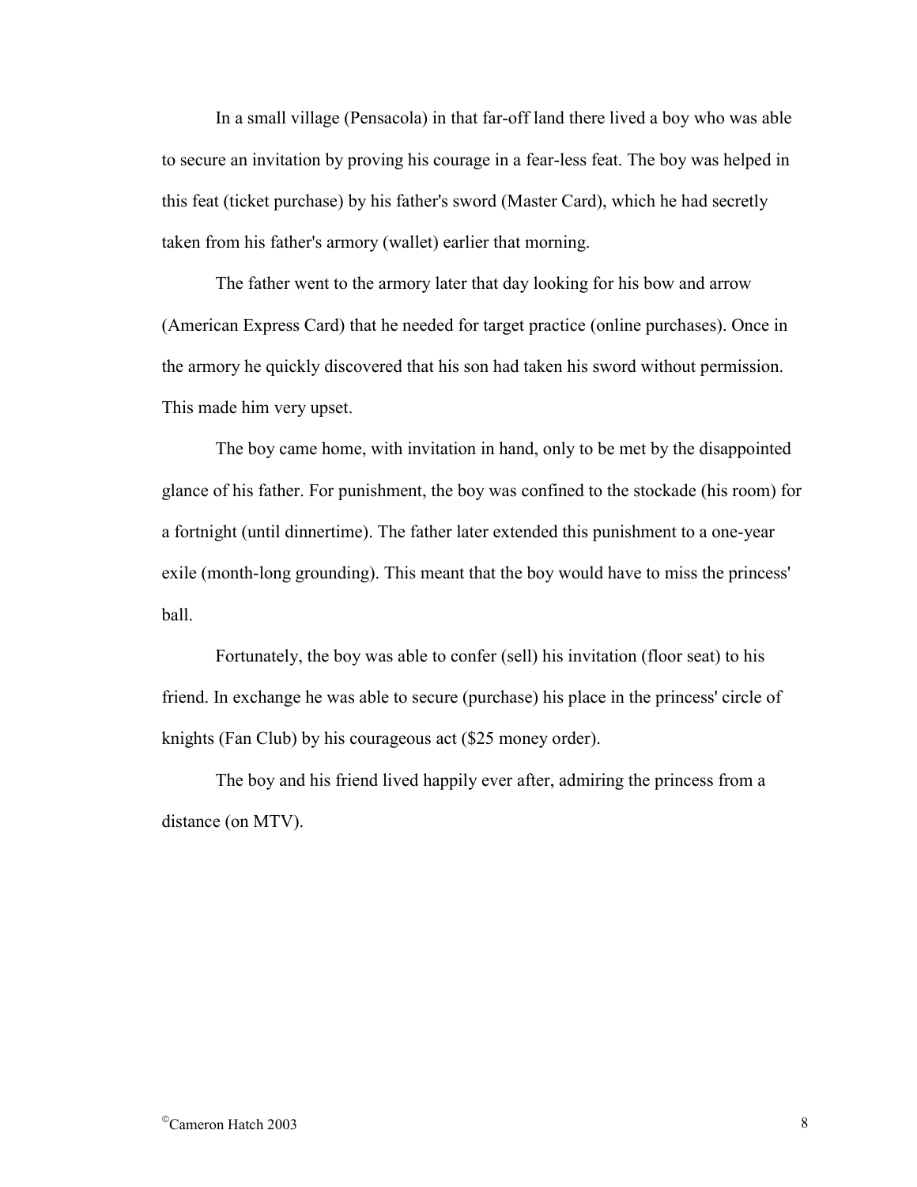In a small village (Pensacola) in that far-off land there lived a boy who was able to secure an invitation by proving his courage in a fear-less feat. The boy was helped in this feat (ticket purchase) by his father's sword (Master Card), which he had secretly taken from his father's armory (wallet) earlier that morning.

The father went to the armory later that day looking for his bow and arrow (American Express Card) that he needed for target practice (online purchases). Once in the armory he quickly discovered that his son had taken his sword without permission. This made him very upset.

The boy came home, with invitation in hand, only to be met by the disappointed glance of his father. For punishment, the boy was confined to the stockade (his room) for a fortnight (until dinnertime). The father later extended this punishment to a one-year exile (month-long grounding). This meant that the boy would have to miss the princess' ball.

Fortunately, the boy was able to confer (sell) his invitation (floor seat) to his friend. In exchange he was able to secure (purchase) his place in the princess' circle of knights (Fan Club) by his courageous act ($25 money order).

The boy and his friend lived happily ever after, admiring the princess from a distance (on MTV).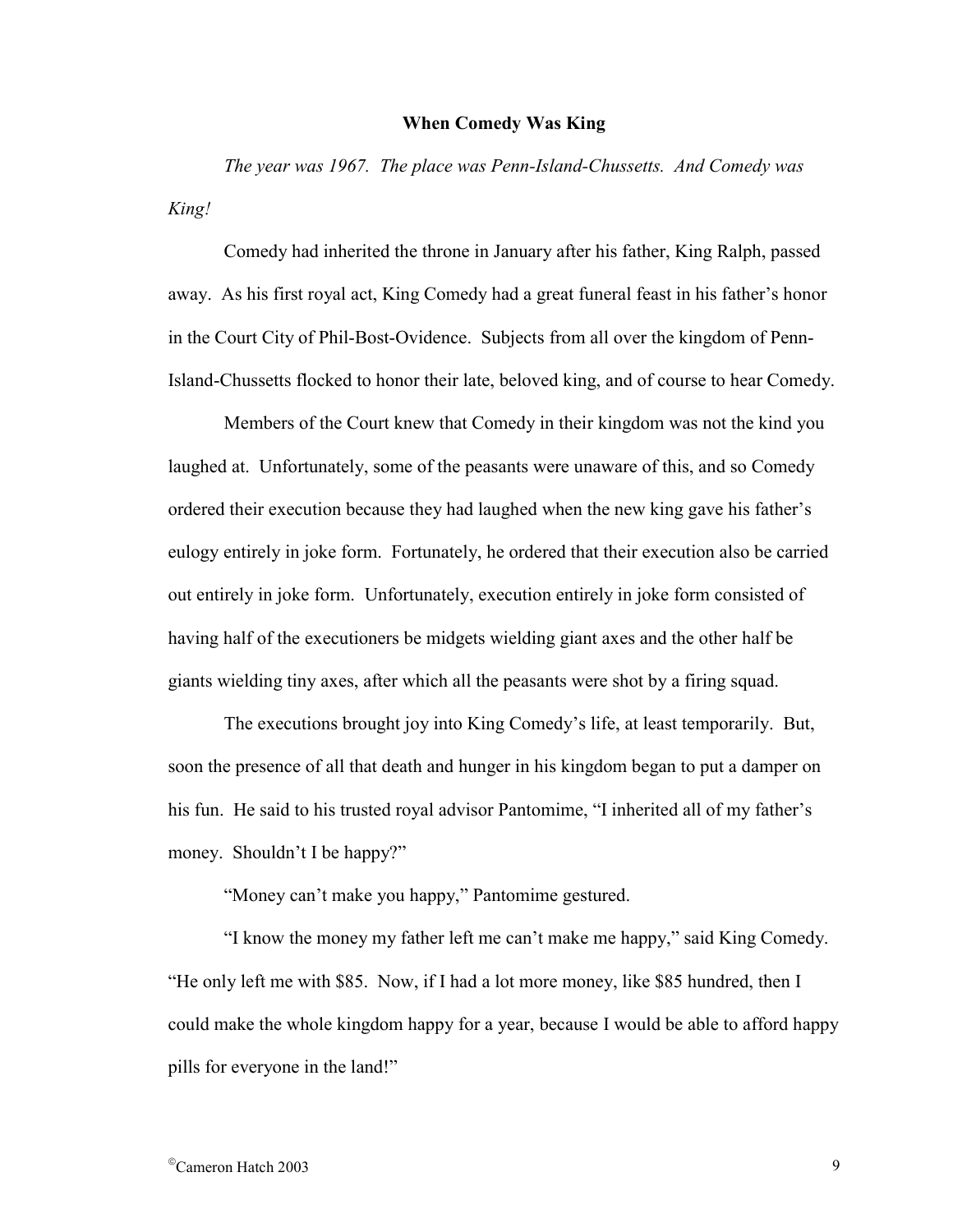## When Comedy Was King

*The year was 1967. The place was Penn-Island-Chussetts. And Comedy was King!*

Comedy had inherited the throne in January after his father, King Ralph, passed away. As his first royal act, King Comedy had a great funeral feast in his father's honor in the Court City of Phil-Bost-Ovidence. Subjects from all over the kingdom of Penn-Island-Chussetts flocked to honor their late, beloved king, and of course to hear Comedy.

Members of the Court knew that Comedy in their kingdom was not the kind you laughed at. Unfortunately, some of the peasants were unaware of this, and so Comedy ordered their execution because they had laughed when the new king gave his father's eulogy entirely in joke form. Fortunately, he ordered that their execution also be carried out entirely in joke form. Unfortunately, execution entirely in joke form consisted of having half of the executioners be midgets wielding giant axes and the other half be giants wielding tiny axes, after which all the peasants were shot by a firing squad.

The executions brought joy into King Comedy's life, at least temporarily. But, soon the presence of all that death and hunger in his kingdom began to put a damper on his fun. He said to his trusted royal advisor Pantomime, "I inherited all of my father's money. Shouldn't I be happy?"

"Money can't make you happy," Pantomime gestured.

"I know the money my father left me can't make me happy," said King Comedy. "He only left me with $85. Now, if I had a lot more money, like $85 hundred, then I could make the whole kingdom happy for a year, because I would be able to afford happy pills for everyone in the land!"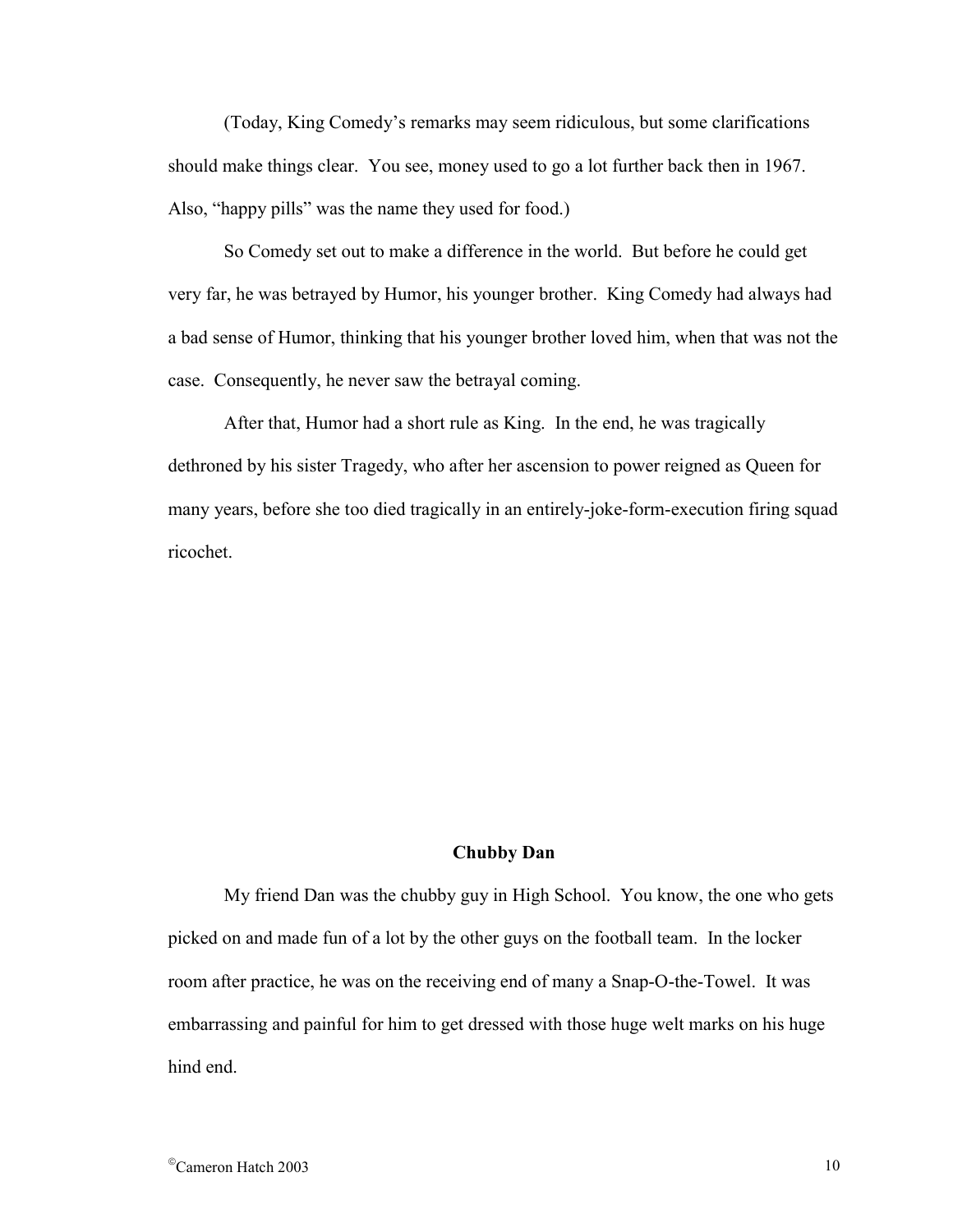(Today, King Comedy's remarks may seem ridiculous, but some clarifications should make things clear. You see, money used to go a lot further back then in 1967. Also, "happy pills" was the name they used for food.)

So Comedy set out to make a difference in the world. But before he could get very far, he was betrayed by Humor, his younger brother. King Comedy had always had a bad sense of Humor, thinking that his younger brother loved him, when that was not the case. Consequently, he never saw the betrayal coming.

After that, Humor had a short rule as King. In the end, he was tragically dethroned by his sister Tragedy, who after her ascension to power reigned as Queen for many years, before she too died tragically in an entirely-joke-form-execution firing squad ricochet.

## Chubby Dan

My friend Dan was the chubby guy in High School. You know, the one who gets picked on and made fun of a lot by the other guys on the football team. In the locker room after practice, he was on the receiving end of many a Snap-O-the-Towel. It was embarrassing and painful for him to get dressed with those huge welt marks on his huge hind end.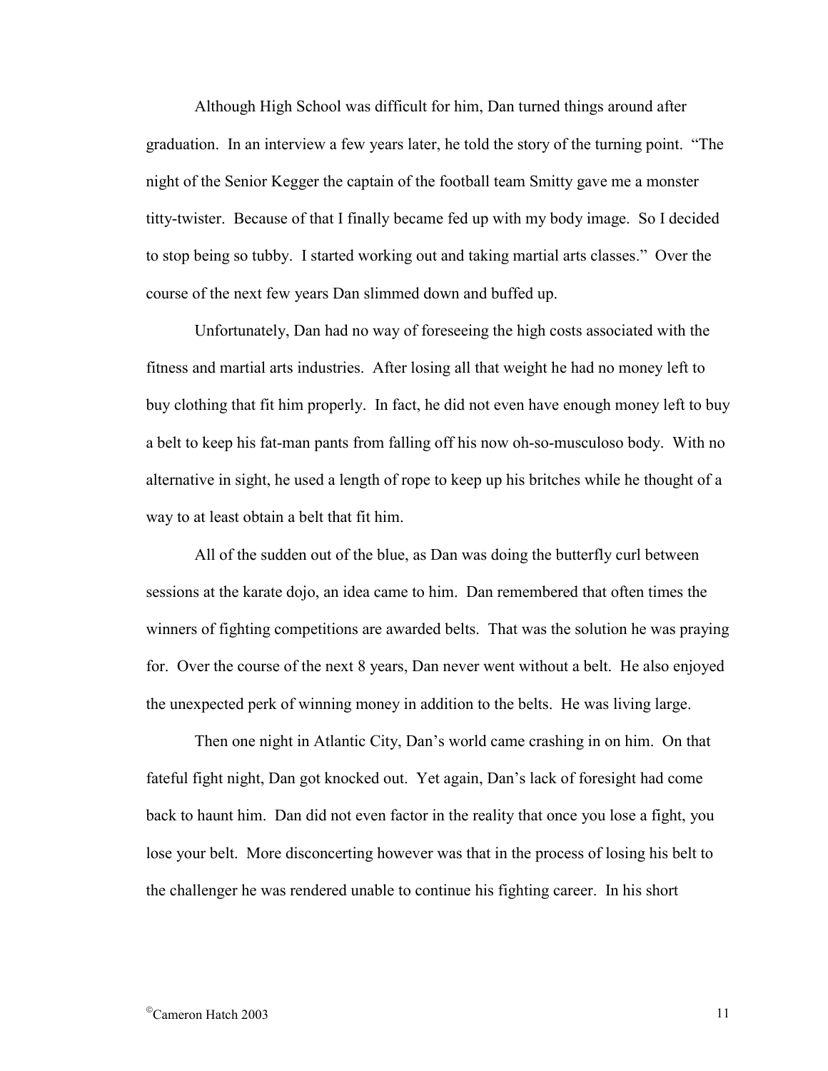Although High School was difficult for him, Dan turned things around after graduation. In an interview a few years later, he told the story of the turning point. "The night of the Senior Kegger the captain of the football team Smitty gave me a monster titty-twister. Because of that I finally became fed up with my body image. So I decided to stop being so tubby. I started working out and taking martial arts classes." Over the course of the next few years Dan slimmed down and buffed up.

Unfortunately, Dan had no way of foreseeing the high costs associated with the fitness and martial arts industries. After losing all that weight he had no money left to buy clothing that fit him properly. In fact, he did not even have enough money left to buy a belt to keep his fat-man pants from falling off his now oh-so-musculoso body. With no alternative in sight, he used a length of rope to keep up his britches while he thought of a way to at least obtain a belt that fit him.

All of the sudden out of the blue, as Dan was doing the butterfly curl between sessions at the karate dojo, an idea came to him. Dan remembered that often times the winners of fighting competitions are awarded belts. That was the solution he was praying for. Over the course of the next 8 years, Dan never went without a belt. He also enjoyed the unexpected perk of winning money in addition to the belts. He was living large.

Then one night in Atlantic City, Dan's world came crashing in on him. On that fateful fight night, Dan got knocked out. Yet again, Dan's lack of foresight had come back to haunt him. Dan did not even factor in the reality that once you lose a fight, you lose your belt. More disconcerting however was that in the process of losing his belt to the challenger he was rendered unable to continue his fighting career. In his short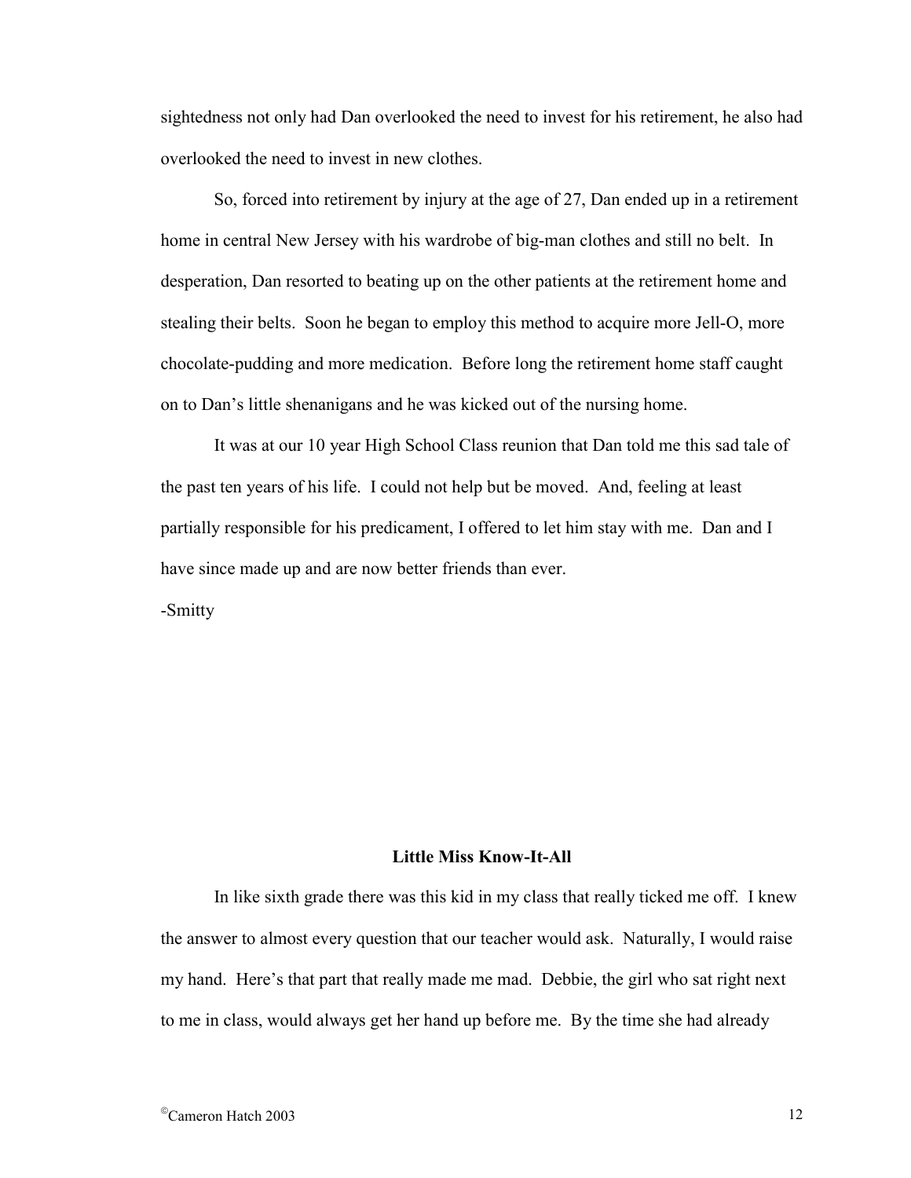sightedness not only had Dan overlooked the need to invest for his retirement, he also had overlooked the need to invest in new clothes.

So, forced into retirement by injury at the age of 27, Dan ended up in a retirement home in central New Jersey with his wardrobe of big-man clothes and still no belt. In desperation, Dan resorted to beating up on the other patients at the retirement home and stealing their belts. Soon he began to employ this method to acquire more Jell-O, more chocolate-pudding and more medication. Before long the retirement home staff caught on to Dan's little shenanigans and he was kicked out of the nursing home.

It was at our 10 year High School Class reunion that Dan told me this sad tale of the past ten years of his life. I could not help but be moved. And, feeling at least partially responsible for his predicament, I offered to let him stay with me. Dan and I have since made up and are now better friends than ever.

-Smitty

## Little Miss Know-It-All

In like sixth grade there was this kid in my class that really ticked me off. I knew the answer to almost every question that our teacher would ask. Naturally, I would raise my hand. Here's that part that really made me mad. Debbie, the girl who sat right next to me in class, would always get her hand up before me. By the time she had already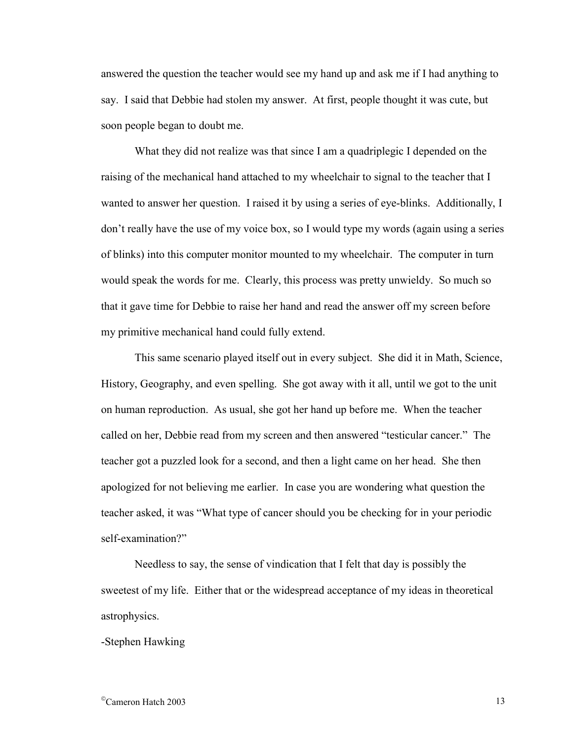answered the question the teacher would see my hand up and ask me if I had anything to say. I said that Debbie had stolen my answer. At first, people thought it was cute, but soon people began to doubt me.

What they did not realize was that since I am a quadriplegic I depended on the raising of the mechanical hand attached to my wheelchair to signal to the teacher that I wanted to answer her question. I raised it by using a series of eye-blinks. Additionally, I don't really have the use of my voice box, so I would type my words (again using a series of blinks) into this computer monitor mounted to my wheelchair. The computer in turn would speak the words for me. Clearly, this process was pretty unwieldy. So much so that it gave time for Debbie to raise her hand and read the answer off my screen before my primitive mechanical hand could fully extend.

This same scenario played itself out in every subject. She did it in Math, Science, History, Geography, and even spelling. She got away with it all, until we got to the unit on human reproduction. As usual, she got her hand up before me. When the teacher called on her, Debbie read from my screen and then answered "testicular cancer." The teacher got a puzzled look for a second, and then a light came on her head. She then apologized for not believing me earlier. In case you are wondering what question the teacher asked, it was "What type of cancer should you be checking for in your periodic self-examination?"

Needless to say, the sense of vindication that I felt that day is possibly the sweetest of my life. Either that or the widespread acceptance of my ideas in theoretical astrophysics.

-Stephen Hawking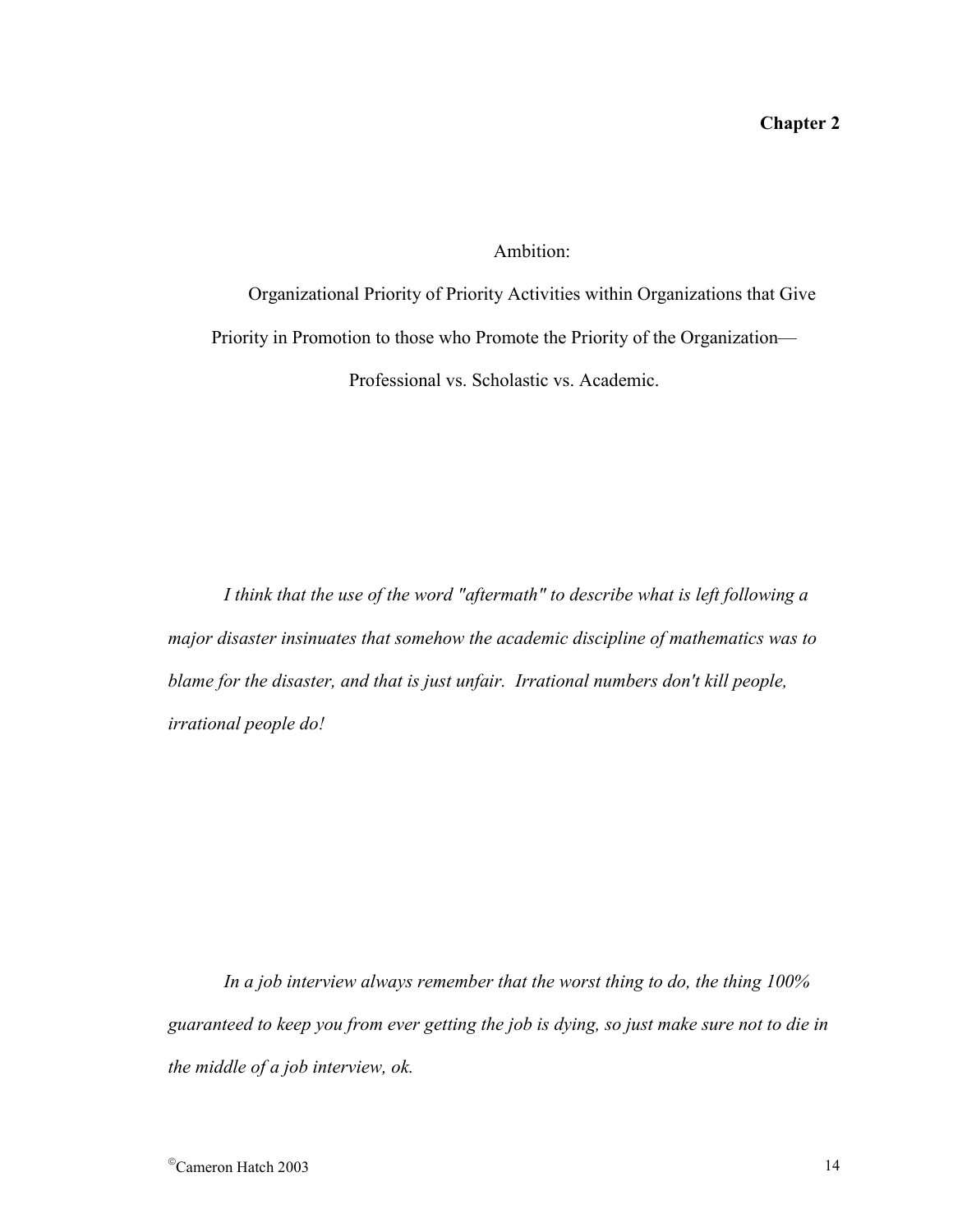**Chapter 2**

# Ambition:

## Organizational Priority of Priority Activities within Organizations that Give Priority in Promotion to those who Promote the Priority of the Organization—Professional vs. Scholastic vs. Academic.

*I think that the use of the word "aftermath" to describe what is left following a major disaster insinuates that somehow the academic discipline of mathematics was to blame for the disaster, and that is just unfair. Irrational numbers don't kill people, irrational people do!*

*In a job interview always remember that the worst thing to do, the thing 100% guaranteed to keep you from ever getting the job is dying, so just make sure not to die in the middle of a job interview, ok.*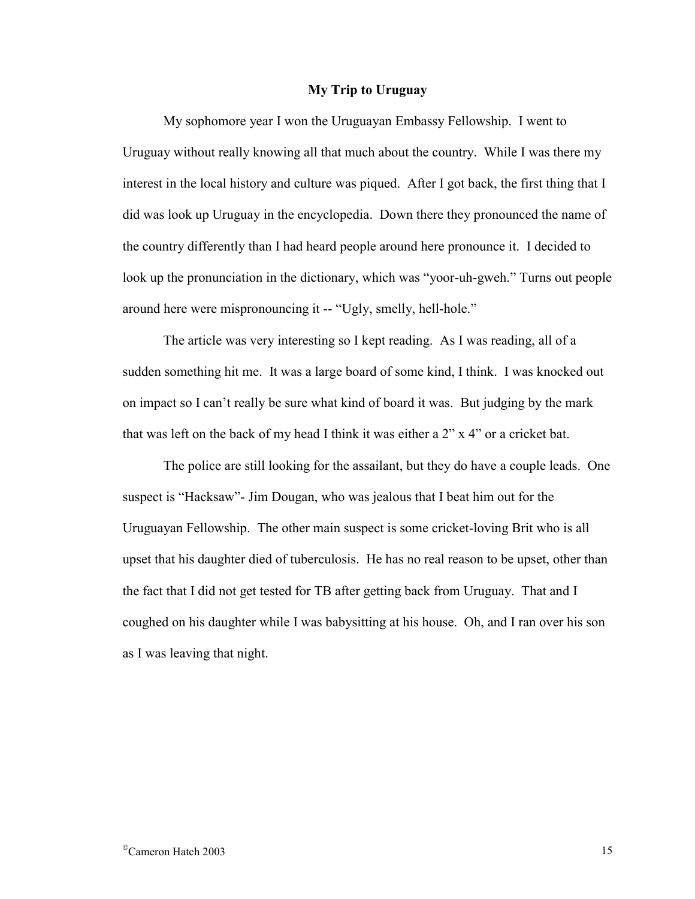## My Trip to Uruguay

My sophomore year I won the Uruguayan Embassy Fellowship. I went to Uruguay without really knowing all that much about the country. While I was there my interest in the local history and culture was piqued. After I got back, the first thing that I did was look up Uruguay in the encyclopedia. Down there they pronounced the name of the country differently than I had heard people around here pronounce it. I decided to look up the pronunciation in the dictionary, which was "yoor-uh-gweh." Turns out people around here were mispronouncing it -- "Ugly, smelly, hell-hole."

The article was very interesting so I kept reading. As I was reading, all of a sudden something hit me. It was a large board of some kind, I think. I was knocked out on impact so I can't really be sure what kind of board it was. But judging by the mark that was left on the back of my head I think it was either a 2" x 4" or a cricket bat.

The police are still looking for the assailant, but they do have a couple leads. One suspect is "Hacksaw"- Jim Dougan, who was jealous that I beat him out for the Uruguayan Fellowship. The other main suspect is some cricket-loving Brit who is all upset that his daughter died of tuberculosis. He has no real reason to be upset, other than the fact that I did not get tested for TB after getting back from Uruguay. That and I coughed on his daughter while I was babysitting at his house. Oh, and I ran over his son as I was leaving that night.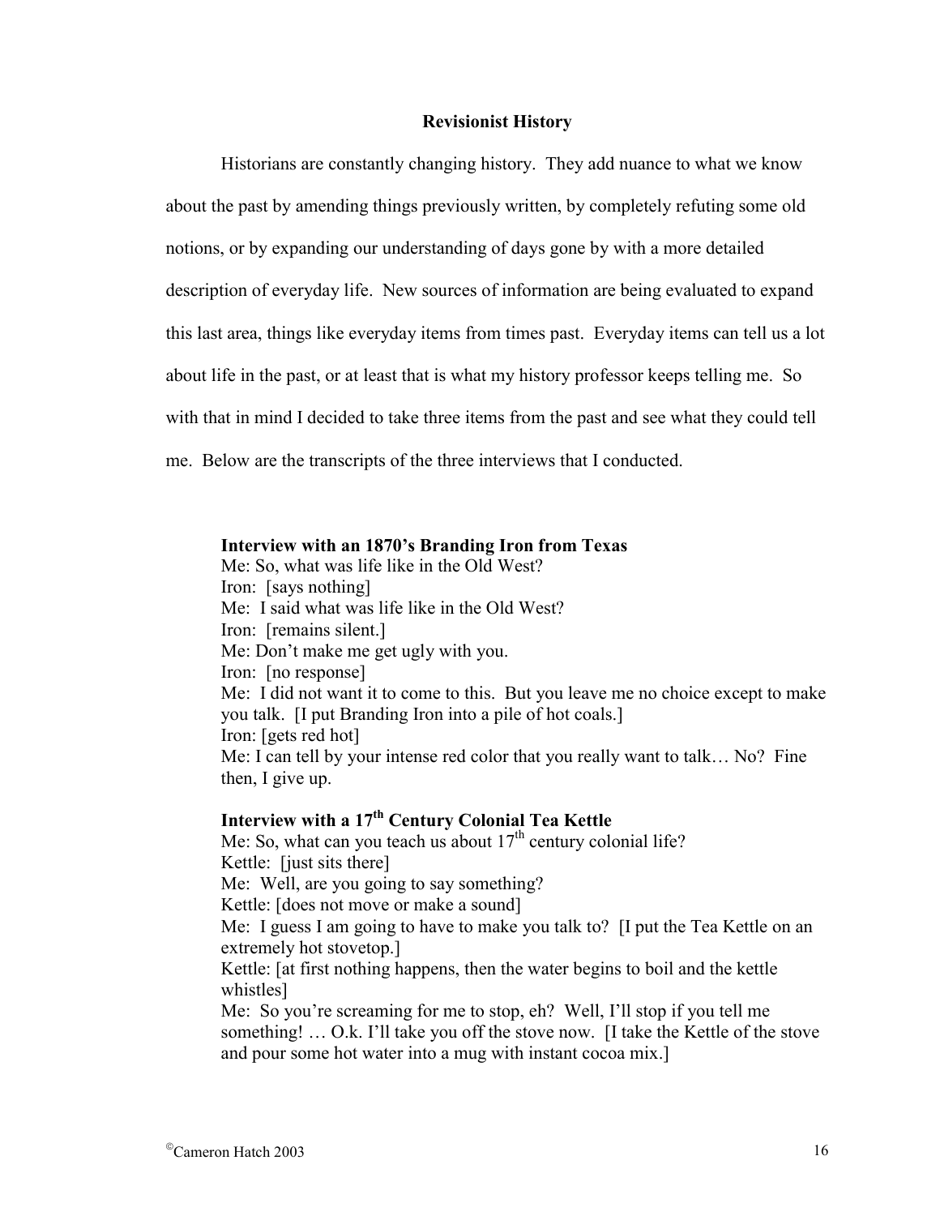## Revisionist History

Historians are constantly changing history. They add nuance to what we know about the past by amending things previously written, by completely refuting some old notions, or by expanding our understanding of days gone by with a more detailed description of everyday life. New sources of information are being evaluated to expand this last area, things like everyday items from times past. Everyday items can tell us a lot about life in the past, or at least that is what my history professor keeps telling me. So with that in mind I decided to take three items from the past and see what they could tell me. Below are the transcripts of the three interviews that I conducted.

### Interview with an 1870's Branding Iron from Texas

Me: So, what was life like in the Old West?
Iron: [says nothing]
Me: I said what was life like in the Old West?
Iron: [remains silent.]
Me: Don't make me get ugly with you.
Iron: [no response]
Me: I did not want it to come to this. But you leave me no choice except to make you talk. [I put Branding Iron into a pile of hot coals.]
Iron: [gets red hot]
Me: I can tell by your intense red color that you really want to talk… No? Fine then, I give up.

### Interview with a 17th Century Colonial Tea Kettle

Me: So, what can you teach us about 17th century colonial life?
Kettle: [just sits there]
Me: Well, are you going to say something?
Kettle: [does not move or make a sound]
Me: I guess I am going to have to make you talk to? [I put the Tea Kettle on an extremely hot stovetop.]
Kettle: [at first nothing happens, then the water begins to boil and the kettle whistles]
Me: So you're screaming for me to stop, eh? Well, I'll stop if you tell me something! … O.k. I'll take you off the stove now. [I take the Kettle of the stove and pour some hot water into a mug with instant cocoa mix.]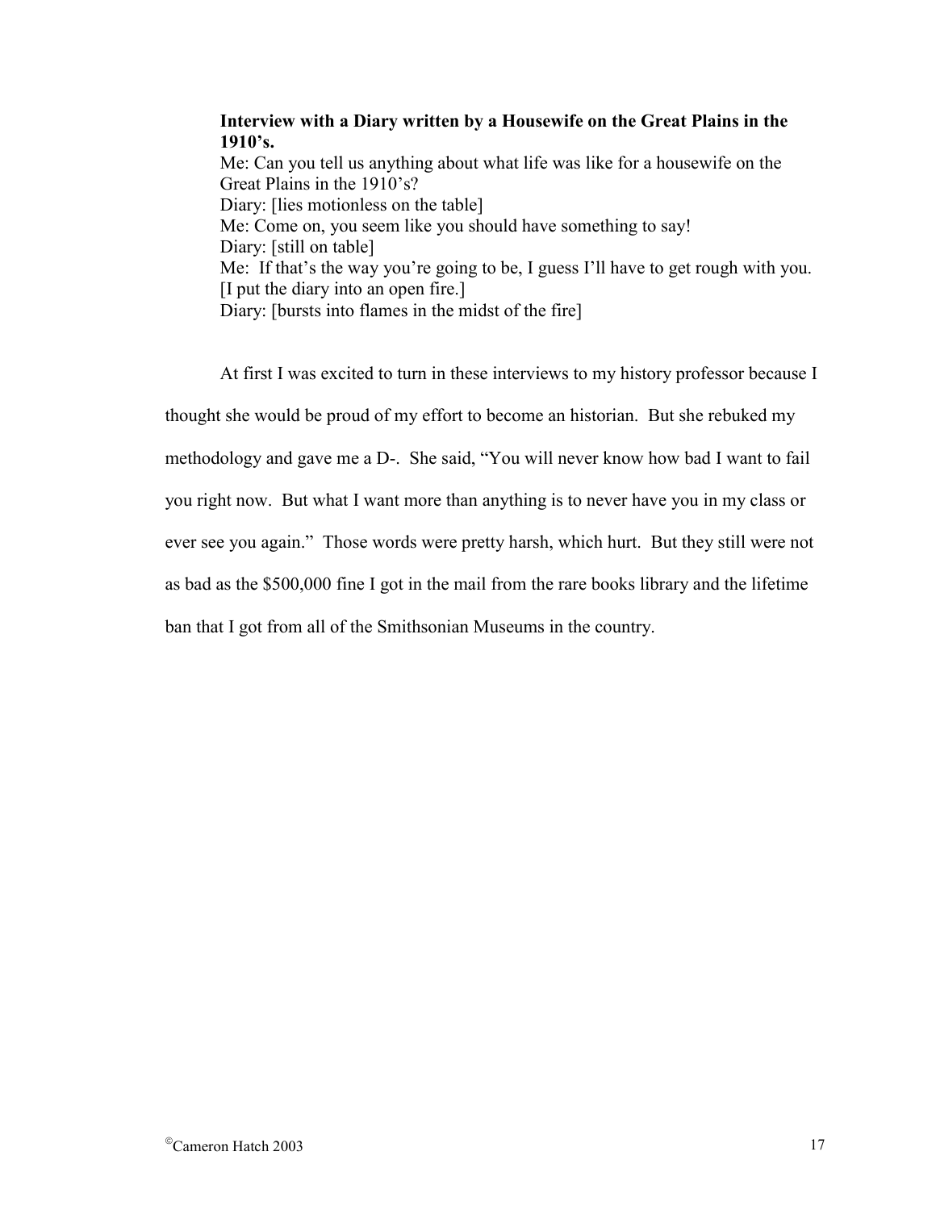**Interview with a Diary written by a Housewife on the Great Plains in the 1910's.**

Me: Can you tell us anything about what life was like for a housewife on the Great Plains in the 1910's?
Diary: [lies motionless on the table]
Me: Come on, you seem like you should have something to say!
Diary: [still on table]
Me: If that's the way you're going to be, I guess I'll have to get rough with you. [I put the diary into an open fire.]
Diary: [bursts into flames in the midst of the fire]

At first I was excited to turn in these interviews to my history professor because I thought she would be proud of my effort to become an historian. But she rebuked my methodology and gave me a D-. She said, "You will never know how bad I want to fail you right now. But what I want more than anything is to never have you in my class or ever see you again." Those words were pretty harsh, which hurt. But they still were not as bad as the $500,000 fine I got in the mail from the rare books library and the lifetime ban that I got from all of the Smithsonian Museums in the country.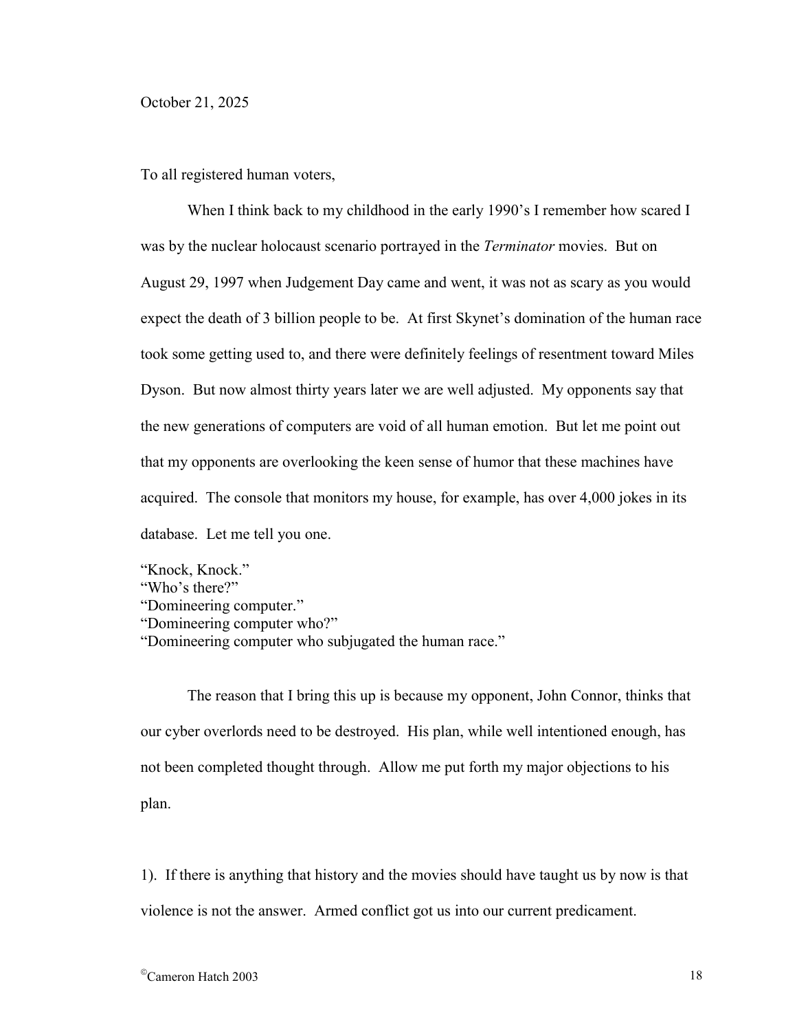October 21, 2025

To all registered human voters,

When I think back to my childhood in the early 1990's I remember how scared I was by the nuclear holocaust scenario portrayed in the *Terminator* movies. But on August 29, 1997 when Judgement Day came and went, it was not as scary as you would expect the death of 3 billion people to be. At first Skynet's domination of the human race took some getting used to, and there were definitely feelings of resentment toward Miles Dyson. But now almost thirty years later we are well adjusted. My opponents say that the new generations of computers are void of all human emotion. But let me point out that my opponents are overlooking the keen sense of humor that these machines have acquired. The console that monitors my house, for example, has over 4,000 jokes in its database. Let me tell you one.

"Knock, Knock."
"Who's there?"
"Domineering computer."
"Domineering computer who?"
"Domineering computer who subjugated the human race."

The reason that I bring this up is because my opponent, John Connor, thinks that our cyber overlords need to be destroyed. His plan, while well intentioned enough, has not been completed thought through. Allow me put forth my major objections to his plan.

1). If there is anything that history and the movies should have taught us by now is that violence is not the answer. Armed conflict got us into our current predicament.

©Cameron Hatch 2003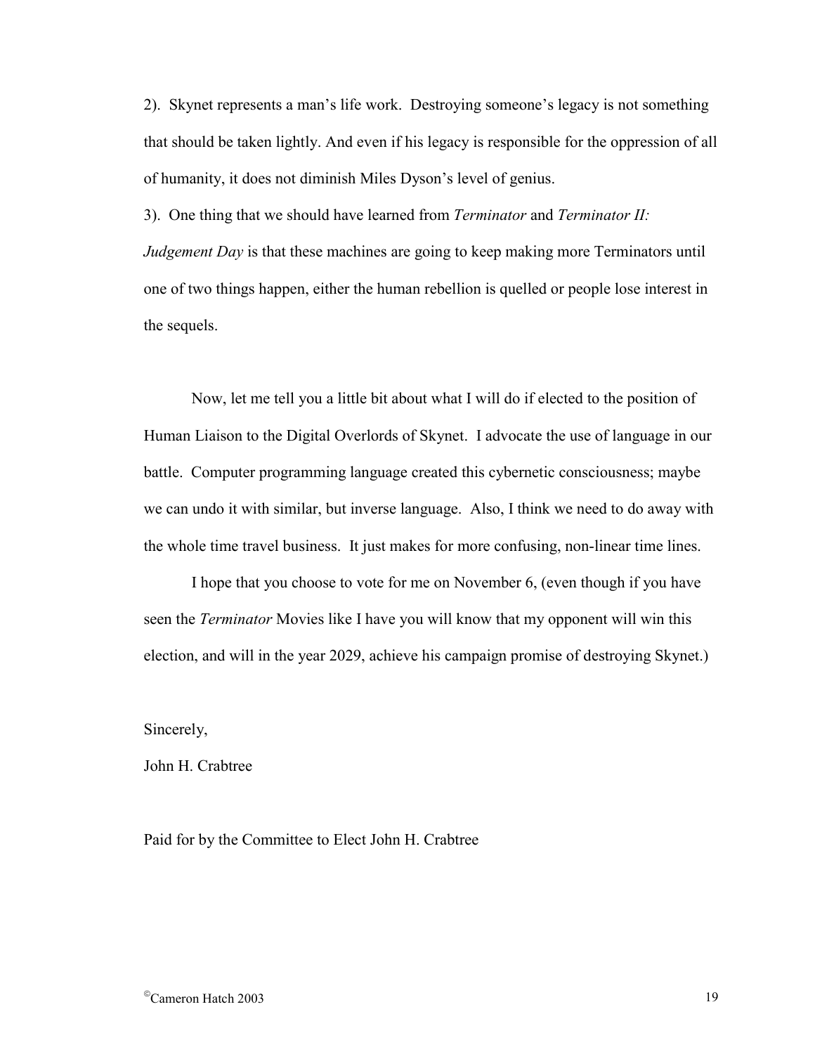2). Skynet represents a man's life work. Destroying someone's legacy is not something that should be taken lightly. And even if his legacy is responsible for the oppression of all of humanity, it does not diminish Miles Dyson's level of genius.

3). One thing that we should have learned from *Terminator* and *Terminator II: Judgement Day* is that these machines are going to keep making more Terminators until one of two things happen, either the human rebellion is quelled or people lose interest in the sequels.

Now, let me tell you a little bit about what I will do if elected to the position of Human Liaison to the Digital Overlords of Skynet. I advocate the use of language in our battle. Computer programming language created this cybernetic consciousness; maybe we can undo it with similar, but inverse language. Also, I think we need to do away with the whole time travel business. It just makes for more confusing, non-linear time lines.

I hope that you choose to vote for me on November 6, (even though if you have seen the *Terminator* Movies like I have you will know that my opponent will win this election, and will in the year 2029, achieve his campaign promise of destroying Skynet.)

Sincerely,

John H. Crabtree

Paid for by the Committee to Elect John H. Crabtree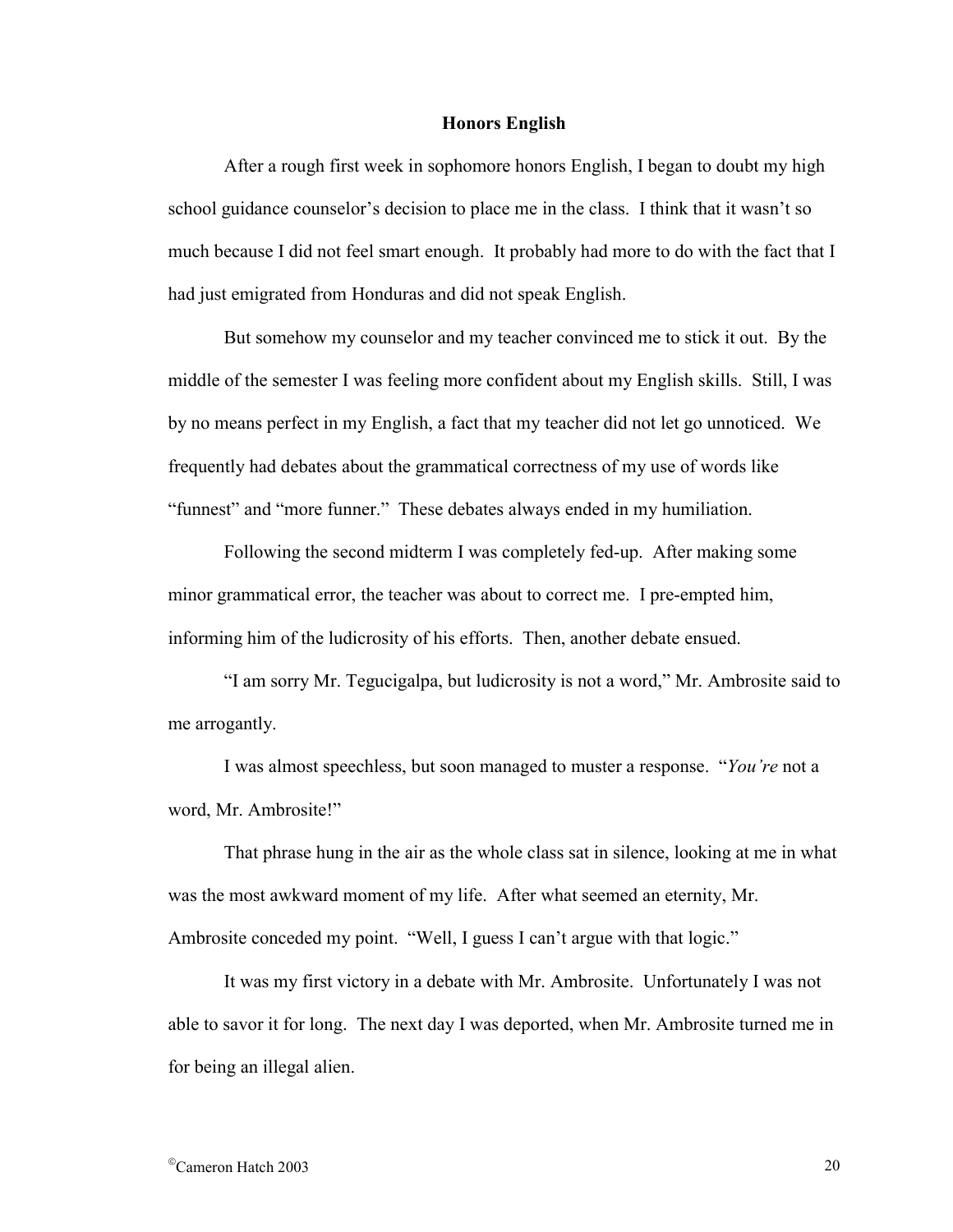# Honors English

After a rough first week in sophomore honors English, I began to doubt my high school guidance counselor's decision to place me in the class. I think that it wasn't so much because I did not feel smart enough. It probably had more to do with the fact that I had just emigrated from Honduras and did not speak English.

But somehow my counselor and my teacher convinced me to stick it out. By the middle of the semester I was feeling more confident about my English skills. Still, I was by no means perfect in my English, a fact that my teacher did not let go unnoticed. We frequently had debates about the grammatical correctness of my use of words like "funnest" and "more funner." These debates always ended in my humiliation.

Following the second midterm I was completely fed-up. After making some minor grammatical error, the teacher was about to correct me. I pre-empted him, informing him of the ludicrosity of his efforts. Then, another debate ensued.

"I am sorry Mr. Tegucigalpa, but ludicrosity is not a word," Mr. Ambrosite said to me arrogantly.

I was almost speechless, but soon managed to muster a response. "*You're* not a word, Mr. Ambrosite!"

That phrase hung in the air as the whole class sat in silence, looking at me in what was the most awkward moment of my life. After what seemed an eternity, Mr. Ambrosite conceded my point. "Well, I guess I can't argue with that logic."

It was my first victory in a debate with Mr. Ambrosite. Unfortunately I was not able to savor it for long. The next day I was deported, when Mr. Ambrosite turned me in for being an illegal alien.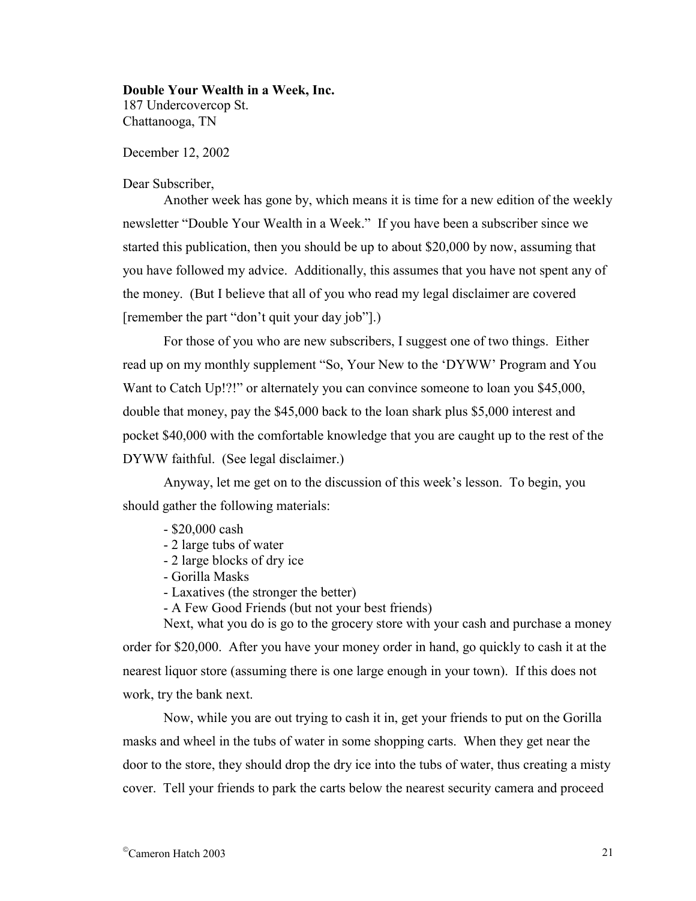**Double Your Wealth in a Week, Inc.**
187 Undercovercop St.
Chattanooga, TN

December 12, 2002

Dear Subscriber,

Another week has gone by, which means it is time for a new edition of the weekly newsletter "Double Your Wealth in a Week." If you have been a subscriber since we started this publication, then you should be up to about $20,000 by now, assuming that you have followed my advice. Additionally, this assumes that you have not spent any of the money. (But I believe that all of you who read my legal disclaimer are covered [remember the part "don't quit your day job"].)

For those of you who are new subscribers, I suggest one of two things. Either read up on my monthly supplement "So, Your New to the 'DYWW' Program and You Want to Catch Up!?!" or alternately you can convince someone to loan you $45,000, double that money, pay the $45,000 back to the loan shark plus $5,000 interest and pocket $40,000 with the comfortable knowledge that you are caught up to the rest of the DYWW faithful. (See legal disclaimer.)

Anyway, let me get on to the discussion of this week's lesson. To begin, you should gather the following materials:

- $20,000 cash
- 2 large tubs of water
- 2 large blocks of dry ice
- Gorilla Masks
- Laxatives (the stronger the better)
- A Few Good Friends (but not your best friends)

Next, what you do is go to the grocery store with your cash and purchase a money order for $20,000. After you have your money order in hand, go quickly to cash it at the nearest liquor store (assuming there is one large enough in your town). If this does not work, try the bank next.

Now, while you are out trying to cash it in, get your friends to put on the Gorilla masks and wheel in the tubs of water in some shopping carts. When they get near the door to the store, they should drop the dry ice into the tubs of water, thus creating a misty cover. Tell your friends to park the carts below the nearest security camera and proceed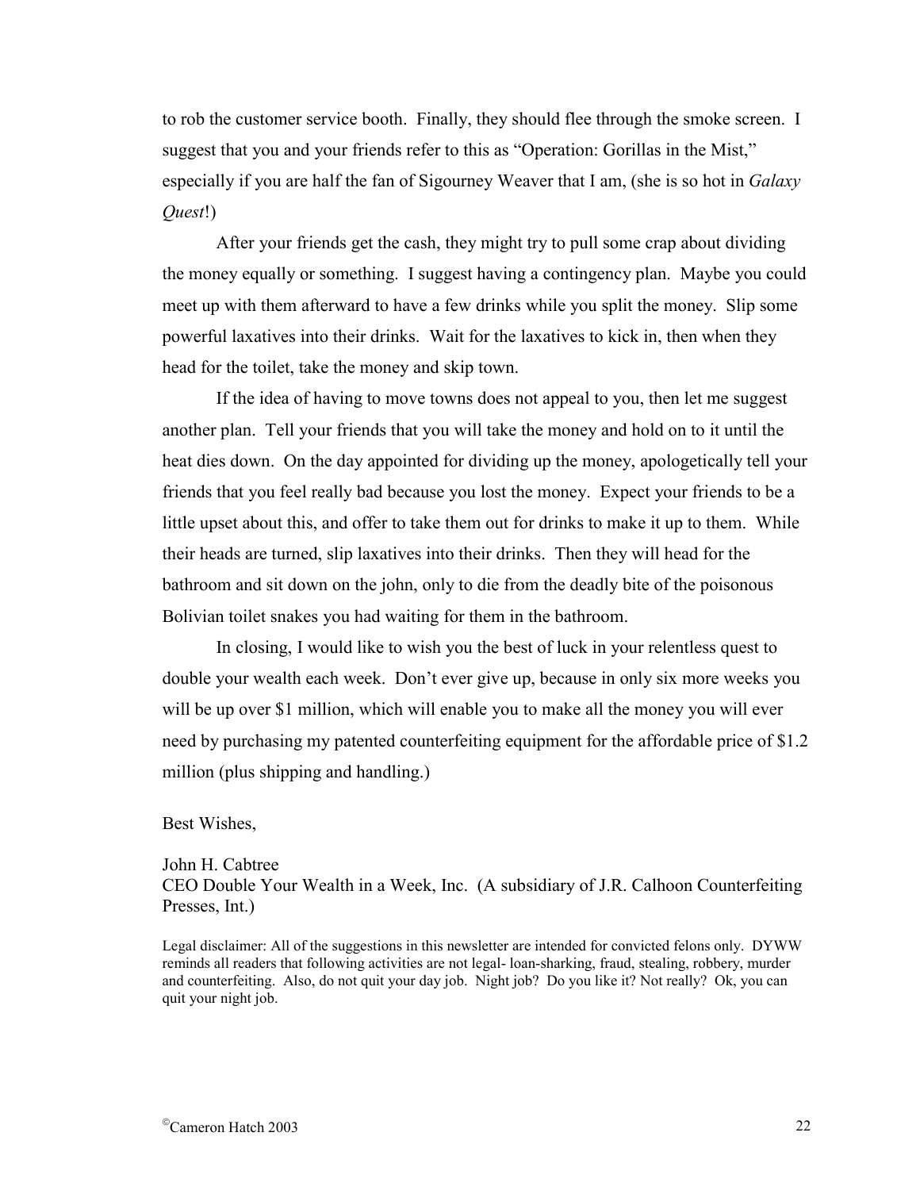to rob the customer service booth. Finally, they should flee through the smoke screen. I suggest that you and your friends refer to this as "Operation: Gorillas in the Mist," especially if you are half the fan of Sigourney Weaver that I am, (she is so hot in *Galaxy Quest*!)

After your friends get the cash, they might try to pull some crap about dividing the money equally or something. I suggest having a contingency plan. Maybe you could meet up with them afterward to have a few drinks while you split the money. Slip some powerful laxatives into their drinks. Wait for the laxatives to kick in, then when they head for the toilet, take the money and skip town.

If the idea of having to move towns does not appeal to you, then let me suggest another plan. Tell your friends that you will take the money and hold on to it until the heat dies down. On the day appointed for dividing up the money, apologetically tell your friends that you feel really bad because you lost the money. Expect your friends to be a little upset about this, and offer to take them out for drinks to make it up to them. While their heads are turned, slip laxatives into their drinks. Then they will head for the bathroom and sit down on the john, only to die from the deadly bite of the poisonous Bolivian toilet snakes you had waiting for them in the bathroom.

In closing, I would like to wish you the best of luck in your relentless quest to double your wealth each week. Don't ever give up, because in only six more weeks you will be up over $1 million, which will enable you to make all the money you will ever need by purchasing my patented counterfeiting equipment for the affordable price of $1.2 million (plus shipping and handling.)

Best Wishes,

John H. Cabtree
CEO Double Your Wealth in a Week, Inc. (A subsidiary of J.R. Calhoon Counterfeiting Presses, Int.)

Legal disclaimer: All of the suggestions in this newsletter are intended for convicted felons only. DYWW reminds all readers that following activities are not legal- loan-sharking, fraud, stealing, robbery, murder and counterfeiting. Also, do not quit your day job. Night job? Do you like it? Not really? Ok, you can quit your night job.

©Cameron Hatch 2003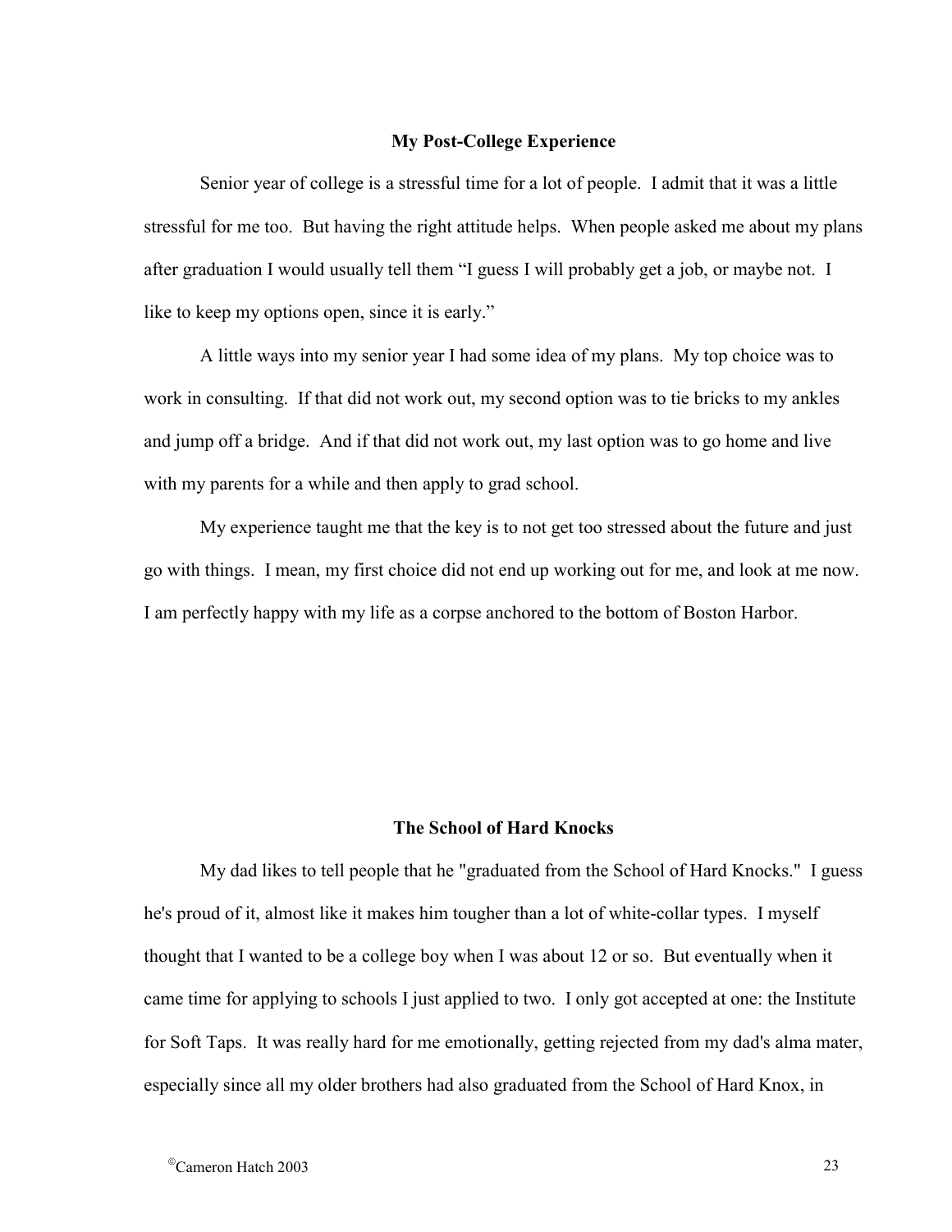**My Post-College Experience**

Senior year of college is a stressful time for a lot of people. I admit that it was a little stressful for me too. But having the right attitude helps. When people asked me about my plans after graduation I would usually tell them "I guess I will probably get a job, or maybe not. I like to keep my options open, since it is early."

A little ways into my senior year I had some idea of my plans. My top choice was to work in consulting. If that did not work out, my second option was to tie bricks to my ankles and jump off a bridge. And if that did not work out, my last option was to go home and live with my parents for a while and then apply to grad school.

My experience taught me that the key is to not get too stressed about the future and just go with things. I mean, my first choice did not end up working out for me, and look at me now. I am perfectly happy with my life as a corpse anchored to the bottom of Boston Harbor.

**The School of Hard Knocks**

My dad likes to tell people that he "graduated from the School of Hard Knocks." I guess he's proud of it, almost like it makes him tougher than a lot of white-collar types. I myself thought that I wanted to be a college boy when I was about 12 or so. But eventually when it came time for applying to schools I just applied to two. I only got accepted at one: the Institute for Soft Taps. It was really hard for me emotionally, getting rejected from my dad's alma mater, especially since all my older brothers had also graduated from the School of Hard Knox, in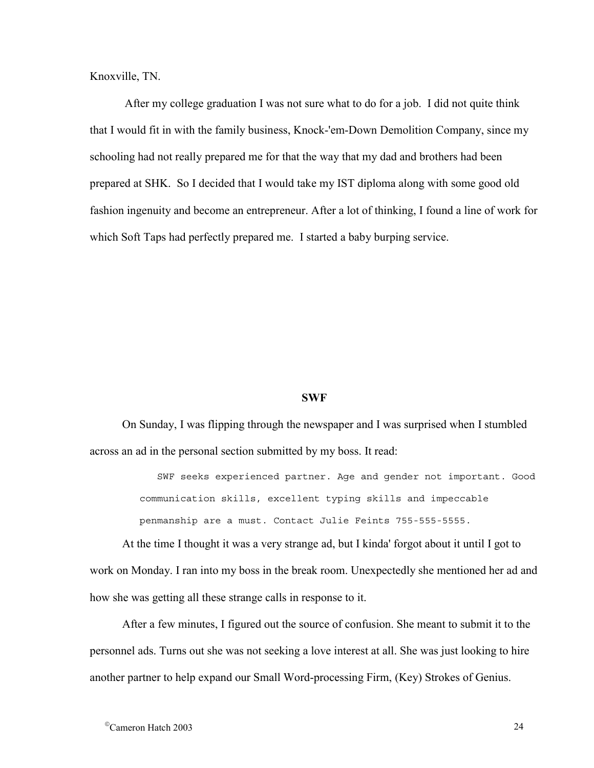Knoxville, TN.

After my college graduation I was not sure what to do for a job. I did not quite think that I would fit in with the family business, Knock-'em-Down Demolition Company, since my schooling had not really prepared me for that the way that my dad and brothers had been prepared at SHK. So I decided that I would take my IST diploma along with some good old fashion ingenuity and become an entrepreneur. After a lot of thinking, I found a line of work for which Soft Taps had perfectly prepared me. I started a baby burping service.

## SWF

On Sunday, I was flipping through the newspaper and I was surprised when I stumbled across an ad in the personal section submitted by my boss. It read:

> SWF seeks experienced partner. Age and gender not important. Good communication skills, excellent typing skills and impeccable penmanship are a must. Contact Julie Feints 755-555-5555.

At the time I thought it was a very strange ad, but I kinda' forgot about it until I got to work on Monday. I ran into my boss in the break room. Unexpectedly she mentioned her ad and how she was getting all these strange calls in response to it.

After a few minutes, I figured out the source of confusion. She meant to submit it to the personnel ads. Turns out she was not seeking a love interest at all. She was just looking to hire another partner to help expand our Small Word-processing Firm, (Key) Strokes of Genius.

©Cameron Hatch 2003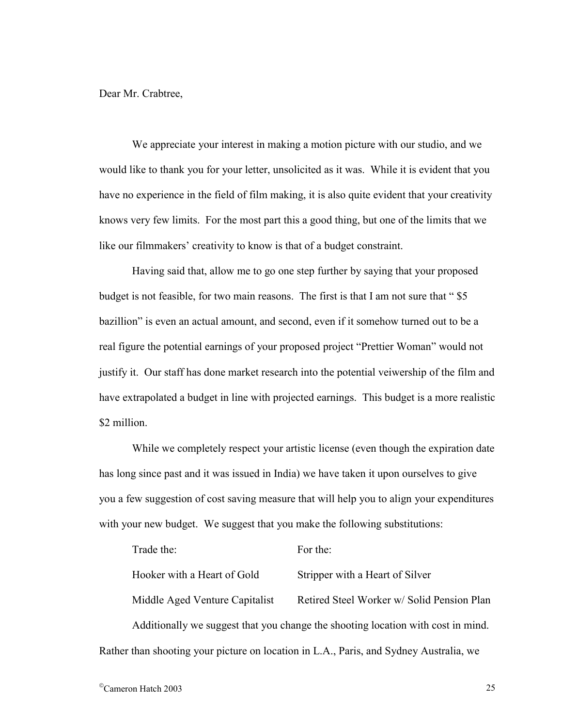Dear Mr. Crabtree,

We appreciate your interest in making a motion picture with our studio, and we would like to thank you for your letter, unsolicited as it was. While it is evident that you have no experience in the field of film making, it is also quite evident that your creativity knows very few limits. For the most part this a good thing, but one of the limits that we like our filmmakers' creativity to know is that of a budget constraint.

Having said that, allow me to go one step further by saying that your proposed budget is not feasible, for two main reasons. The first is that I am not sure that " $5 bazillion" is even an actual amount, and second, even if it somehow turned out to be a real figure the potential earnings of your proposed project "Prettier Woman" would not justify it. Our staff has done market research into the potential veiwership of the film and have extrapolated a budget in line with projected earnings. This budget is a more realistic $2 million.

While we completely respect your artistic license (even though the expiration date has long since past and it was issued in India) we have taken it upon ourselves to give you a few suggestion of cost saving measure that will help you to align your expenditures with your new budget. We suggest that you make the following substitutions:

| Trade the: | For the: |
| --- | --- |
| Hooker with a Heart of Gold | Stripper with a Heart of Silver |
| Middle Aged Venture Capitalist | Retired Steel Worker w/ Solid Pension Plan |

Additionally we suggest that you change the shooting location with cost in mind. Rather than shooting your picture on location in L.A., Paris, and Sydney Australia, we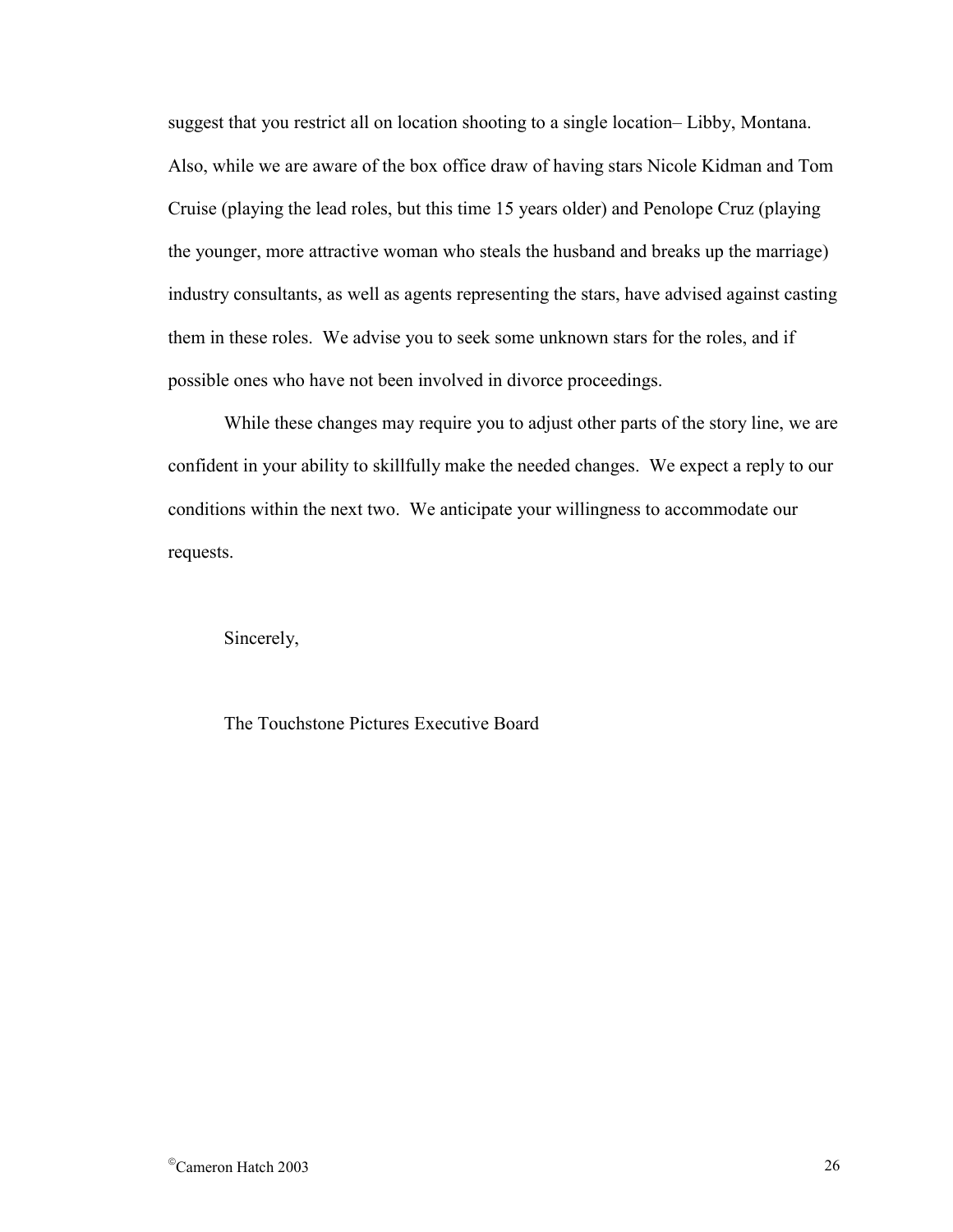suggest that you restrict all on location shooting to a single location– Libby, Montana. Also, while we are aware of the box office draw of having stars Nicole Kidman and Tom Cruise (playing the lead roles, but this time 15 years older) and Penolope Cruz (playing the younger, more attractive woman who steals the husband and breaks up the marriage) industry consultants, as well as agents representing the stars, have advised against casting them in these roles. We advise you to seek some unknown stars for the roles, and if possible ones who have not been involved in divorce proceedings.

While these changes may require you to adjust other parts of the story line, we are confident in your ability to skillfully make the needed changes. We expect a reply to our conditions within the next two. We anticipate your willingness to accommodate our requests.

Sincerely,

The Touchstone Pictures Executive Board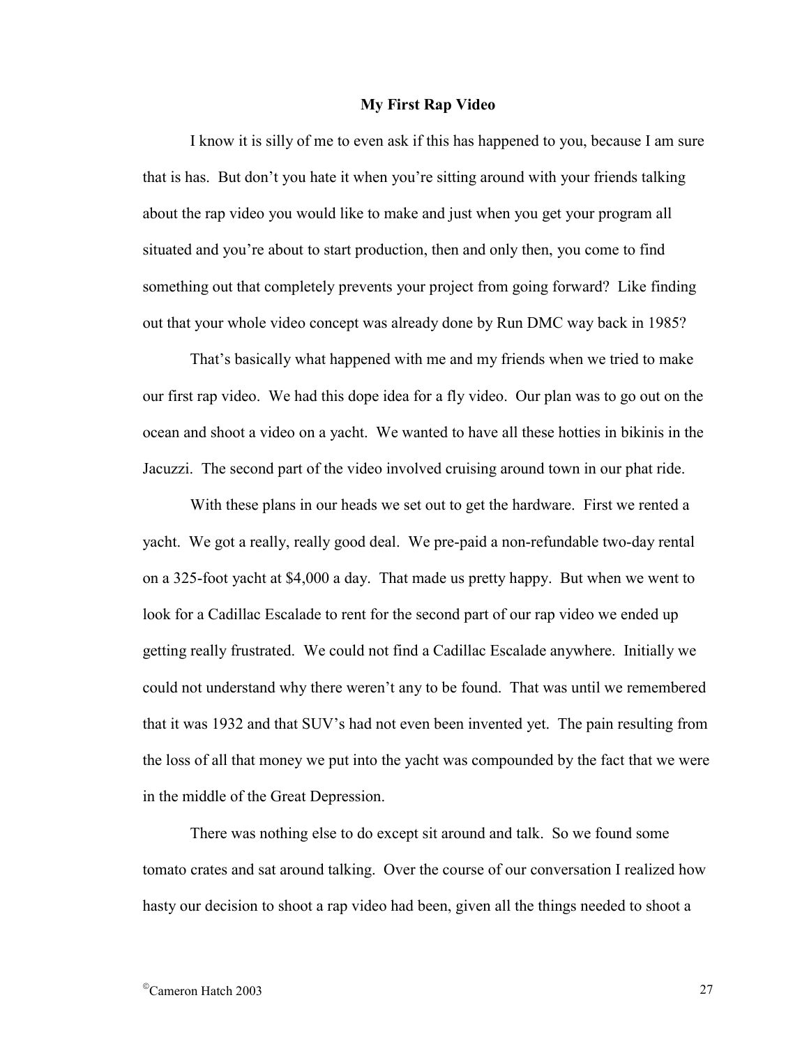## My First Rap Video

I know it is silly of me to even ask if this has happened to you, because I am sure that is has. But don't you hate it when you're sitting around with your friends talking about the rap video you would like to make and just when you get your program all situated and you're about to start production, then and only then, you come to find something out that completely prevents your project from going forward? Like finding out that your whole video concept was already done by Run DMC way back in 1985?

That's basically what happened with me and my friends when we tried to make our first rap video. We had this dope idea for a fly video. Our plan was to go out on the ocean and shoot a video on a yacht. We wanted to have all these hotties in bikinis in the Jacuzzi. The second part of the video involved cruising around town in our phat ride.

With these plans in our heads we set out to get the hardware. First we rented a yacht. We got a really, really good deal. We pre-paid a non-refundable two-day rental on a 325-foot yacht at $4,000 a day. That made us pretty happy. But when we went to look for a Cadillac Escalade to rent for the second part of our rap video we ended up getting really frustrated. We could not find a Cadillac Escalade anywhere. Initially we could not understand why there weren't any to be found. That was until we remembered that it was 1932 and that SUV's had not even been invented yet. The pain resulting from the loss of all that money we put into the yacht was compounded by the fact that we were in the middle of the Great Depression.

There was nothing else to do except sit around and talk. So we found some tomato crates and sat around talking. Over the course of our conversation I realized how hasty our decision to shoot a rap video had been, given all the things needed to shoot a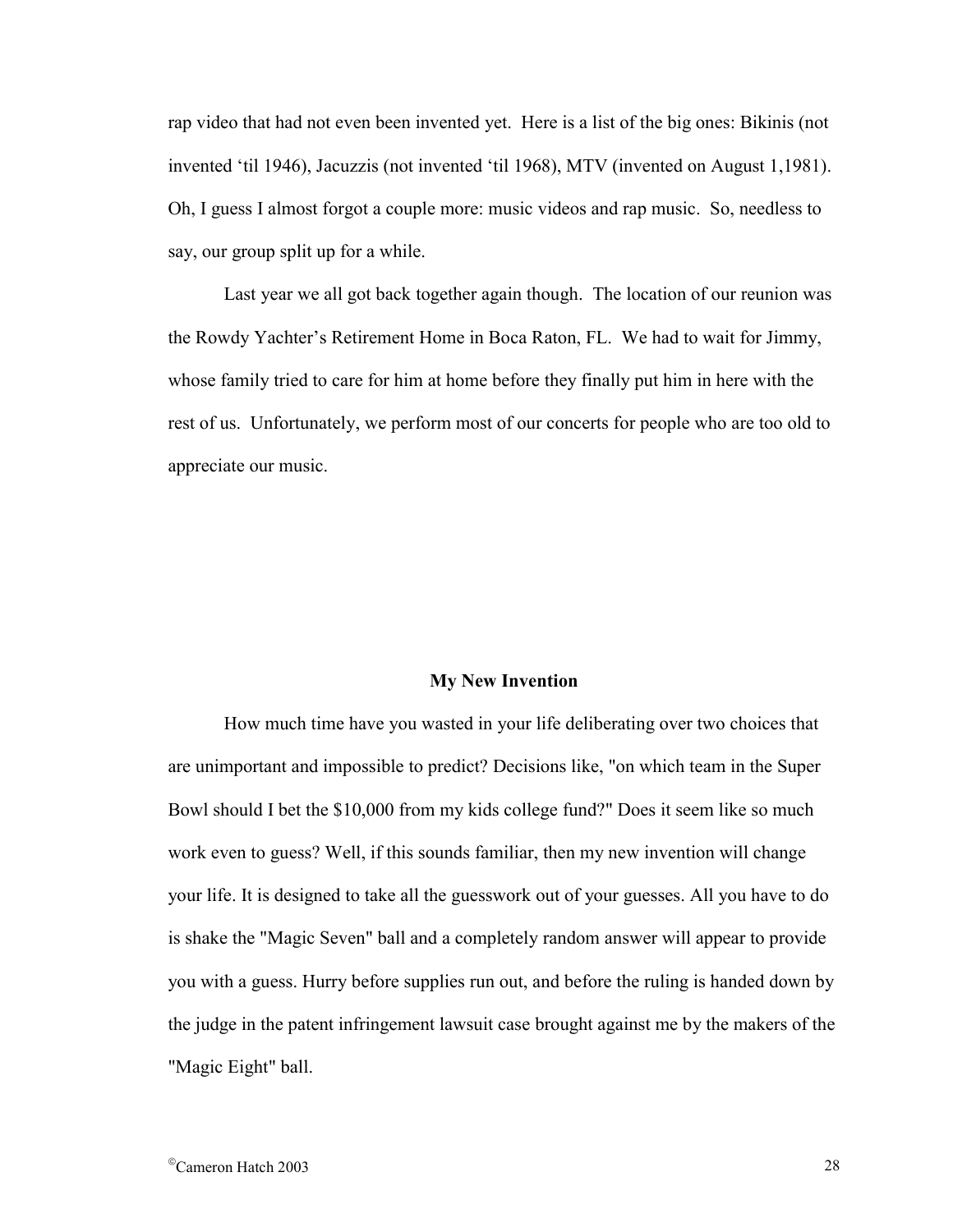rap video that had not even been invented yet. Here is a list of the big ones: Bikinis (not invented 'til 1946), Jacuzzis (not invented 'til 1968), MTV (invented on August 1,1981). Oh, I guess I almost forgot a couple more: music videos and rap music. So, needless to say, our group split up for a while.

Last year we all got back together again though. The location of our reunion was the Rowdy Yachter's Retirement Home in Boca Raton, FL. We had to wait for Jimmy, whose family tried to care for him at home before they finally put him in here with the rest of us. Unfortunately, we perform most of our concerts for people who are too old to appreciate our music.

## My New Invention

How much time have you wasted in your life deliberating over two choices that are unimportant and impossible to predict? Decisions like, "on which team in the Super Bowl should I bet the $10,000 from my kids college fund?" Does it seem like so much work even to guess? Well, if this sounds familiar, then my new invention will change your life. It is designed to take all the guesswork out of your guesses. All you have to do is shake the "Magic Seven" ball and a completely random answer will appear to provide you with a guess. Hurry before supplies run out, and before the ruling is handed down by the judge in the patent infringement lawsuit case brought against me by the makers of the "Magic Eight" ball.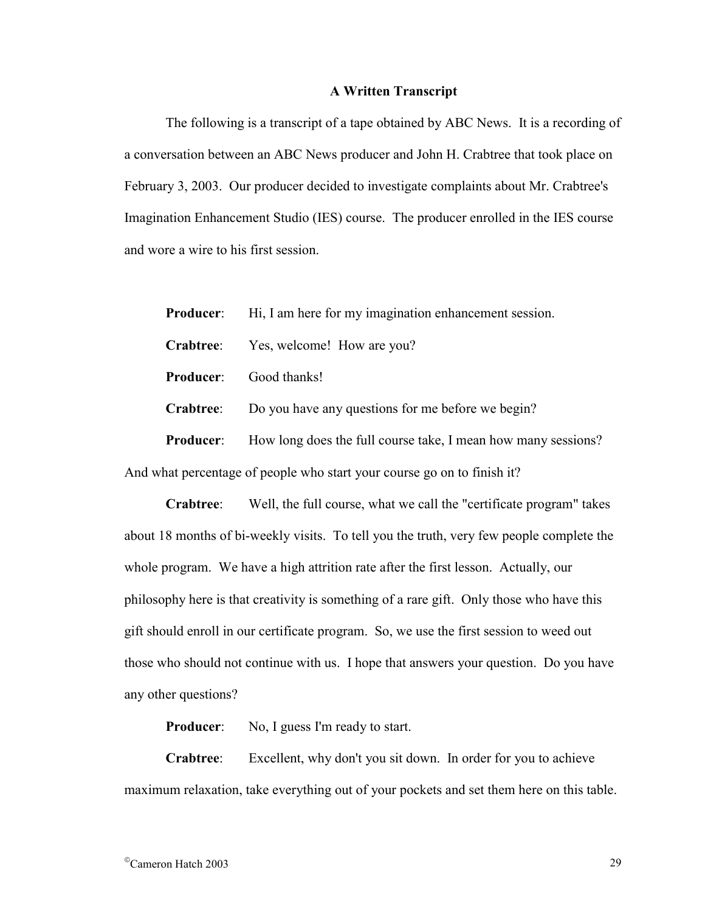**A Written Transcript**

The following is a transcript of a tape obtained by ABC News. It is a recording of a conversation between an ABC News producer and John H. Crabtree that took place on February 3, 2003. Our producer decided to investigate complaints about Mr. Crabtree's Imagination Enhancement Studio (IES) course. The producer enrolled in the IES course and wore a wire to his first session.

**Producer**: Hi, I am here for my imagination enhancement session.

**Crabtree**: Yes, welcome! How are you?

**Producer**: Good thanks!

**Crabtree**: Do you have any questions for me before we begin?

**Producer**: How long does the full course take, I mean how many sessions? And what percentage of people who start your course go on to finish it?

**Crabtree**: Well, the full course, what we call the "certificate program" takes about 18 months of bi-weekly visits. To tell you the truth, very few people complete the whole program. We have a high attrition rate after the first lesson. Actually, our philosophy here is that creativity is something of a rare gift. Only those who have this gift should enroll in our certificate program. So, we use the first session to weed out those who should not continue with us. I hope that answers your question. Do you have any other questions?

**Producer**: No, I guess I'm ready to start.

**Crabtree**: Excellent, why don't you sit down. In order for you to achieve maximum relaxation, take everything out of your pockets and set them here on this table.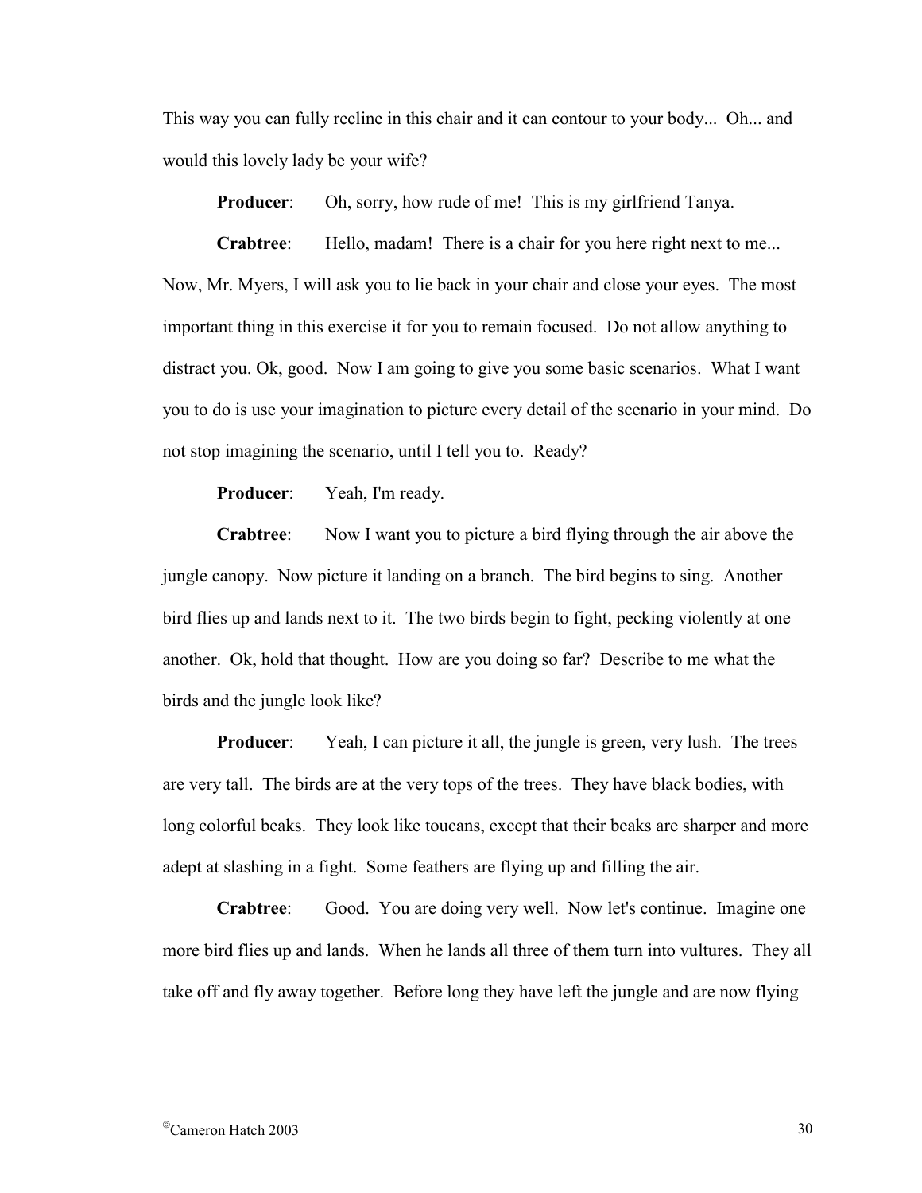This way you can fully recline in this chair and it can contour to your body... Oh... and would this lovely lady be your wife?

**Producer**: Oh, sorry, how rude of me! This is my girlfriend Tanya.

**Crabtree**: Hello, madam! There is a chair for you here right next to me... Now, Mr. Myers, I will ask you to lie back in your chair and close your eyes. The most important thing in this exercise it for you to remain focused. Do not allow anything to distract you. Ok, good. Now I am going to give you some basic scenarios. What I want you to do is use your imagination to picture every detail of the scenario in your mind. Do not stop imagining the scenario, until I tell you to. Ready?

**Producer**: Yeah, I'm ready.

**Crabtree**: Now I want you to picture a bird flying through the air above the jungle canopy. Now picture it landing on a branch. The bird begins to sing. Another bird flies up and lands next to it. The two birds begin to fight, pecking violently at one another. Ok, hold that thought. How are you doing so far? Describe to me what the birds and the jungle look like?

**Producer**: Yeah, I can picture it all, the jungle is green, very lush. The trees are very tall. The birds are at the very tops of the trees. They have black bodies, with long colorful beaks. They look like toucans, except that their beaks are sharper and more adept at slashing in a fight. Some feathers are flying up and filling the air.

**Crabtree**: Good. You are doing very well. Now let's continue. Imagine one more bird flies up and lands. When he lands all three of them turn into vultures. They all take off and fly away together. Before long they have left the jungle and are now flying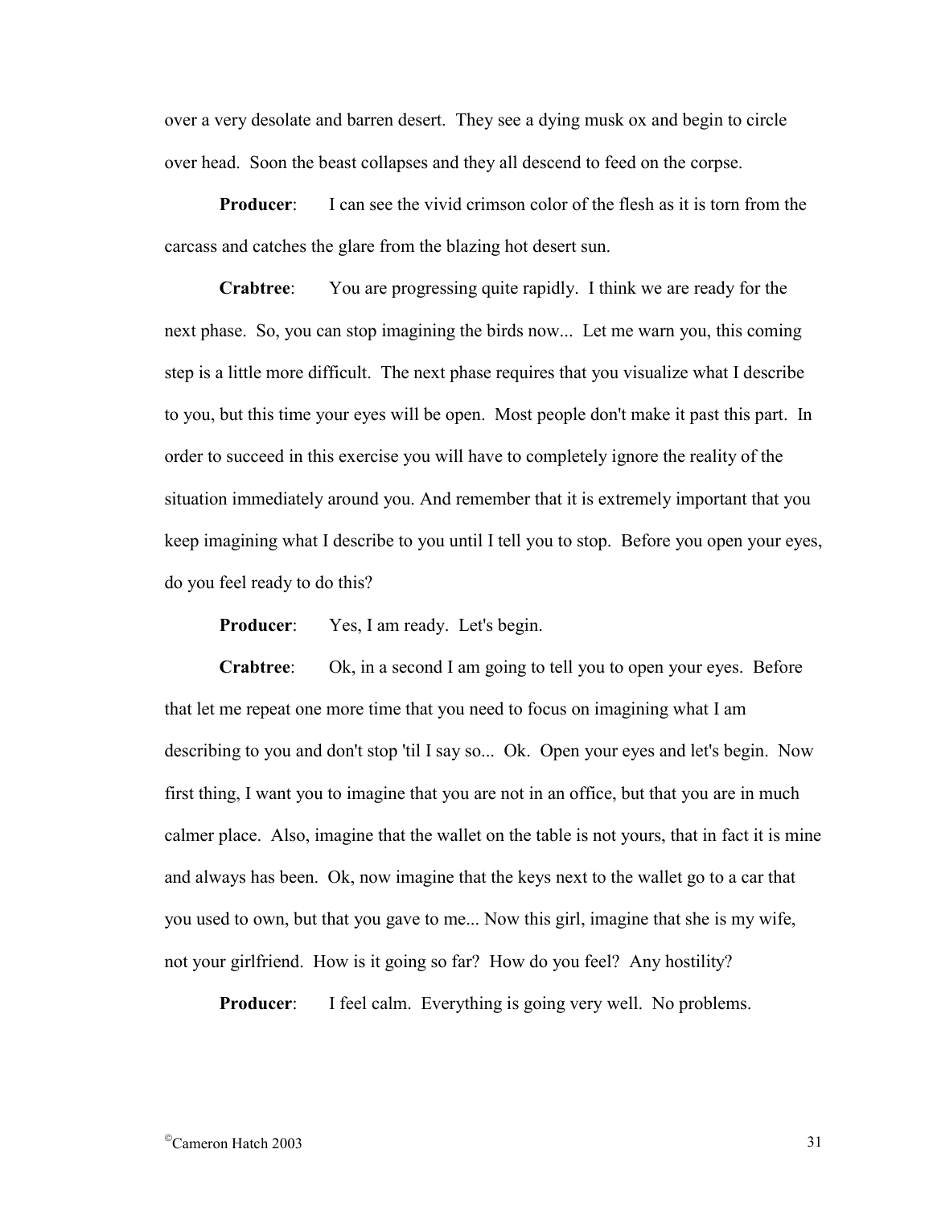over a very desolate and barren desert. They see a dying musk ox and begin to circle over head. Soon the beast collapses and they all descend to feed on the corpse.

**Producer**: I can see the vivid crimson color of the flesh as it is torn from the carcass and catches the glare from the blazing hot desert sun.

**Crabtree**: You are progressing quite rapidly. I think we are ready for the next phase. So, you can stop imagining the birds now... Let me warn you, this coming step is a little more difficult. The next phase requires that you visualize what I describe to you, but this time your eyes will be open. Most people don't make it past this part. In order to succeed in this exercise you will have to completely ignore the reality of the situation immediately around you. And remember that it is extremely important that you keep imagining what I describe to you until I tell you to stop. Before you open your eyes, do you feel ready to do this?

**Producer**: Yes, I am ready. Let's begin.

**Crabtree**: Ok, in a second I am going to tell you to open your eyes. Before that let me repeat one more time that you need to focus on imagining what I am describing to you and don't stop 'til I say so... Ok. Open your eyes and let's begin. Now first thing, I want you to imagine that you are not in an office, but that you are in much calmer place. Also, imagine that the wallet on the table is not yours, that in fact it is mine and always has been. Ok, now imagine that the keys next to the wallet go to a car that you used to own, but that you gave to me... Now this girl, imagine that she is my wife, not your girlfriend. How is it going so far? How do you feel? Any hostility?

**Producer**: I feel calm. Everything is going very well. No problems.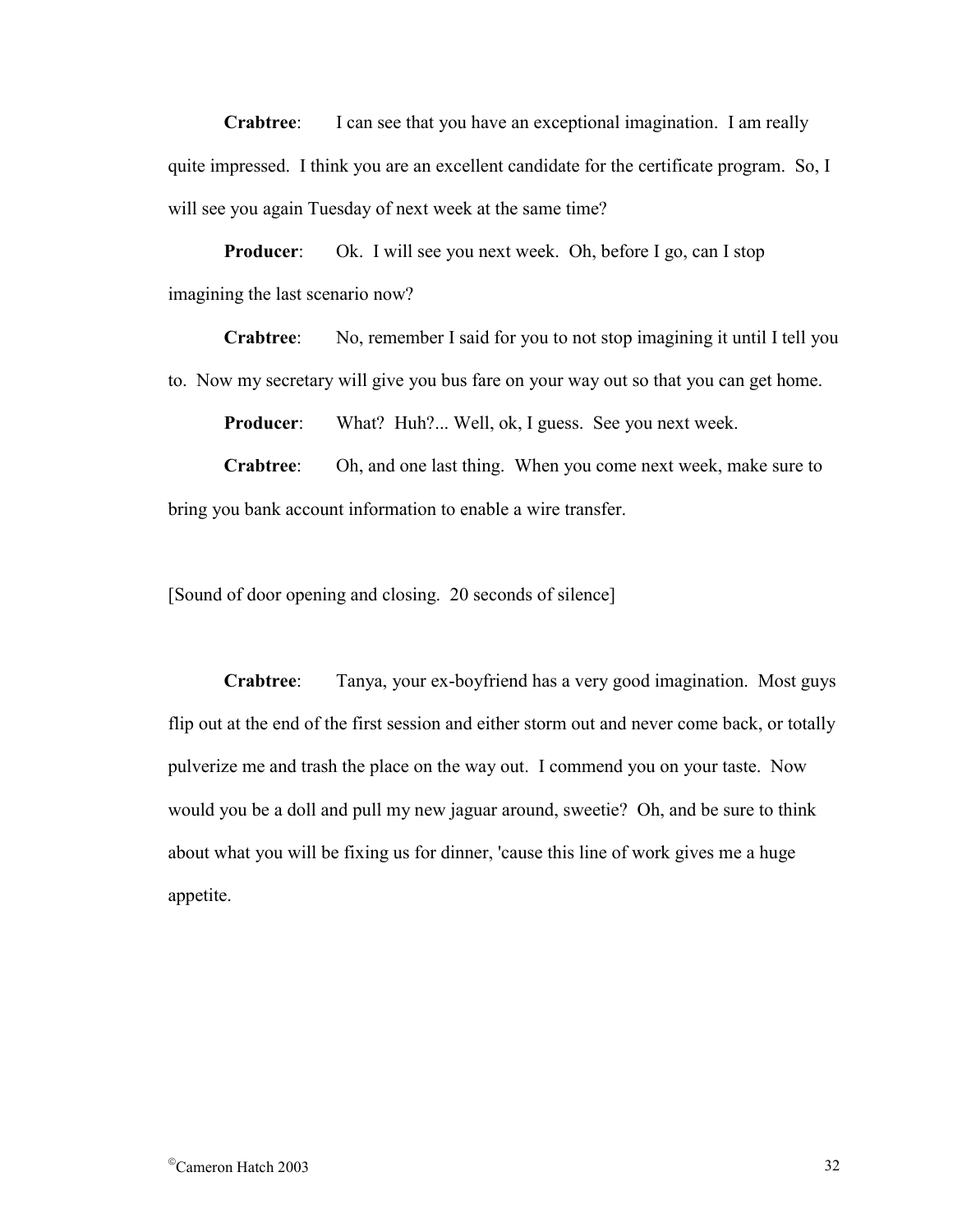**Crabtree**: I can see that you have an exceptional imagination. I am really quite impressed. I think you are an excellent candidate for the certificate program. So, I will see you again Tuesday of next week at the same time?

**Producer**: Ok. I will see you next week. Oh, before I go, can I stop imagining the last scenario now?

**Crabtree**: No, remember I said for you to not stop imagining it until I tell you to. Now my secretary will give you bus fare on your way out so that you can get home.

**Producer**: What? Huh?... Well, ok, I guess. See you next week.

**Crabtree**: Oh, and one last thing. When you come next week, make sure to bring you bank account information to enable a wire transfer.

[Sound of door opening and closing. 20 seconds of silence]

**Crabtree**: Tanya, your ex-boyfriend has a very good imagination. Most guys flip out at the end of the first session and either storm out and never come back, or totally pulverize me and trash the place on the way out. I commend you on your taste. Now would you be a doll and pull my new jaguar around, sweetie? Oh, and be sure to think about what you will be fixing us for dinner, 'cause this line of work gives me a huge appetite.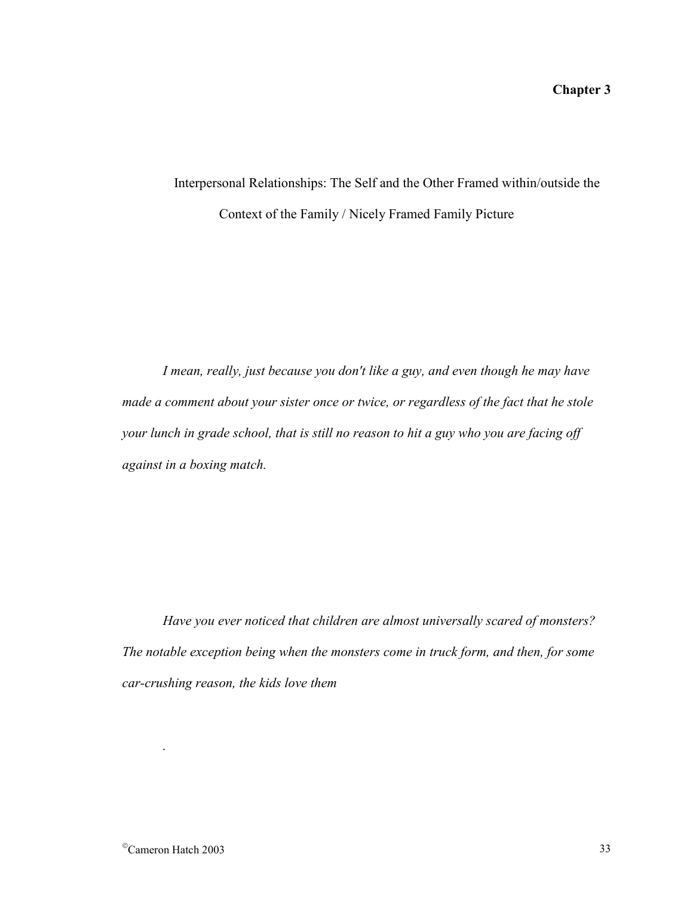**Chapter 3**

Interpersonal Relationships: The Self and the Other Framed within/outside the Context of the Family / Nicely Framed Family Picture

*I mean, really, just because you don't like a guy, and even though he may have made a comment about your sister once or twice, or regardless of the fact that he stole your lunch in grade school, that is still no reason to hit a guy who you are facing off against in a boxing match.*

*Have you ever noticed that children are almost universally scared of monsters? The notable exception being when the monsters come in truck form, and then, for some car-crushing reason, the kids love them*

.

©Cameron Hatch 2003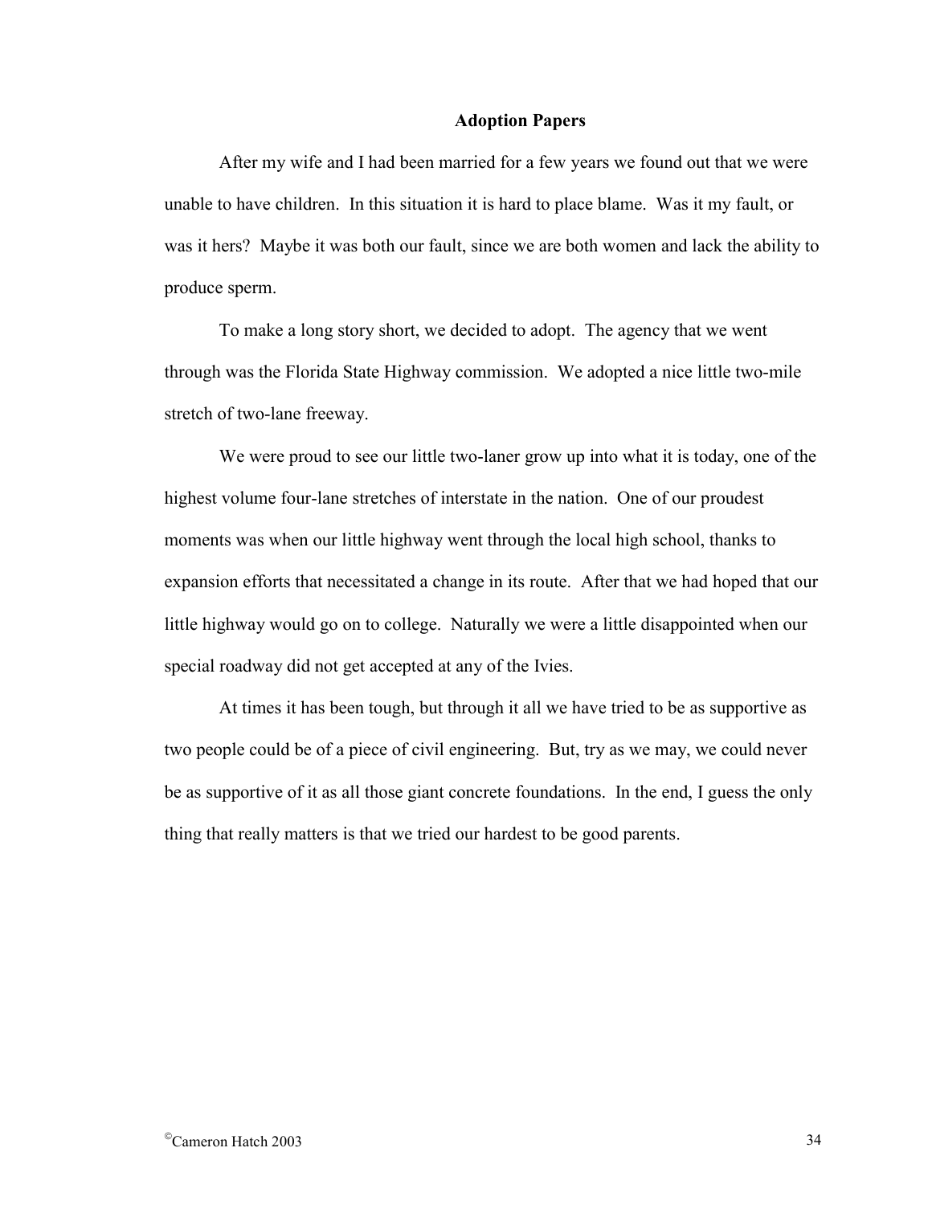## Adoption Papers

After my wife and I had been married for a few years we found out that we were unable to have children. In this situation it is hard to place blame. Was it my fault, or was it hers? Maybe it was both our fault, since we are both women and lack the ability to produce sperm.

To make a long story short, we decided to adopt. The agency that we went through was the Florida State Highway commission. We adopted a nice little two-mile stretch of two-lane freeway.

We were proud to see our little two-laner grow up into what it is today, one of the highest volume four-lane stretches of interstate in the nation. One of our proudest moments was when our little highway went through the local high school, thanks to expansion efforts that necessitated a change in its route. After that we had hoped that our little highway would go on to college. Naturally we were a little disappointed when our special roadway did not get accepted at any of the Ivies.

At times it has been tough, but through it all we have tried to be as supportive as two people could be of a piece of civil engineering. But, try as we may, we could never be as supportive of it as all those giant concrete foundations. In the end, I guess the only thing that really matters is that we tried our hardest to be good parents.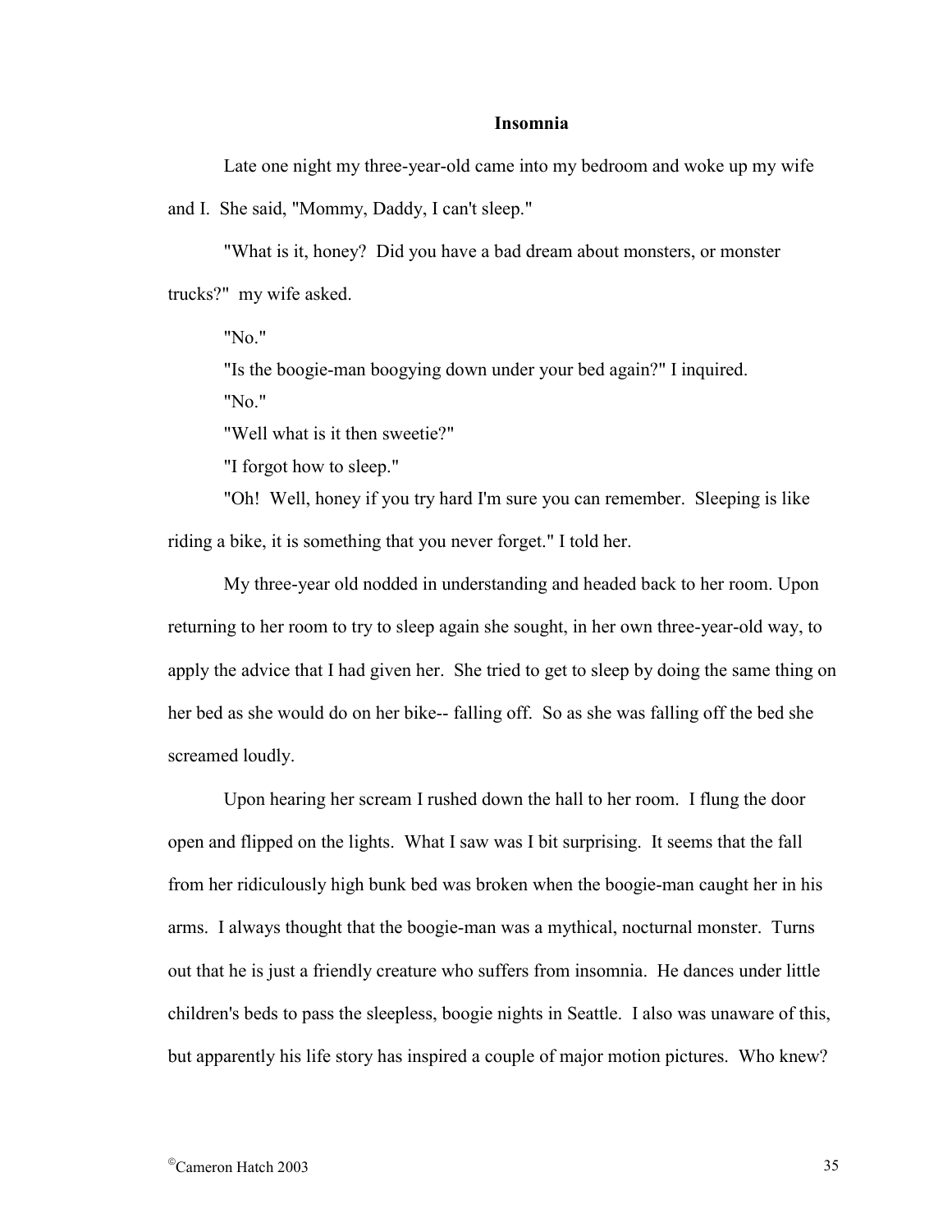# Insomnia

Late one night my three-year-old came into my bedroom and woke up my wife and I. She said, "Mommy, Daddy, I can't sleep."

"What is it, honey? Did you have a bad dream about monsters, or monster trucks?" my wife asked.

"No."

"Is the boogie-man boogying down under your bed again?" I inquired.

"No."

"Well what is it then sweetie?"

"I forgot how to sleep."

"Oh! Well, honey if you try hard I'm sure you can remember. Sleeping is like riding a bike, it is something that you never forget." I told her.

My three-year old nodded in understanding and headed back to her room. Upon returning to her room to try to sleep again she sought, in her own three-year-old way, to apply the advice that I had given her. She tried to get to sleep by doing the same thing on her bed as she would do on her bike-- falling off. So as she was falling off the bed she screamed loudly.

Upon hearing her scream I rushed down the hall to her room. I flung the door open and flipped on the lights. What I saw was I bit surprising. It seems that the fall from her ridiculously high bunk bed was broken when the boogie-man caught her in his arms. I always thought that the boogie-man was a mythical, nocturnal monster. Turns out that he is just a friendly creature who suffers from insomnia. He dances under little children's beds to pass the sleepless, boogie nights in Seattle. I also was unaware of this, but apparently his life story has inspired a couple of major motion pictures. Who knew?

©Cameron Hatch 2003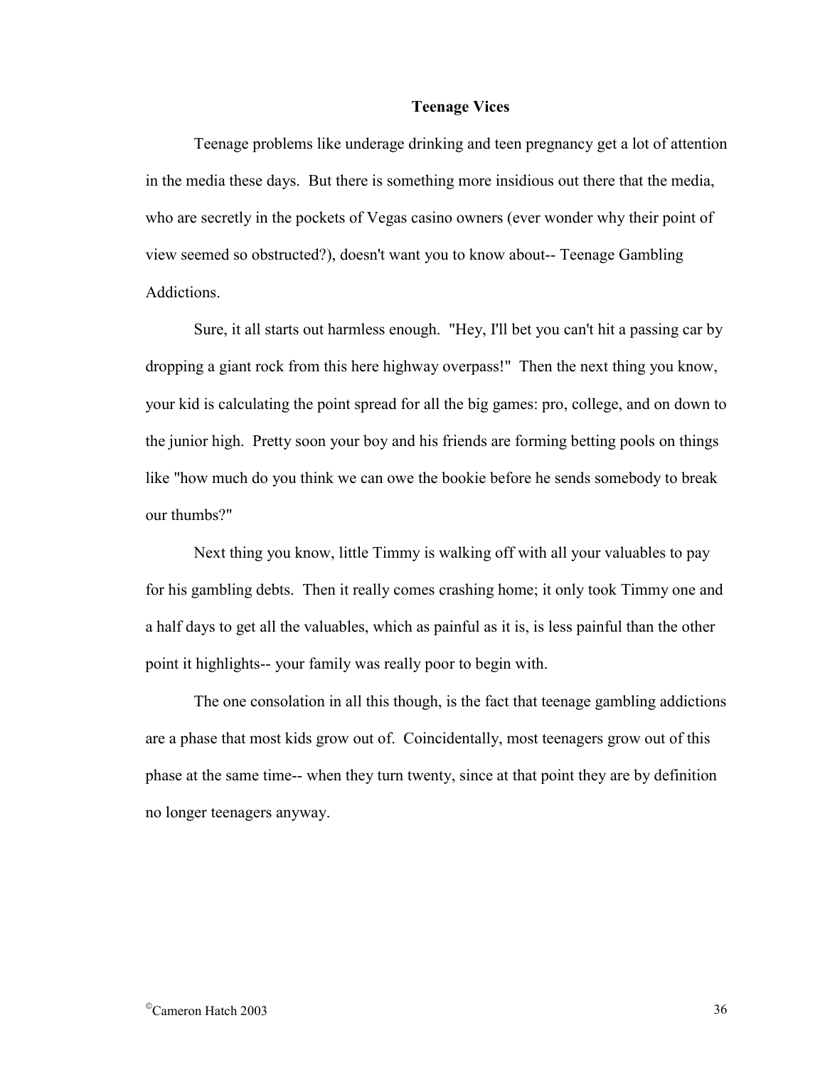**Teenage Vices**

Teenage problems like underage drinking and teen pregnancy get a lot of attention in the media these days. But there is something more insidious out there that the media, who are secretly in the pockets of Vegas casino owners (ever wonder why their point of view seemed so obstructed?), doesn't want you to know about-- Teenage Gambling Addictions.

Sure, it all starts out harmless enough. "Hey, I'll bet you can't hit a passing car by dropping a giant rock from this here highway overpass!" Then the next thing you know, your kid is calculating the point spread for all the big games: pro, college, and on down to the junior high. Pretty soon your boy and his friends are forming betting pools on things like "how much do you think we can owe the bookie before he sends somebody to break our thumbs?"

Next thing you know, little Timmy is walking off with all your valuables to pay for his gambling debts. Then it really comes crashing home; it only took Timmy one and a half days to get all the valuables, which as painful as it is, is less painful than the other point it highlights-- your family was really poor to begin with.

The one consolation in all this though, is the fact that teenage gambling addictions are a phase that most kids grow out of. Coincidentally, most teenagers grow out of this phase at the same time-- when they turn twenty, since at that point they are by definition no longer teenagers anyway.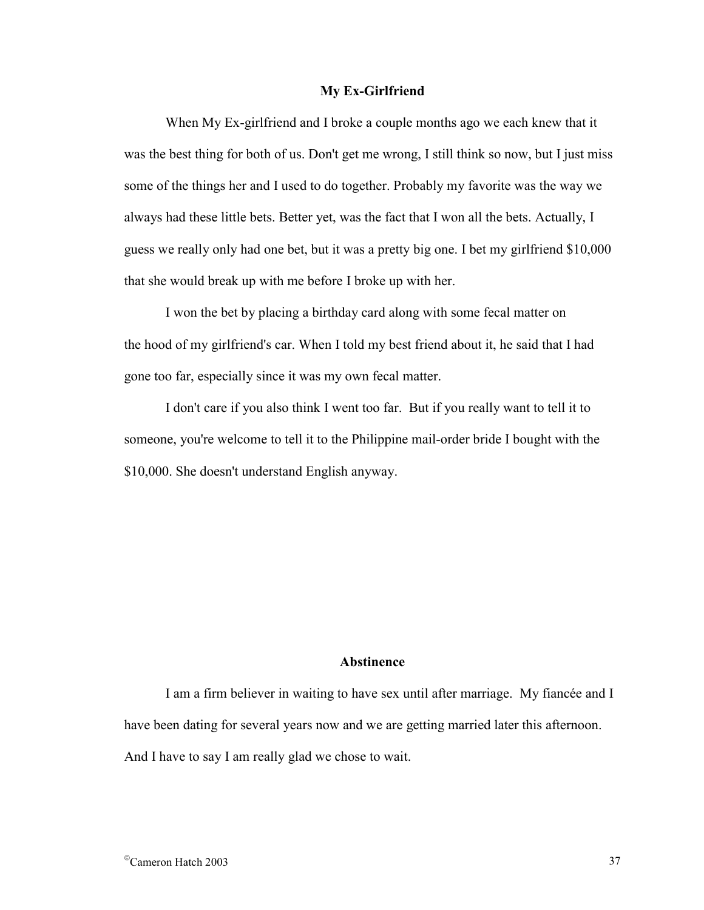## My Ex-Girlfriend

When My Ex-girlfriend and I broke a couple months ago we each knew that it was the best thing for both of us. Don't get me wrong, I still think so now, but I just miss some of the things her and I used to do together. Probably my favorite was the way we always had these little bets. Better yet, was the fact that I won all the bets. Actually, I guess we really only had one bet, but it was a pretty big one. I bet my girlfriend $10,000 that she would break up with me before I broke up with her.

I won the bet by placing a birthday card along with some fecal matter on the hood of my girlfriend's car. When I told my best friend about it, he said that I had gone too far, especially since it was my own fecal matter.

I don't care if you also think I went too far. But if you really want to tell it to someone, you're welcome to tell it to the Philippine mail-order bride I bought with the $10,000. She doesn't understand English anyway.

## Abstinence

I am a firm believer in waiting to have sex until after marriage. My fiancée and I have been dating for several years now and we are getting married later this afternoon. And I have to say I am really glad we chose to wait.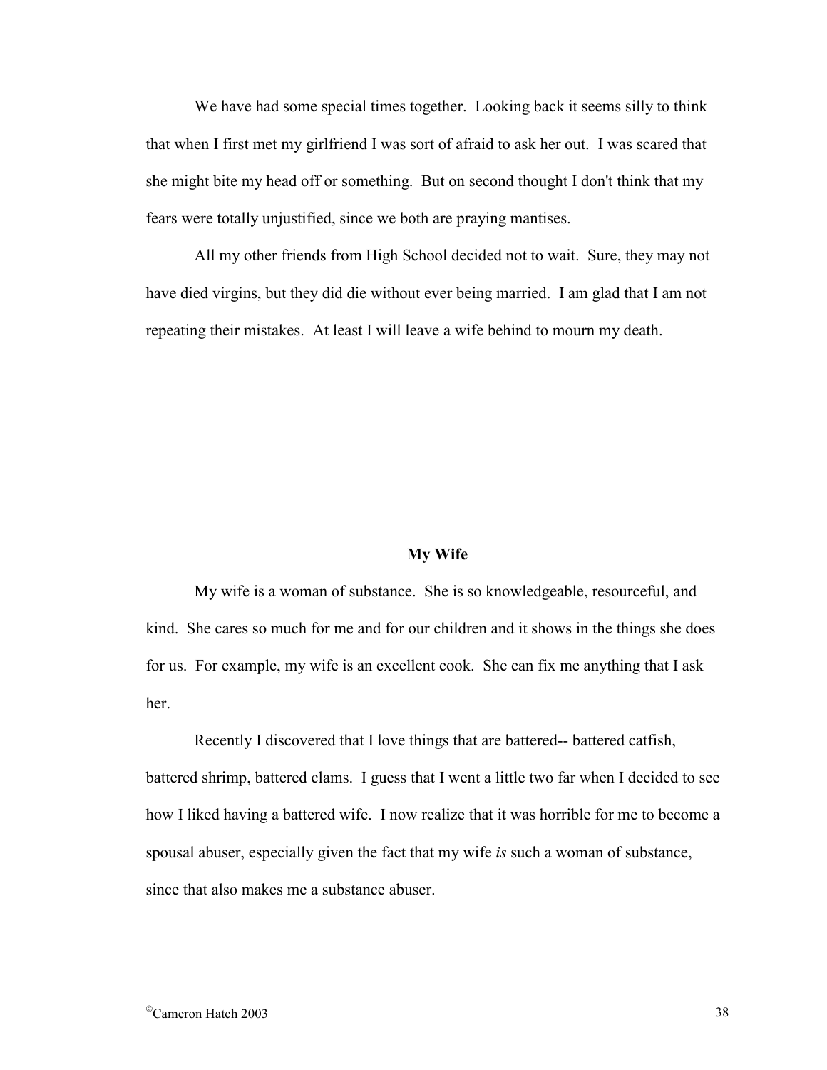We have had some special times together. Looking back it seems silly to think that when I first met my girlfriend I was sort of afraid to ask her out. I was scared that she might bite my head off or something. But on second thought I don't think that my fears were totally unjustified, since we both are praying mantises.

All my other friends from High School decided not to wait. Sure, they may not have died virgins, but they did die without ever being married. I am glad that I am not repeating their mistakes. At least I will leave a wife behind to mourn my death.

### My Wife

My wife is a woman of substance. She is so knowledgeable, resourceful, and kind. She cares so much for me and for our children and it shows in the things she does for us. For example, my wife is an excellent cook. She can fix me anything that I ask her.

Recently I discovered that I love things that are battered-- battered catfish, battered shrimp, battered clams. I guess that I went a little two far when I decided to see how I liked having a battered wife. I now realize that it was horrible for me to become a spousal abuser, especially given the fact that my wife *is* such a woman of substance, since that also makes me a substance abuser.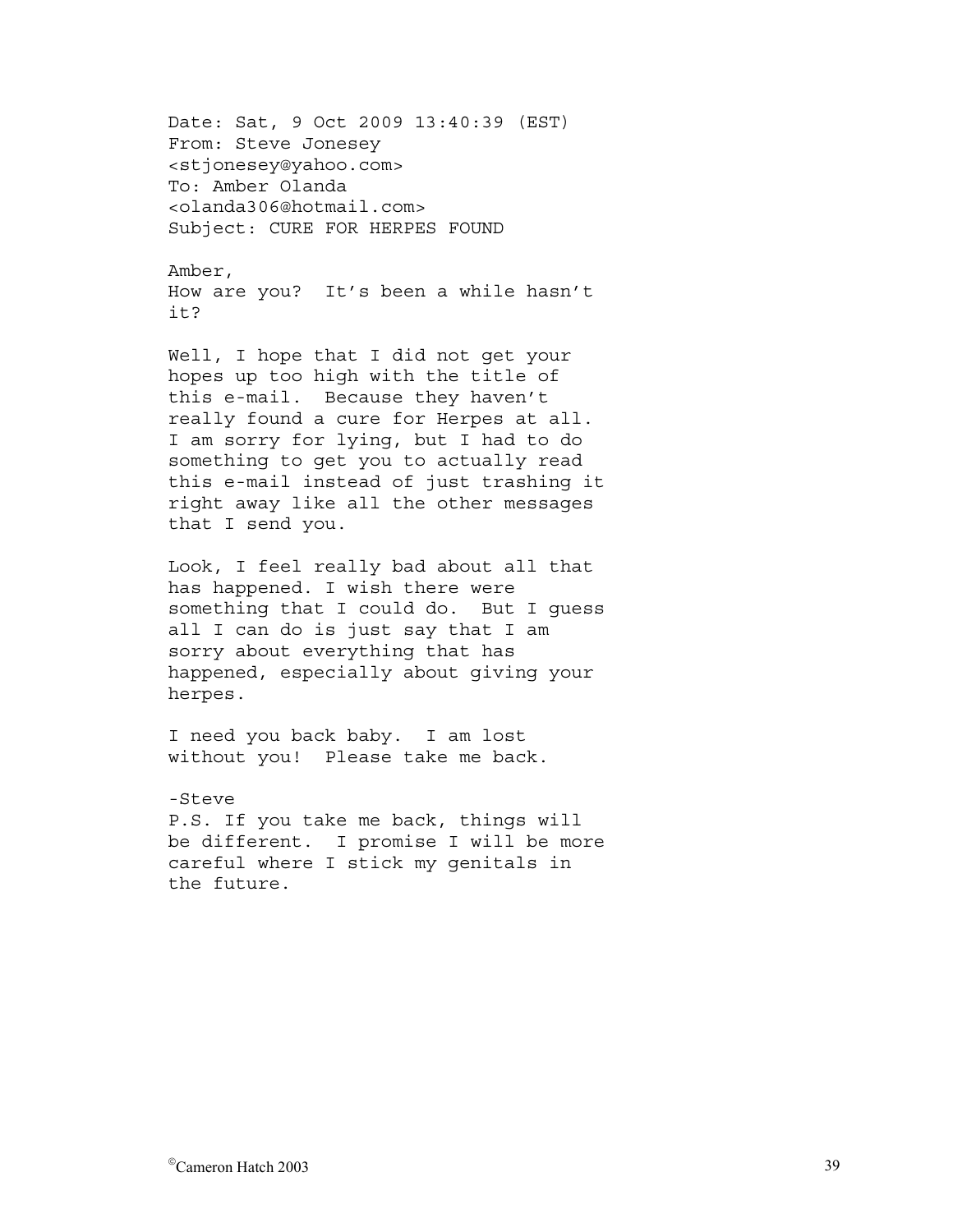Date: Sat, 9 Oct 2009 13:40:39 (EST)
From: Steve Jonesey
<stjonesey@yahoo.com>
To: Amber Olanda
<olanda306@hotmail.com>
Subject: CURE FOR HERPES FOUND

Amber,
How are you? It's been a while hasn't it?

Well, I hope that I did not get your hopes up too high with the title of this e-mail. Because they haven't really found a cure for Herpes at all. I am sorry for lying, but I had to do something to get you to actually read this e-mail instead of just trashing it right away like all the other messages that I send you.

Look, I feel really bad about all that has happened. I wish there were something that I could do. But I guess all I can do is just say that I am sorry about everything that has happened, especially about giving your herpes.

I need you back baby. I am lost without you! Please take me back.

-Steve
P.S. If you take me back, things will be different. I promise I will be more careful where I stick my genitals in the future.

©Cameron Hatch 2003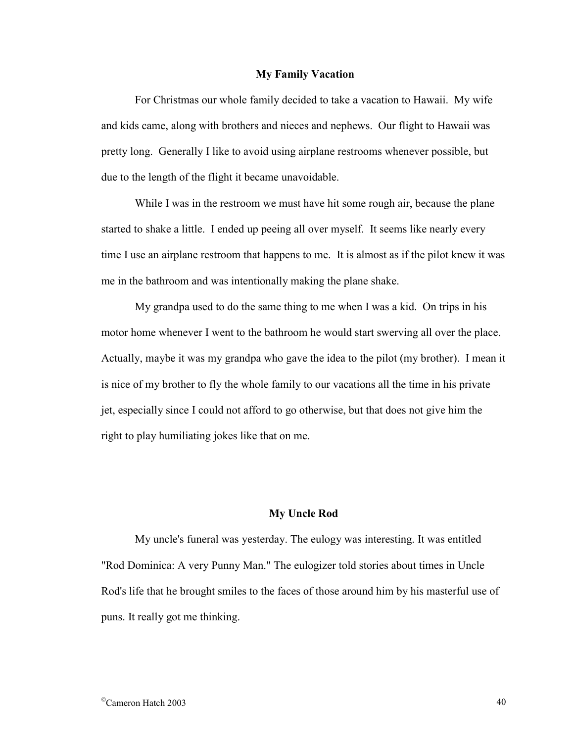### My Family Vacation

For Christmas our whole family decided to take a vacation to Hawaii. My wife and kids came, along with brothers and nieces and nephews. Our flight to Hawaii was pretty long. Generally I like to avoid using airplane restrooms whenever possible, but due to the length of the flight it became unavoidable.

While I was in the restroom we must have hit some rough air, because the plane started to shake a little. I ended up peeing all over myself. It seems like nearly every time I use an airplane restroom that happens to me. It is almost as if the pilot knew it was me in the bathroom and was intentionally making the plane shake.

My grandpa used to do the same thing to me when I was a kid. On trips in his motor home whenever I went to the bathroom he would start swerving all over the place. Actually, maybe it was my grandpa who gave the idea to the pilot (my brother). I mean it is nice of my brother to fly the whole family to our vacations all the time in his private jet, especially since I could not afford to go otherwise, but that does not give him the right to play humiliating jokes like that on me.

### My Uncle Rod

My uncle's funeral was yesterday. The eulogy was interesting. It was entitled "Rod Dominica: A very Punny Man." The eulogizer told stories about times in Uncle Rod's life that he brought smiles to the faces of those around him by his masterful use of puns. It really got me thinking.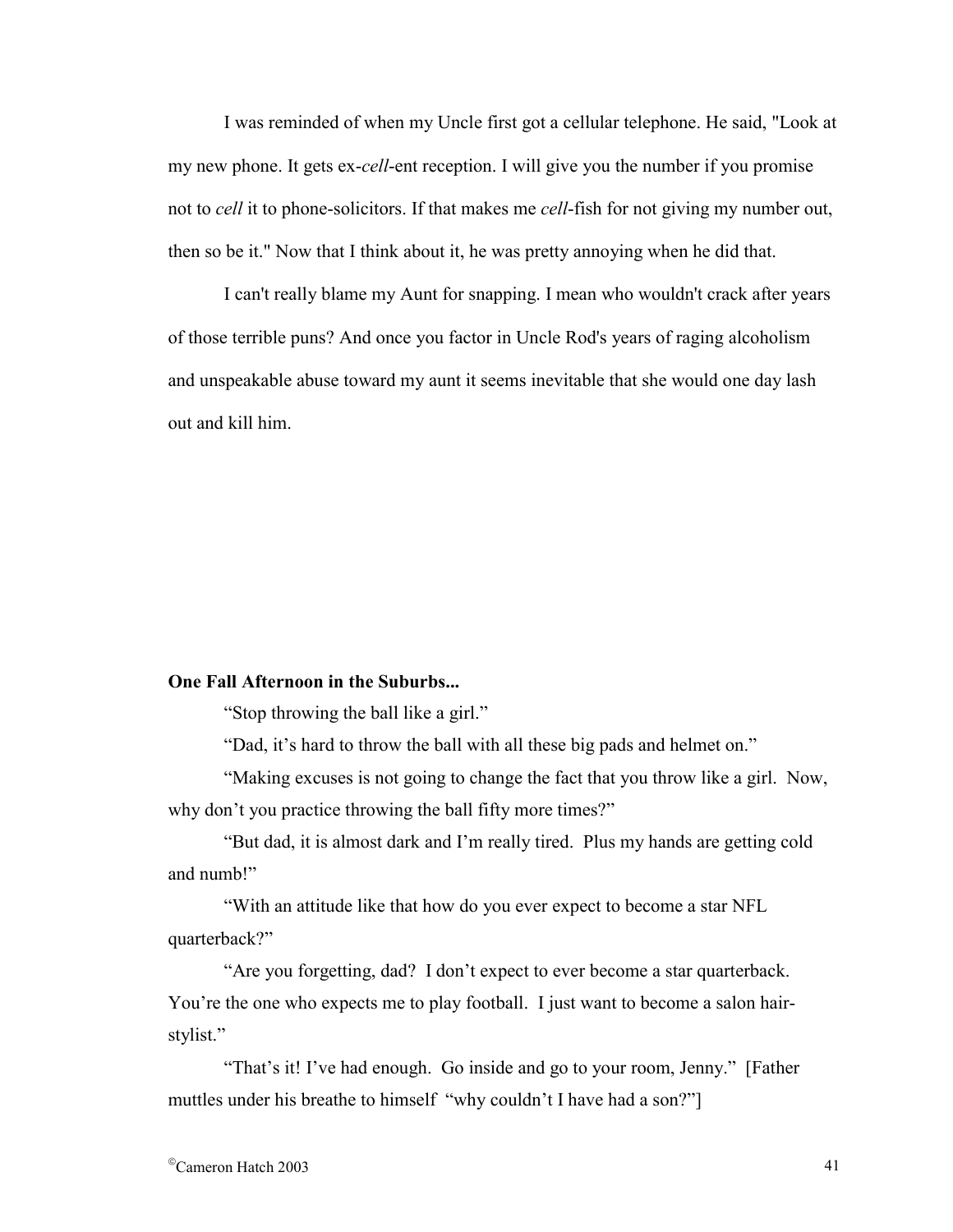I was reminded of when my Uncle first got a cellular telephone. He said, "Look at my new phone. It gets ex-*cell*-ent reception. I will give you the number if you promise not to *cell* it to phone-solicitors. If that makes me *cell*-fish for not giving my number out, then so be it." Now that I think about it, he was pretty annoying when he did that.

I can't really blame my Aunt for snapping. I mean who wouldn't crack after years of those terrible puns? And once you factor in Uncle Rod's years of raging alcoholism and unspeakable abuse toward my aunt it seems inevitable that she would one day lash out and kill him.

**One Fall Afternoon in the Suburbs...**

"Stop throwing the ball like a girl."

"Dad, it's hard to throw the ball with all these big pads and helmet on."

"Making excuses is not going to change the fact that you throw like a girl. Now, why don't you practice throwing the ball fifty more times?"

"But dad, it is almost dark and I'm really tired. Plus my hands are getting cold and numb!"

"With an attitude like that how do you ever expect to become a star NFL quarterback?"

"Are you forgetting, dad? I don't expect to ever become a star quarterback. You're the one who expects me to play football. I just want to become a salon hair-stylist."

"That's it! I've had enough. Go inside and go to your room, Jenny." [Father muttles under his breathe to himself "why couldn't I have had a son?"]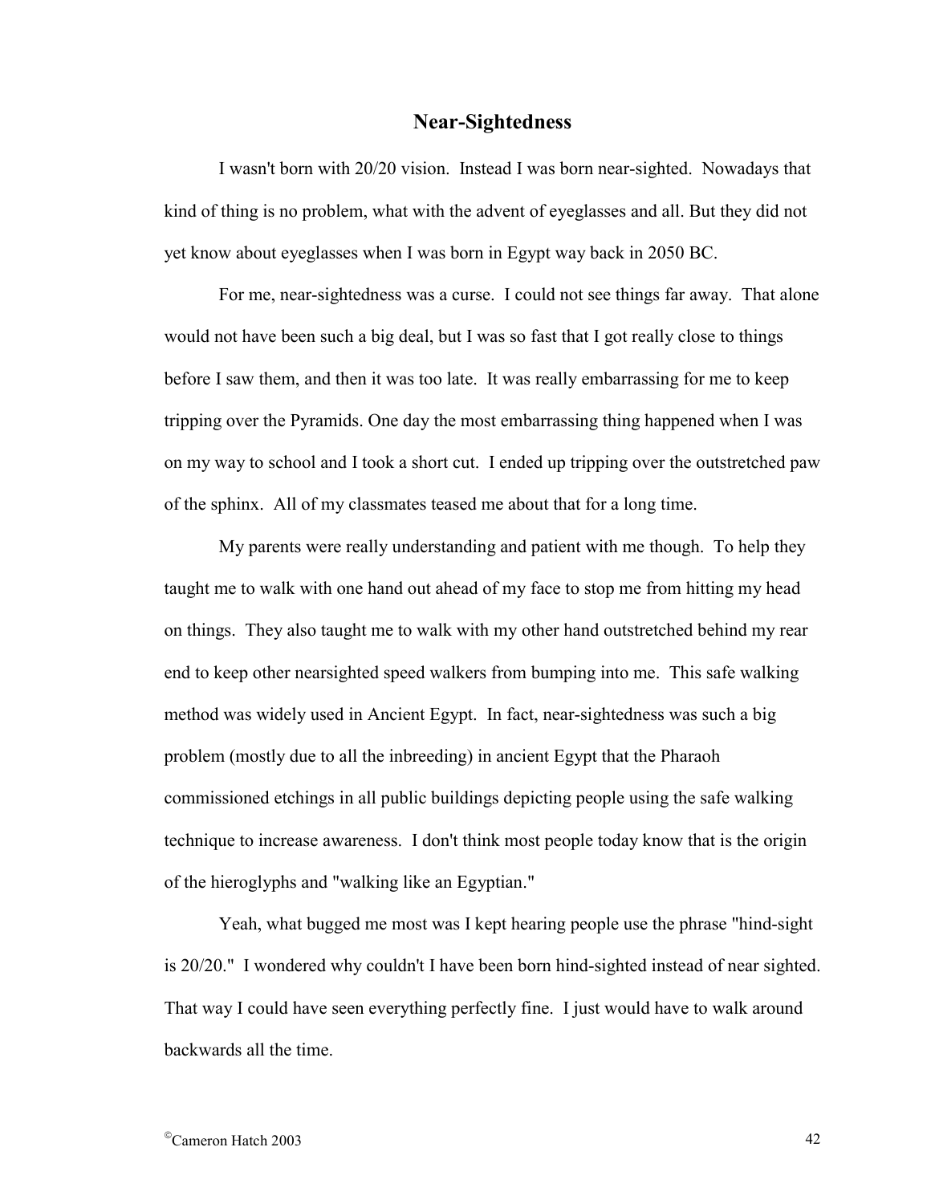## Near-Sightedness

I wasn't born with 20/20 vision. Instead I was born near-sighted. Nowadays that kind of thing is no problem, what with the advent of eyeglasses and all. But they did not yet know about eyeglasses when I was born in Egypt way back in 2050 BC.

For me, near-sightedness was a curse. I could not see things far away. That alone would not have been such a big deal, but I was so fast that I got really close to things before I saw them, and then it was too late. It was really embarrassing for me to keep tripping over the Pyramids. One day the most embarrassing thing happened when I was on my way to school and I took a short cut. I ended up tripping over the outstretched paw of the sphinx. All of my classmates teased me about that for a long time.

My parents were really understanding and patient with me though. To help they taught me to walk with one hand out ahead of my face to stop me from hitting my head on things. They also taught me to walk with my other hand outstretched behind my rear end to keep other nearsighted speed walkers from bumping into me. This safe walking method was widely used in Ancient Egypt. In fact, near-sightedness was such a big problem (mostly due to all the inbreeding) in ancient Egypt that the Pharaoh commissioned etchings in all public buildings depicting people using the safe walking technique to increase awareness. I don't think most people today know that is the origin of the hieroglyphs and "walking like an Egyptian."

Yeah, what bugged me most was I kept hearing people use the phrase "hind-sight is 20/20." I wondered why couldn't I have been born hind-sighted instead of near sighted. That way I could have seen everything perfectly fine. I just would have to walk around backwards all the time.

©Cameron Hatch 2003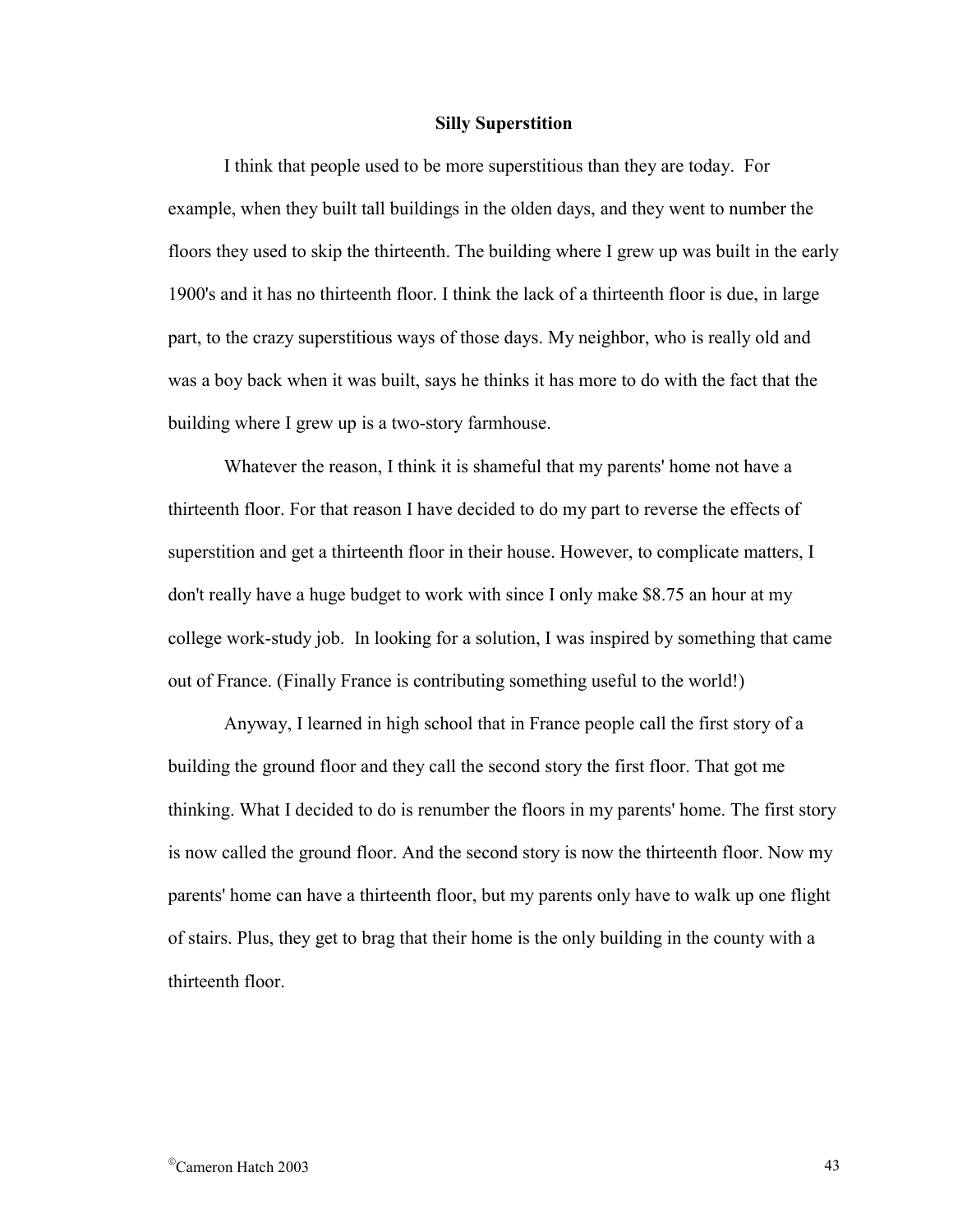**Silly Superstition**

I think that people used to be more superstitious than they are today. For example, when they built tall buildings in the olden days, and they went to number the floors they used to skip the thirteenth. The building where I grew up was built in the early 1900's and it has no thirteenth floor. I think the lack of a thirteenth floor is due, in large part, to the crazy superstitious ways of those days. My neighbor, who is really old and was a boy back when it was built, says he thinks it has more to do with the fact that the building where I grew up is a two-story farmhouse.

Whatever the reason, I think it is shameful that my parents' home not have a thirteenth floor. For that reason I have decided to do my part to reverse the effects of superstition and get a thirteenth floor in their house. However, to complicate matters, I don't really have a huge budget to work with since I only make $8.75 an hour at my college work-study job. In looking for a solution, I was inspired by something that came out of France. (Finally France is contributing something useful to the world!)

Anyway, I learned in high school that in France people call the first story of a building the ground floor and they call the second story the first floor. That got me thinking. What I decided to do is renumber the floors in my parents' home. The first story is now called the ground floor. And the second story is now the thirteenth floor. Now my parents' home can have a thirteenth floor, but my parents only have to walk up one flight of stairs. Plus, they get to brag that their home is the only building in the county with a thirteenth floor.

©Cameron Hatch 2003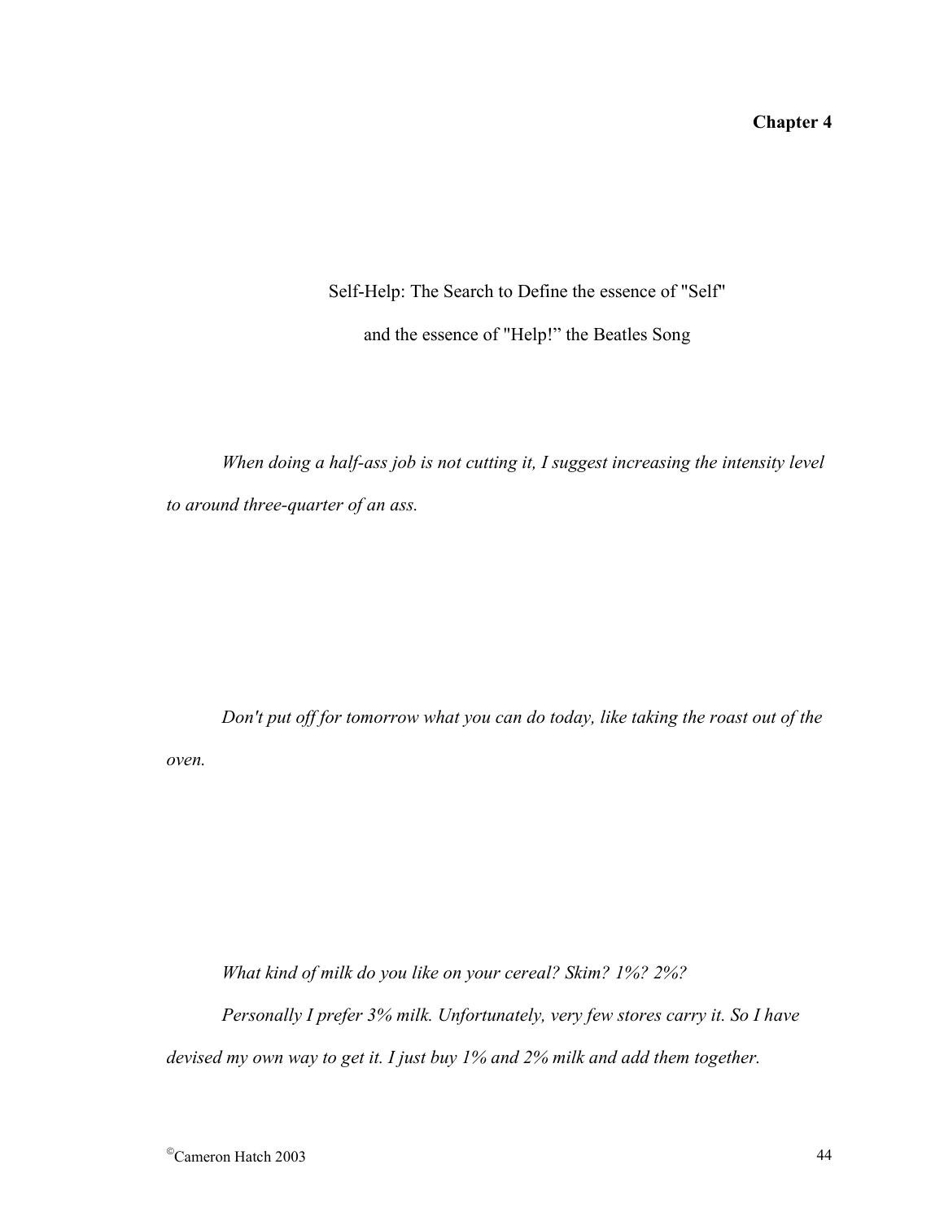## Chapter 4

Self-Help: The Search to Define the essence of "Self"

and the essence of "Help!" the Beatles Song

*When doing a half-ass job is not cutting it, I suggest increasing the intensity level to around three-quarter of an ass.*

*Don't put off for tomorrow what you can do today, like taking the roast out of the oven.*

*What kind of milk do you like on your cereal? Skim? 1%? 2%?*

*Personally I prefer 3% milk. Unfortunately, very few stores carry it. So I have devised my own way to get it. I just buy 1% and 2% milk and add them together.*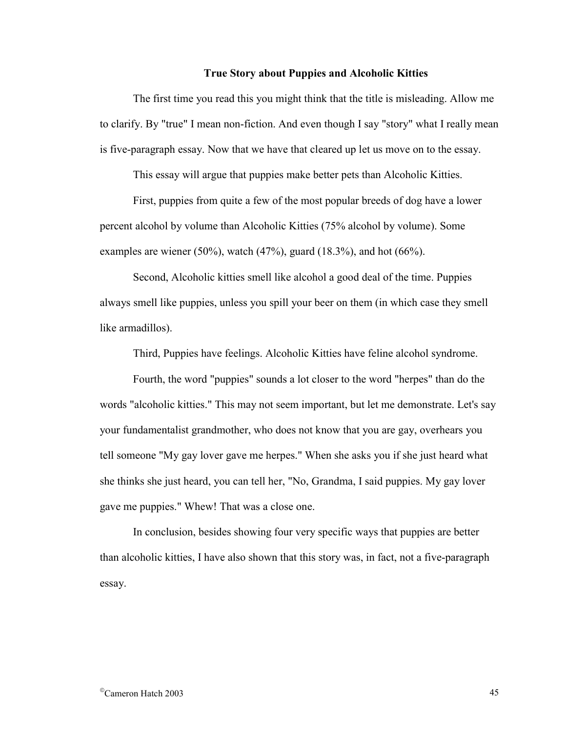## True Story about Puppies and Alcoholic Kitties

The first time you read this you might think that the title is misleading. Allow me to clarify. By "true" I mean non-fiction. And even though I say "story" what I really mean is five-paragraph essay. Now that we have that cleared up let us move on to the essay.

This essay will argue that puppies make better pets than Alcoholic Kitties.

First, puppies from quite a few of the most popular breeds of dog have a lower percent alcohol by volume than Alcoholic Kitties (75% alcohol by volume). Some examples are wiener (50%), watch (47%), guard (18.3%), and hot (66%).

Second, Alcoholic kitties smell like alcohol a good deal of the time. Puppies always smell like puppies, unless you spill your beer on them (in which case they smell like armadillos).

Third, Puppies have feelings. Alcoholic Kitties have feline alcohol syndrome.

Fourth, the word "puppies" sounds a lot closer to the word "herpes" than do the words "alcoholic kitties." This may not seem important, but let me demonstrate. Let's say your fundamentalist grandmother, who does not know that you are gay, overhears you tell someone "My gay lover gave me herpes." When she asks you if she just heard what she thinks she just heard, you can tell her, "No, Grandma, I said puppies. My gay lover gave me puppies." Whew! That was a close one.

In conclusion, besides showing four very specific ways that puppies are better than alcoholic kitties, I have also shown that this story was, in fact, not a five-paragraph essay.

©Cameron Hatch 2003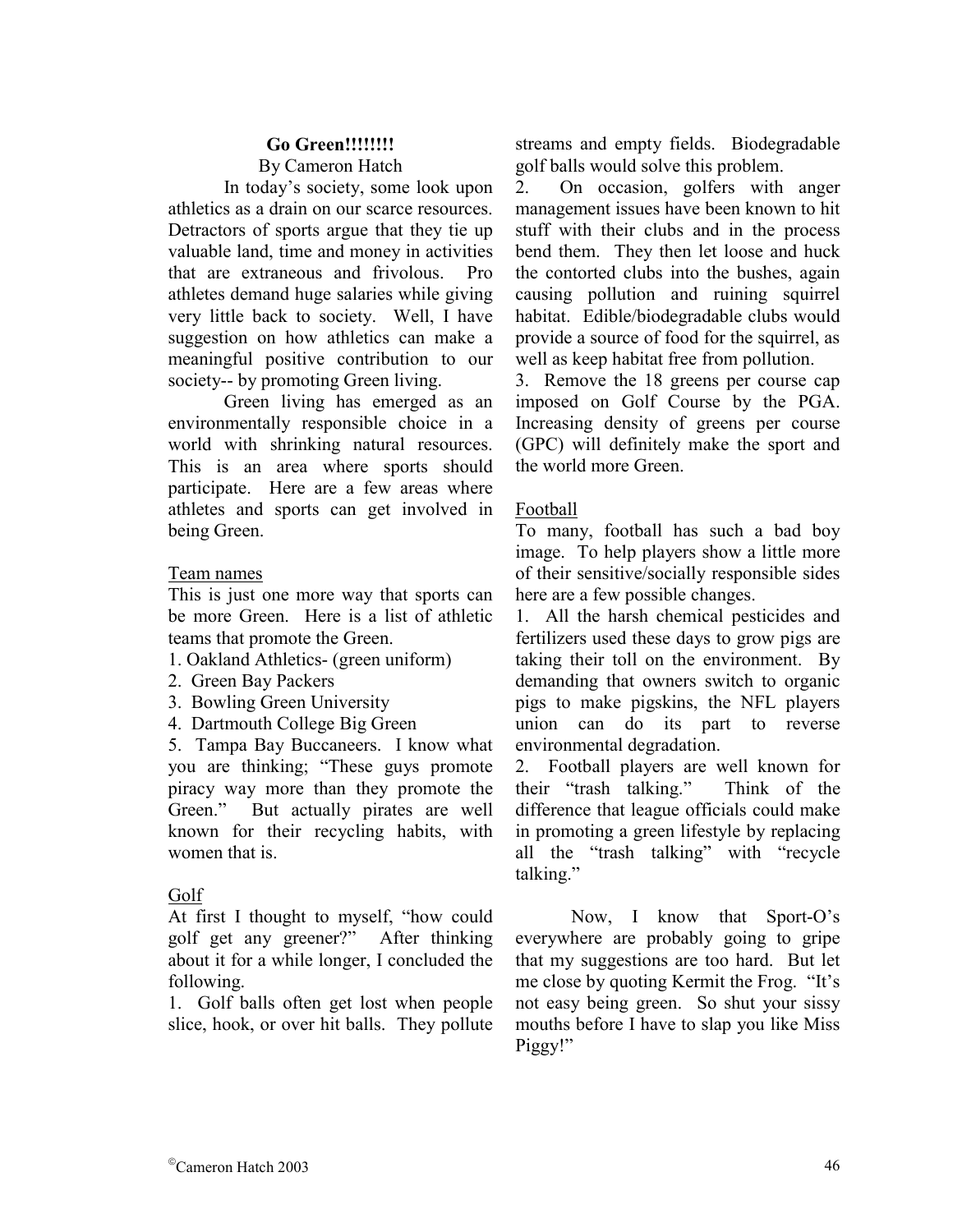# Go Green!!!!!!!!

By Cameron Hatch

In today's society, some look upon athletics as a drain on our scarce resources. Detractors of sports argue that they tie up valuable land, time and money in activities that are extraneous and frivolous. Pro athletes demand huge salaries while giving very little back to society. Well, I have suggestion on how athletics can make a meaningful positive contribution to our society-- by promoting Green living.

Green living has emerged as an environmentally responsible choice in a world with shrinking natural resources. This is an area where sports should participate. Here are a few areas where athletes and sports can get involved in being Green.

## Team names

This is just one more way that sports can be more Green. Here is a list of athletic teams that promote the Green.

1. Oakland Athletics- (green uniform)
2. Green Bay Packers
3. Bowling Green University
4. Dartmouth College Big Green
5. Tampa Bay Buccaneers. I know what you are thinking; "These guys promote piracy way more than they promote the Green." But actually pirates are well known for their recycling habits, with women that is.

## Golf

At first I thought to myself, "how could golf get any greener?" After thinking about it for a while longer, I concluded the following.

1. Golf balls often get lost when people slice, hook, or over hit balls. They pollute streams and empty fields. Biodegradable golf balls would solve this problem.
2. On occasion, golfers with anger management issues have been known to hit stuff with their clubs and in the process bend them. They then let loose and huck the contorted clubs into the bushes, again causing pollution and ruining squirrel habitat. Edible/biodegradable clubs would provide a source of food for the squirrel, as well as keep habitat free from pollution.
3. Remove the 18 greens per course cap imposed on Golf Course by the PGA. Increasing density of greens per course (GPC) will definitely make the sport and the world more Green.

## Football

To many, football has such a bad boy image. To help players show a little more of their sensitive/socially responsible sides here are a few possible changes.

1. All the harsh chemical pesticides and fertilizers used these days to grow pigs are taking their toll on the environment. By demanding that owners switch to organic pigs to make pigskins, the NFL players union can do its part to reverse environmental degradation.
2. Football players are well known for their "trash talking." Think of the difference that league officials could make in promoting a green lifestyle by replacing all the "trash talking" with "recycle talking."

Now, I know that Sport-O's everywhere are probably going to gripe that my suggestions are too hard. But let me close by quoting Kermit the Frog. "It's not easy being green. So shut your sissy mouths before I have to slap you like Miss Piggy!"

©Cameron Hatch 2003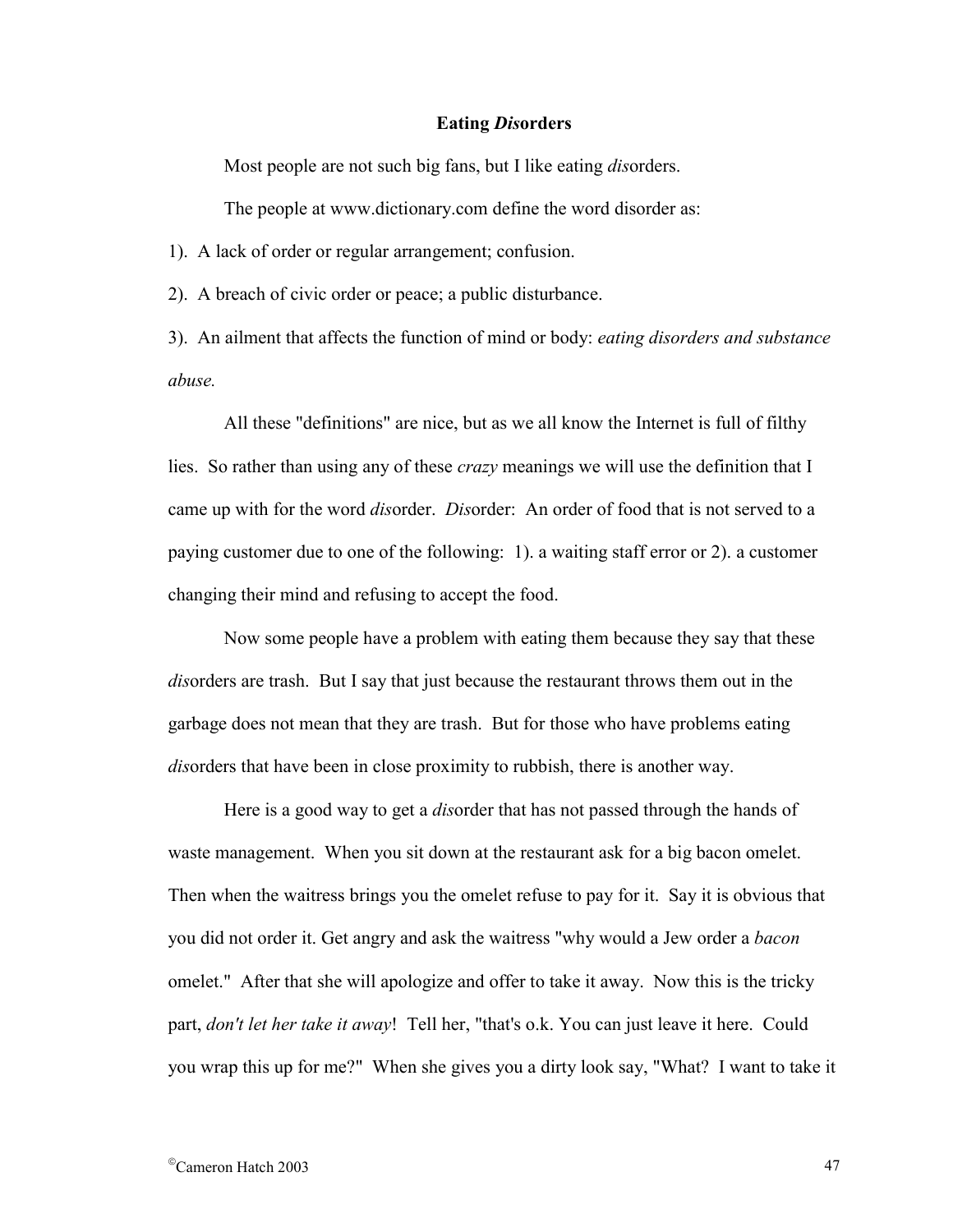**Eating *Dis*orders**

Most people are not such big fans, but I like eating *dis*orders.

The people at www.dictionary.com define the word disorder as:

1). A lack of order or regular arrangement; confusion.

2). A breach of civic order or peace; a public disturbance.

3). An ailment that affects the function of mind or body: *eating disorders and substance abuse.*

All these "definitions" are nice, but as we all know the Internet is full of filthy lies. So rather than using any of these *crazy* meanings we will use the definition that I came up with for the word *dis*order. *Dis*order: An order of food that is not served to a paying customer due to one of the following: 1). a waiting staff error or 2). a customer changing their mind and refusing to accept the food.

Now some people have a problem with eating them because they say that these *dis*orders are trash. But I say that just because the restaurant throws them out in the garbage does not mean that they are trash. But for those who have problems eating *dis*orders that have been in close proximity to rubbish, there is another way.

Here is a good way to get a *dis*order that has not passed through the hands of waste management. When you sit down at the restaurant ask for a big bacon omelet. Then when the waitress brings you the omelet refuse to pay for it. Say it is obvious that you did not order it. Get angry and ask the waitress "why would a Jew order a *bacon* omelet." After that she will apologize and offer to take it away. Now this is the tricky part, *don't let her take it away*! Tell her, "that's o.k. You can just leave it here. Could you wrap this up for me?" When she gives you a dirty look say, "What? I want to take it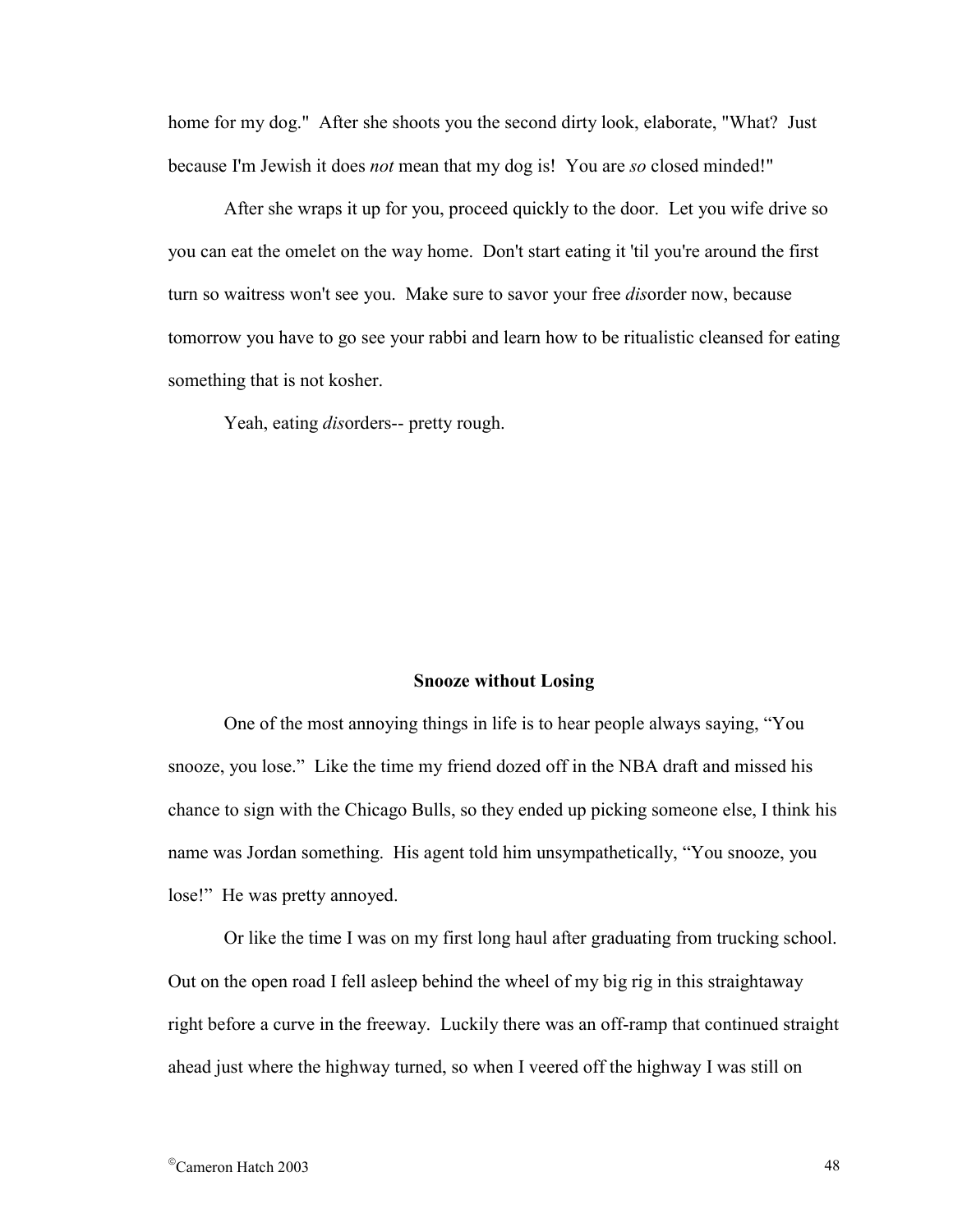home for my dog." After she shoots you the second dirty look, elaborate, "What? Just because I'm Jewish it does *not* mean that my dog is! You are *so* closed minded!"

After she wraps it up for you, proceed quickly to the door. Let you wife drive so you can eat the omelet on the way home. Don't start eating it 'til you're around the first turn so waitress won't see you. Make sure to savor your free *dis*order now, because tomorrow you have to go see your rabbi and learn how to be ritualistic cleansed for eating something that is not kosher.

Yeah, eating *dis*orders-- pretty rough.

## Snooze without Losing

One of the most annoying things in life is to hear people always saying, “You snooze, you lose.” Like the time my friend dozed off in the NBA draft and missed his chance to sign with the Chicago Bulls, so they ended up picking someone else, I think his name was Jordan something. His agent told him unsympathetically, “You snooze, you lose!” He was pretty annoyed.

Or like the time I was on my first long haul after graduating from trucking school. Out on the open road I fell asleep behind the wheel of my big rig in this straightaway right before a curve in the freeway. Luckily there was an off-ramp that continued straight ahead just where the highway turned, so when I veered off the highway I was still on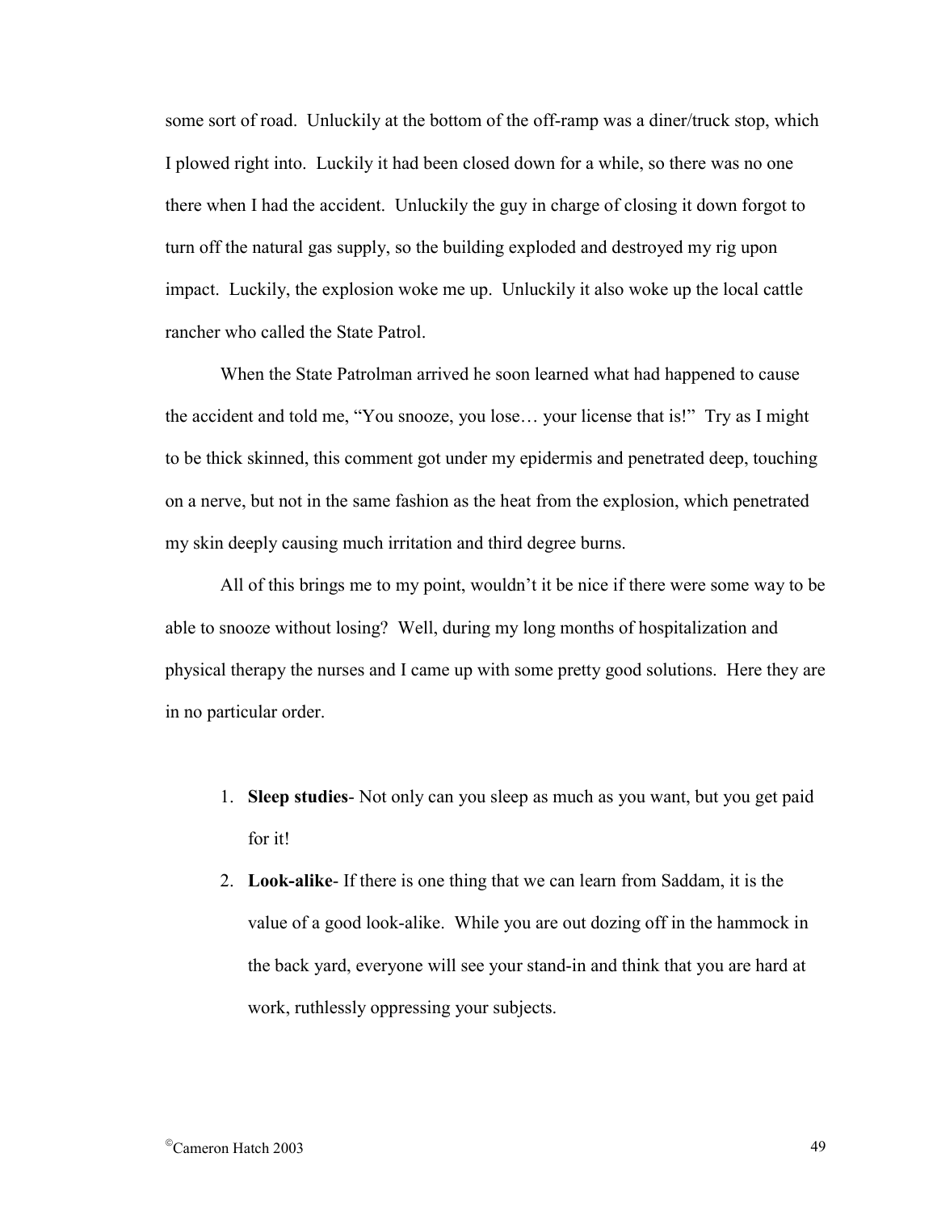some sort of road. Unluckily at the bottom of the off-ramp was a diner/truck stop, which I plowed right into. Luckily it had been closed down for a while, so there was no one there when I had the accident. Unluckily the guy in charge of closing it down forgot to turn off the natural gas supply, so the building exploded and destroyed my rig upon impact. Luckily, the explosion woke me up. Unluckily it also woke up the local cattle rancher who called the State Patrol.

When the State Patrolman arrived he soon learned what had happened to cause the accident and told me, "You snooze, you lose… your license that is!" Try as I might to be thick skinned, this comment got under my epidermis and penetrated deep, touching on a nerve, but not in the same fashion as the heat from the explosion, which penetrated my skin deeply causing much irritation and third degree burns.

All of this brings me to my point, wouldn't it be nice if there were some way to be able to snooze without losing? Well, during my long months of hospitalization and physical therapy the nurses and I came up with some pretty good solutions. Here they are in no particular order.

1. **Sleep studies**- Not only can you sleep as much as you want, but you get paid for it!
2. **Look-alike**- If there is one thing that we can learn from Saddam, it is the value of a good look-alike. While you are out dozing off in the hammock in the back yard, everyone will see your stand-in and think that you are hard at work, ruthlessly oppressing your subjects.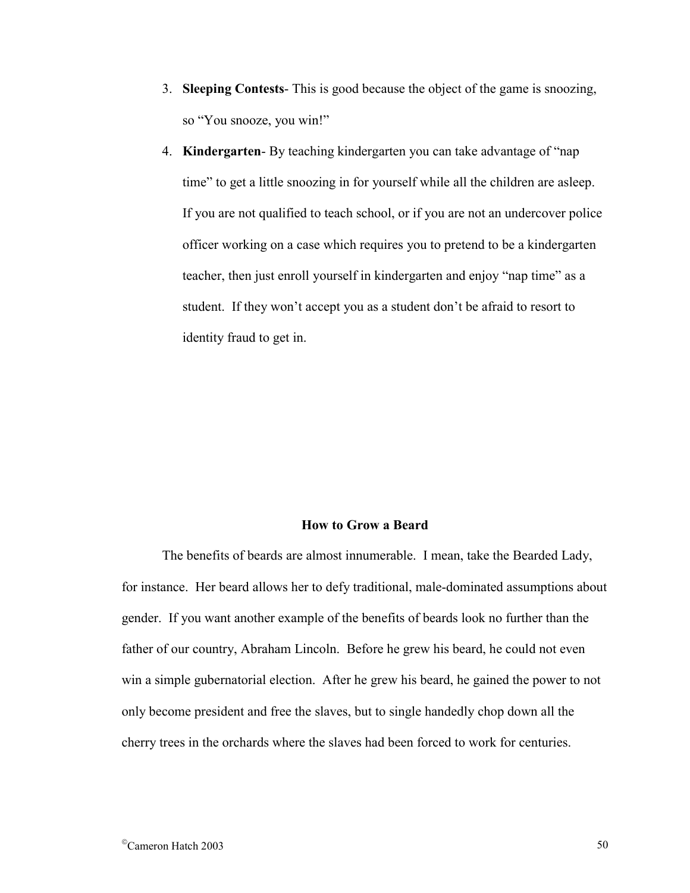3. **Sleeping Contests**- This is good because the object of the game is snoozing, so "You snooze, you win!"
4. **Kindergarten**- By teaching kindergarten you can take advantage of "nap time" to get a little snoozing in for yourself while all the children are asleep. If you are not qualified to teach school, or if you are not an undercover police officer working on a case which requires you to pretend to be a kindergarten teacher, then just enroll yourself in kindergarten and enjoy "nap time" as a student. If they won't accept you as a student don't be afraid to resort to identity fraud to get in.

## How to Grow a Beard

The benefits of beards are almost innumerable. I mean, take the Bearded Lady, for instance. Her beard allows her to defy traditional, male-dominated assumptions about gender. If you want another example of the benefits of beards look no further than the father of our country, Abraham Lincoln. Before he grew his beard, he could not even win a simple gubernatorial election. After he grew his beard, he gained the power to not only become president and free the slaves, but to single handedly chop down all the cherry trees in the orchards where the slaves had been forced to work for centuries.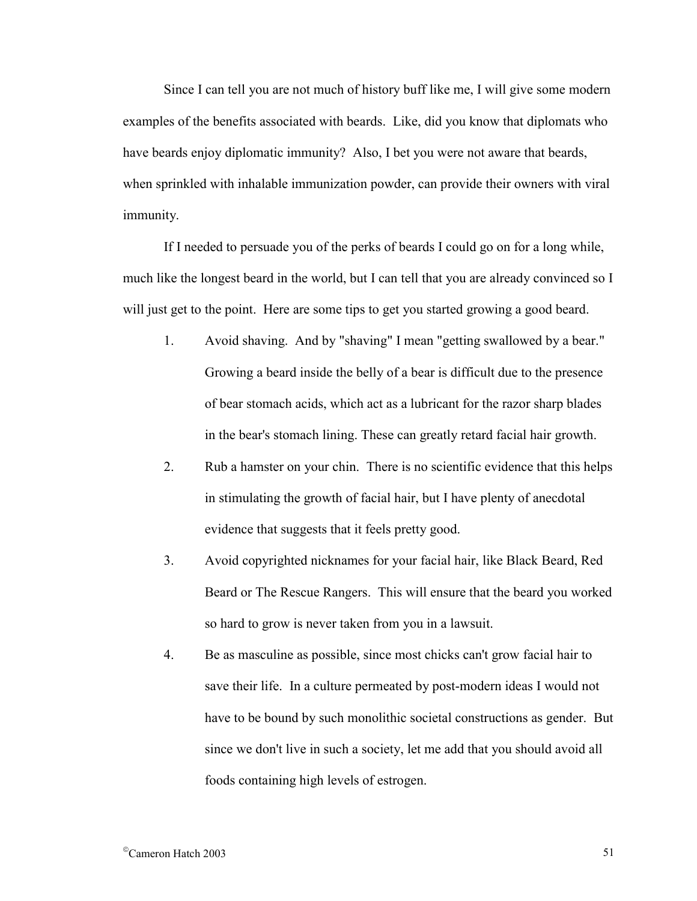Since I can tell you are not much of history buff like me, I will give some modern examples of the benefits associated with beards. Like, did you know that diplomats who have beards enjoy diplomatic immunity? Also, I bet you were not aware that beards, when sprinkled with inhalable immunization powder, can provide their owners with viral immunity.

If I needed to persuade you of the perks of beards I could go on for a long while, much like the longest beard in the world, but I can tell that you are already convinced so I will just get to the point. Here are some tips to get you started growing a good beard.

1. Avoid shaving. And by "shaving" I mean "getting swallowed by a bear." Growing a beard inside the belly of a bear is difficult due to the presence of bear stomach acids, which act as a lubricant for the razor sharp blades in the bear's stomach lining. These can greatly retard facial hair growth.
2. Rub a hamster on your chin. There is no scientific evidence that this helps in stimulating the growth of facial hair, but I have plenty of anecdotal evidence that suggests that it feels pretty good.
3. Avoid copyrighted nicknames for your facial hair, like Black Beard, Red Beard or The Rescue Rangers. This will ensure that the beard you worked so hard to grow is never taken from you in a lawsuit.
4. Be as masculine as possible, since most chicks can't grow facial hair to save their life. In a culture permeated by post-modern ideas I would not have to be bound by such monolithic societal constructions as gender. But since we don't live in such a society, let me add that you should avoid all foods containing high levels of estrogen.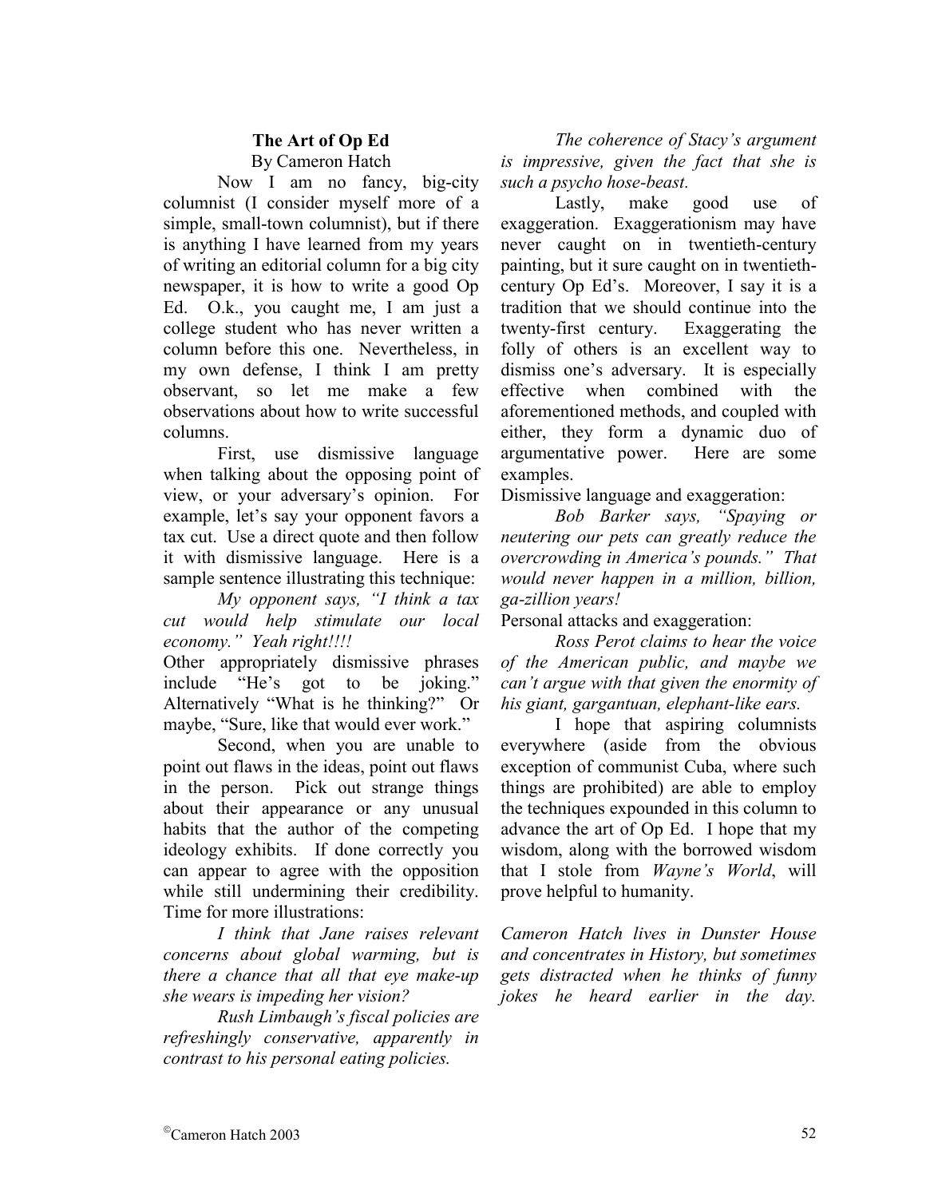## The Art of Op Ed

By Cameron Hatch

Now I am no fancy, big-city columnist (I consider myself more of a simple, small-town columnist), but if there is anything I have learned from my years of writing an editorial column for a big city newspaper, it is how to write a good Op Ed. O.k., you caught me, I am just a college student who has never written a column before this one. Nevertheless, in my own defense, I think I am pretty observant, so let me make a few observations about how to write successful columns.

First, use dismissive language when talking about the opposing point of view, or your adversary's opinion. For example, let's say your opponent favors a tax cut. Use a direct quote and then follow it with dismissive language. Here is a sample sentence illustrating this technique:

*My opponent says, "I think a tax cut would help stimulate our local economy." Yeah right!!!!*

Other appropriately dismissive phrases include "He's got to be joking." Alternatively "What is he thinking?" Or maybe, "Sure, like that would ever work."

Second, when you are unable to point out flaws in the ideas, point out flaws in the person. Pick out strange things about their appearance or any unusual habits that the author of the competing ideology exhibits. If done correctly you can appear to agree with the opposition while still undermining their credibility. Time for more illustrations:

*I think that Jane raises relevant concerns about global warming, but is there a chance that all that eye make-up she wears is impeding her vision?*

*Rush Limbaugh's fiscal policies are refreshingly conservative, apparently in contrast to his personal eating policies.*

*The coherence of Stacy's argument is impressive, given the fact that she is such a psycho hose-beast.*

Lastly, make good use of exaggeration. Exaggerationism may have never caught on in twentieth-century painting, but it sure caught on in twentieth-century Op Ed's. Moreover, I say it is a tradition that we should continue into the twenty-first century. Exaggerating the folly of others is an excellent way to dismiss one's adversary. It is especially effective when combined with the aforementioned methods, and coupled with either, they form a dynamic duo of argumentative power. Here are some examples.

Dismissive language and exaggeration:

*Bob Barker says, "Spaying or neutering our pets can greatly reduce the overcrowding in America's pounds." That would never happen in a million, billion, ga-zillion years!*

Personal attacks and exaggeration:

*Ross Perot claims to hear the voice of the American public, and maybe we can't argue with that given the enormity of his giant, gargantuan, elephant-like ears.*

I hope that aspiring columnists everywhere (aside from the obvious exception of communist Cuba, where such things are prohibited) are able to employ the techniques expounded in this column to advance the art of Op Ed. I hope that my wisdom, along with the borrowed wisdom that I stole from *Wayne's World*, will prove helpful to humanity.

*Cameron Hatch lives in Dunster House and concentrates in History, but sometimes gets distracted when he thinks of funny jokes he heard earlier in the day.*

©Cameron Hatch 2003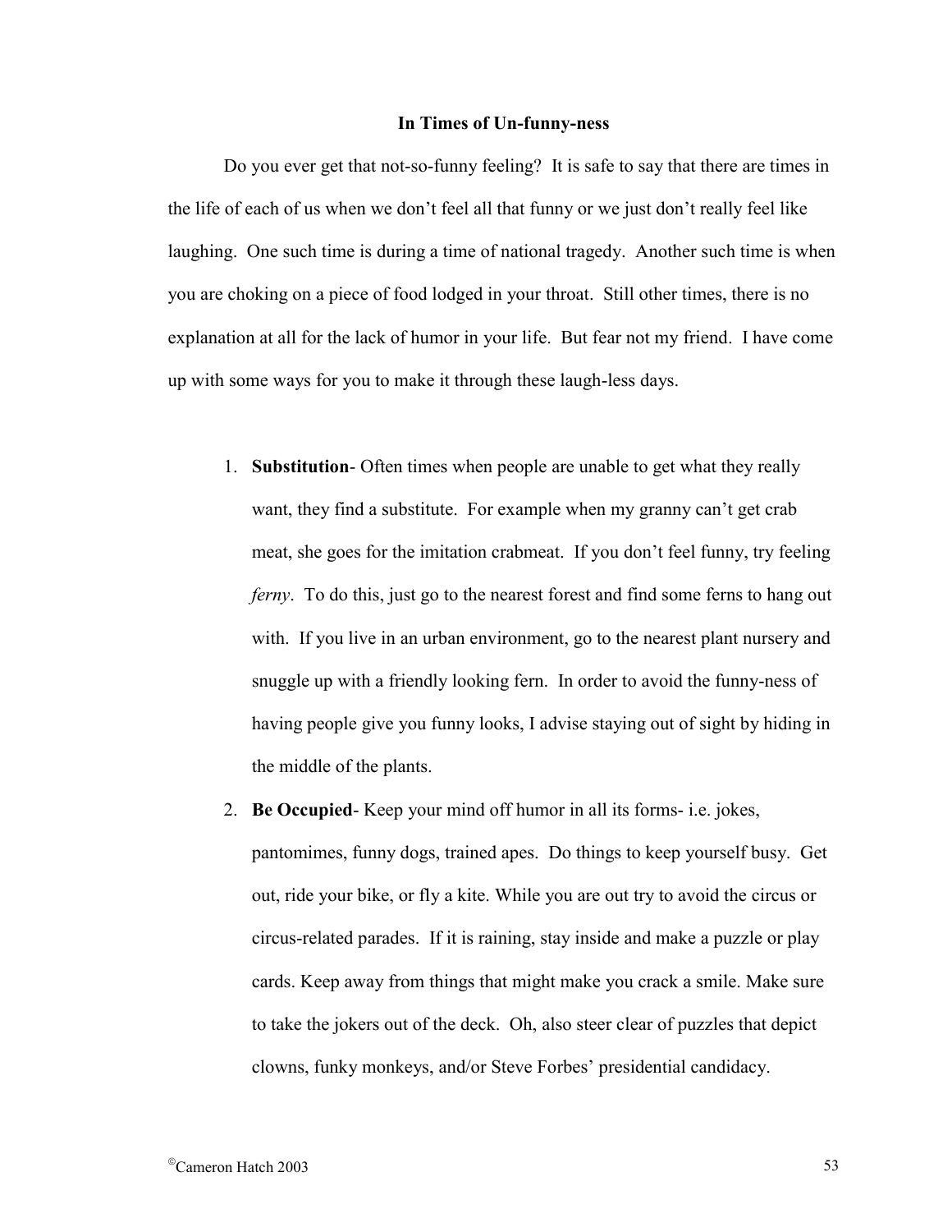**In Times of Un-funny-ness**

Do you ever get that not-so-funny feeling? It is safe to say that there are times in the life of each of us when we don't feel all that funny or we just don't really feel like laughing. One such time is during a time of national tragedy. Another such time is when you are choking on a piece of food lodged in your throat. Still other times, there is no explanation at all for the lack of humor in your life. But fear not my friend. I have come up with some ways for you to make it through these laugh-less days.

1. **Substitution**- Often times when people are unable to get what they really want, they find a substitute. For example when my granny can't get crab meat, she goes for the imitation crabmeat. If you don't feel funny, try feeling *ferny*. To do this, just go to the nearest forest and find some ferns to hang out with. If you live in an urban environment, go to the nearest plant nursery and snuggle up with a friendly looking fern. In order to avoid the funny-ness of having people give you funny looks, I advise staying out of sight by hiding in the middle of the plants.
2. **Be Occupied**- Keep your mind off humor in all its forms- i.e. jokes, pantomimes, funny dogs, trained apes. Do things to keep yourself busy. Get out, ride your bike, or fly a kite. While you are out try to avoid the circus or circus-related parades. If it is raining, stay inside and make a puzzle or play cards. Keep away from things that might make you crack a smile. Make sure to take the jokers out of the deck. Oh, also steer clear of puzzles that depict clowns, funky monkeys, and/or Steve Forbes' presidential candidacy.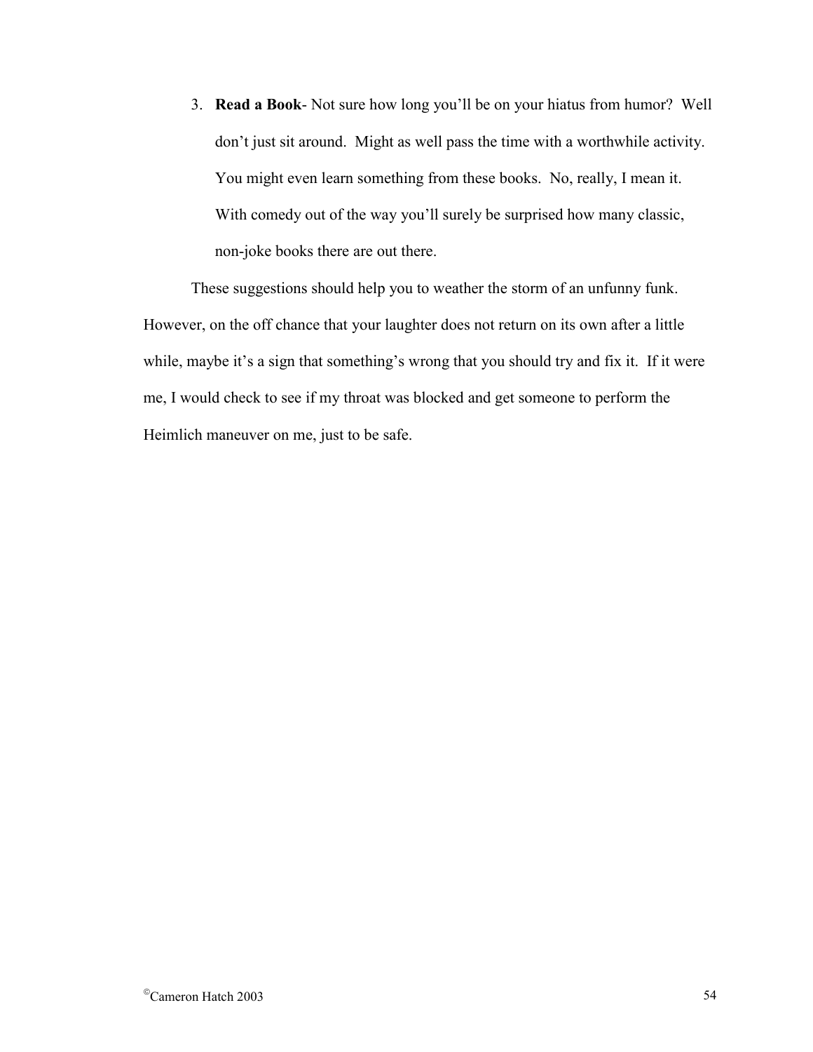3. **Read a Book**- Not sure how long you'll be on your hiatus from humor? Well don't just sit around. Might as well pass the time with a worthwhile activity. You might even learn something from these books. No, really, I mean it. With comedy out of the way you'll surely be surprised how many classic, non-joke books there are out there.

These suggestions should help you to weather the storm of an unfunny funk. However, on the off chance that your laughter does not return on its own after a little while, maybe it's a sign that something's wrong that you should try and fix it. If it were me, I would check to see if my throat was blocked and get someone to perform the Heimlich maneuver on me, just to be safe.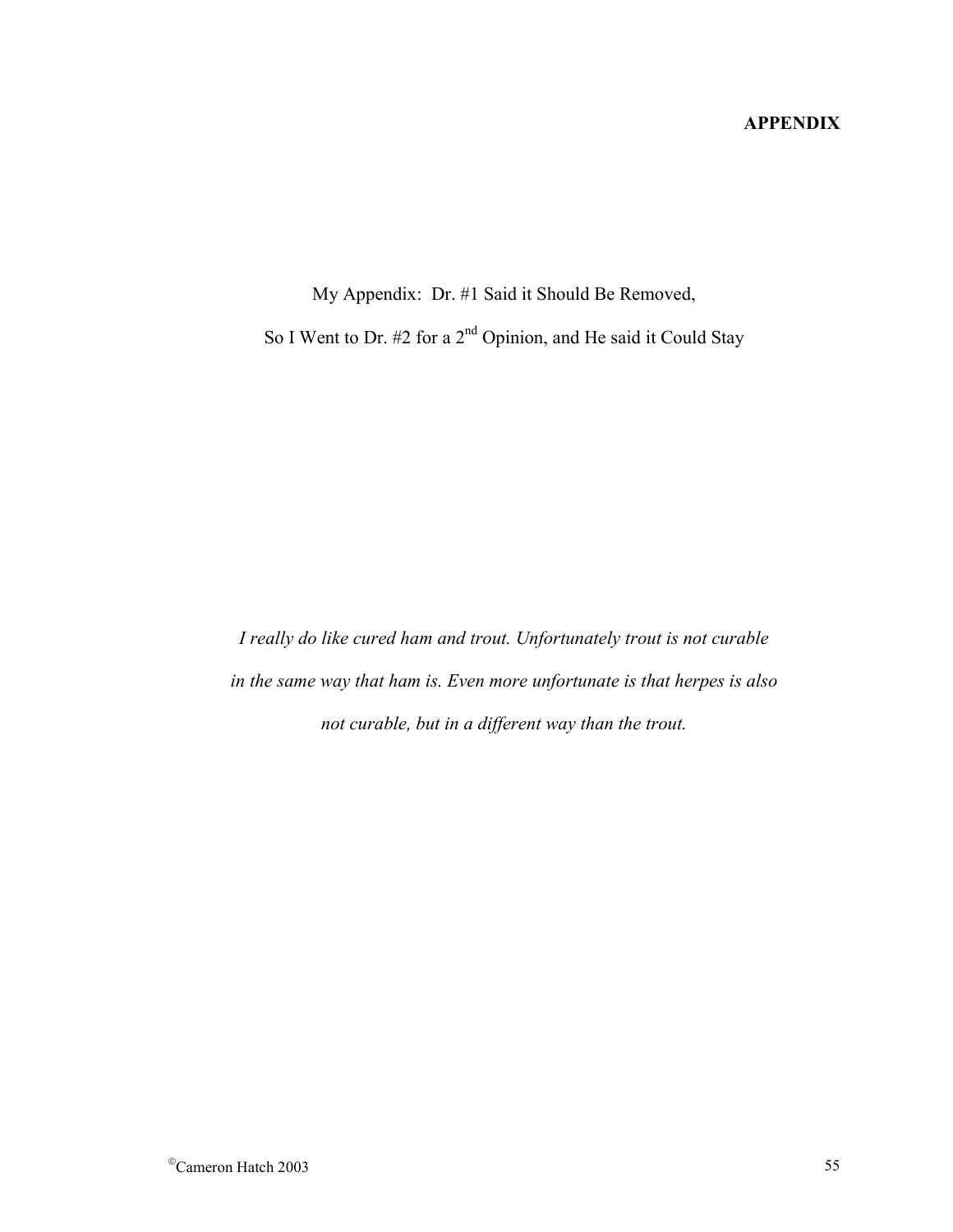# APPENDIX

My Appendix: Dr. #1 Said it Should Be Removed,

So I Went to Dr. #2 for a 2nd Opinion, and He said it Could Stay

*I really do like cured ham and trout. Unfortunately trout is not curable in the same way that ham is. Even more unfortunate is that herpes is also not curable, but in a different way than the trout.*

©Cameron Hatch 2003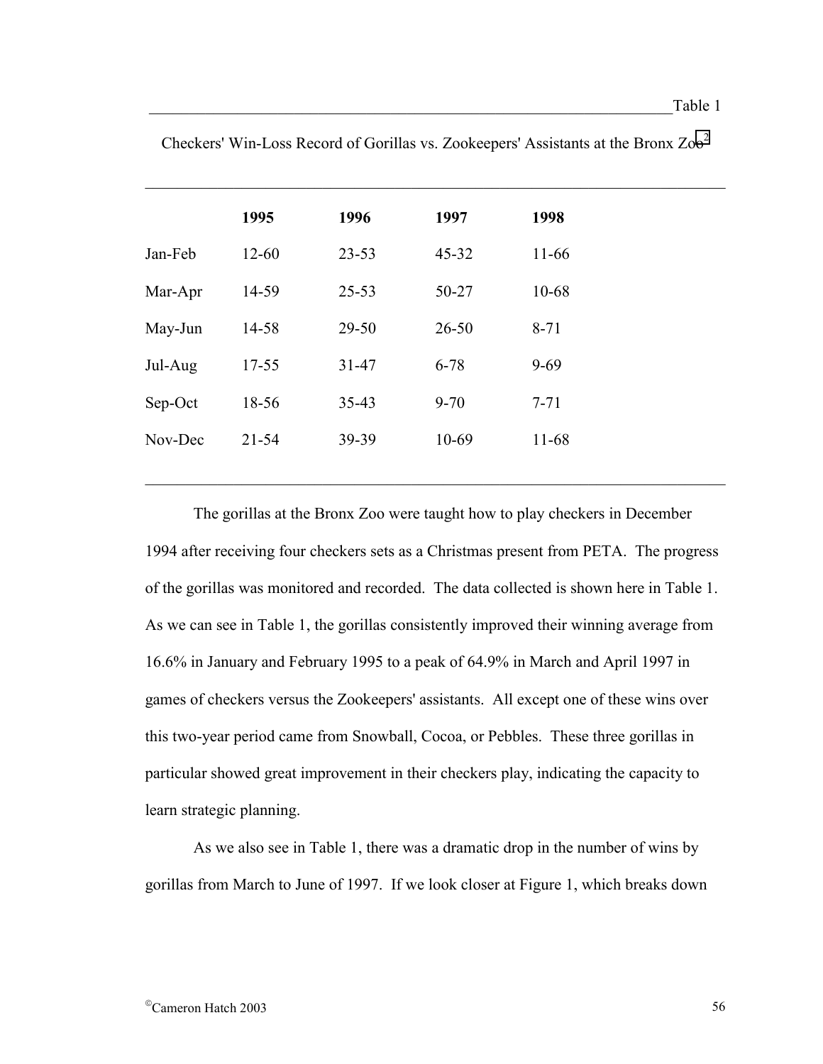Table 1

Checkers' Win-Loss Record of Gorillas vs. Zookeepers' Assistants at the Bronx Zoo[2]

| | 1995 | 1996 | 1997 | 1998 |
|---|---|---|---|---|
| Jan-Feb | 12-60 | 23-53 | 45-32 | 11-66 |
| Mar-Apr | 14-59 | 25-53 | 50-27 | 10-68 |
| May-Jun | 14-58 | 29-50 | 26-50 | 8-71 |
| Jul-Aug | 17-55 | 31-47 | 6-78 | 9-69 |
| Sep-Oct | 18-56 | 35-43 | 9-70 | 7-71 |
| Nov-Dec | 21-54 | 39-39 | 10-69 | 11-68 |

The gorillas at the Bronx Zoo were taught how to play checkers in December 1994 after receiving four checkers sets as a Christmas present from PETA. The progress of the gorillas was monitored and recorded. The data collected is shown here in Table 1. As we can see in Table 1, the gorillas consistently improved their winning average from 16.6% in January and February 1995 to a peak of 64.9% in March and April 1997 in games of checkers versus the Zookeepers' assistants. All except one of these wins over this two-year period came from Snowball, Cocoa, or Pebbles. These three gorillas in particular showed great improvement in their checkers play, indicating the capacity to learn strategic planning.

As we also see in Table 1, there was a dramatic drop in the number of wins by gorillas from March to June of 1997. If we look closer at Figure 1, which breaks down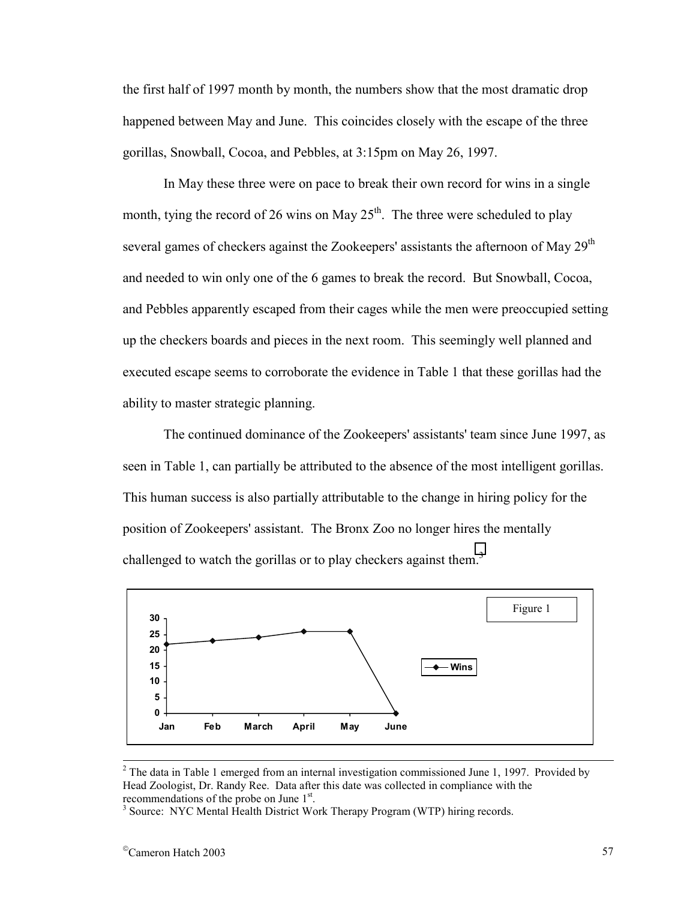the first half of 1997 month by month, the numbers show that the most dramatic drop happened between May and June. This coincides closely with the escape of the three gorillas, Snowball, Cocoa, and Pebbles, at 3:15pm on May 26, 1997.

In May these three were on pace to break their own record for wins in a single month, tying the record of 26 wins on May 25th. The three were scheduled to play several games of checkers against the Zookeepers' assistants the afternoon of May 29th and needed to win only one of the 6 games to break the record. But Snowball, Cocoa, and Pebbles apparently escaped from their cages while the men were preoccupied setting up the checkers boards and pieces in the next room. This seemingly well planned and executed escape seems to corroborate the evidence in Table 1 that these gorillas had the ability to master strategic planning.

The continued dominance of the Zookeepers' assistants' team since June 1997, as seen in Table 1, can partially be attributed to the absence of the most intelligent gorillas. This human success is also partially attributable to the change in hiring policy for the position of Zookeepers' assistant. The Bronx Zoo no longer hires the mentally challenged to watch the gorillas or to play checkers against them.[3]

Figure 1

| Month | Wins |
|---|---|
| Jan | 22 |
| Feb | 23 |
| March | 24 |
| April | 26 |
| May | 26 |
| June | 0 |

---

[2] The data in Table 1 emerged from an internal investigation commissioned June 1, 1997. Provided by Head Zoologist, Dr. Randy Ree. Data after this date was collected in compliance with the recommendations of the probe on June 1st.

[3] Source: NYC Mental Health District Work Therapy Program (WTP) hiring records.

©Cameron Hatch 2003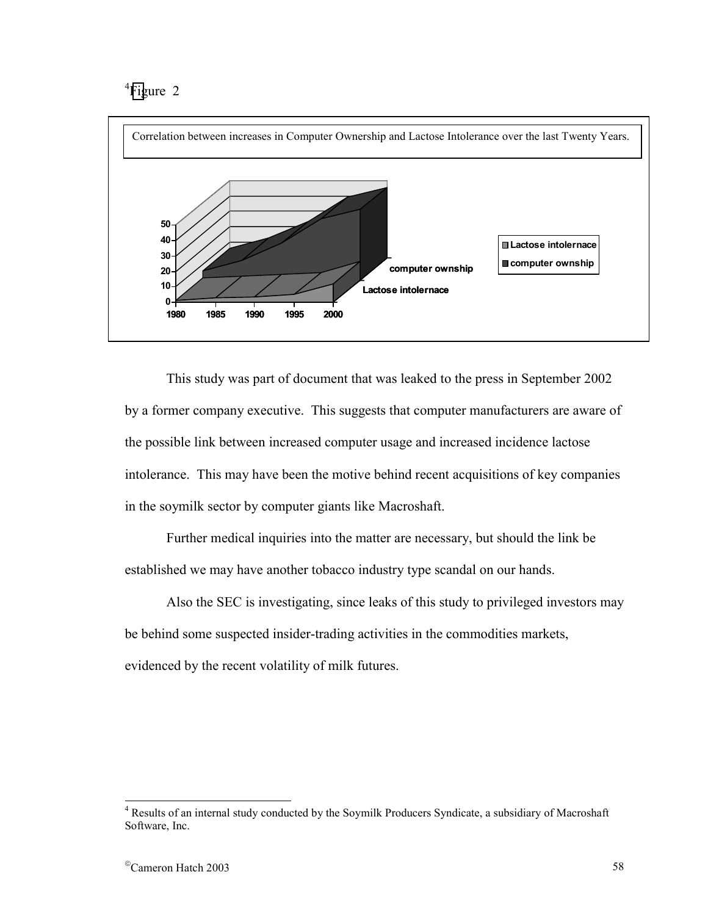Figure 2[4]

Correlation between increases in Computer Ownership and Lactose Intolerance over the last Twenty Years.

This study was part of document that was leaked to the press in September 2002 by a former company executive. This suggests that computer manufacturers are aware of the possible link between increased computer usage and increased incidence lactose intolerance. This may have been the motive behind recent acquisitions of key companies in the soymilk sector by computer giants like Macroshaft.

Further medical inquiries into the matter are necessary, but should the link be established we may have another tobacco industry type scandal on our hands.

Also the SEC is investigating, since leaks of this study to privileged investors may be behind some suspected insider-trading activities in the commodities markets, evidenced by the recent volatility of milk futures.

---

[4] Results of an internal study conducted by the Soymilk Producers Syndicate, a subsidiary of Macroshaft Software, Inc.

©Cameron Hatch 2003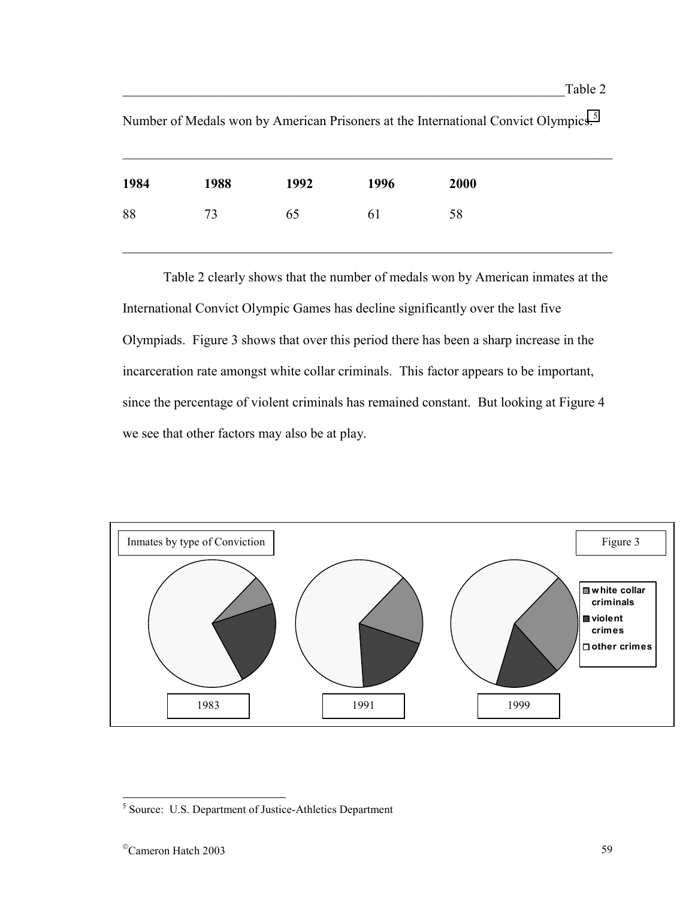Table 2

Number of Medals won by American Prisoners at the International Convict Olympics.[5]

| 1984 | 1988 | 1992 | 1996 | 2000 |
|---|---|---|---|---|
| 88 | 73 | 65 | 61 | 58 |

Table 2 clearly shows that the number of medals won by American inmates at the International Convict Olympic Games has decline significantly over the last five Olympiads. Figure 3 shows that over this period there has been a sharp increase in the incarceration rate amongst white collar criminals. This factor appears to be important, since the percentage of violent criminals has remained constant. But looking at Figure 4 we see that other factors may also be at play.

Inmates by type of Conviction

Figure 3

white collar criminals
violent crimes
other crimes

1983 1991 1999

[5] Source: U.S. Department of Justice-Athletics Department

©Cameron Hatch 2003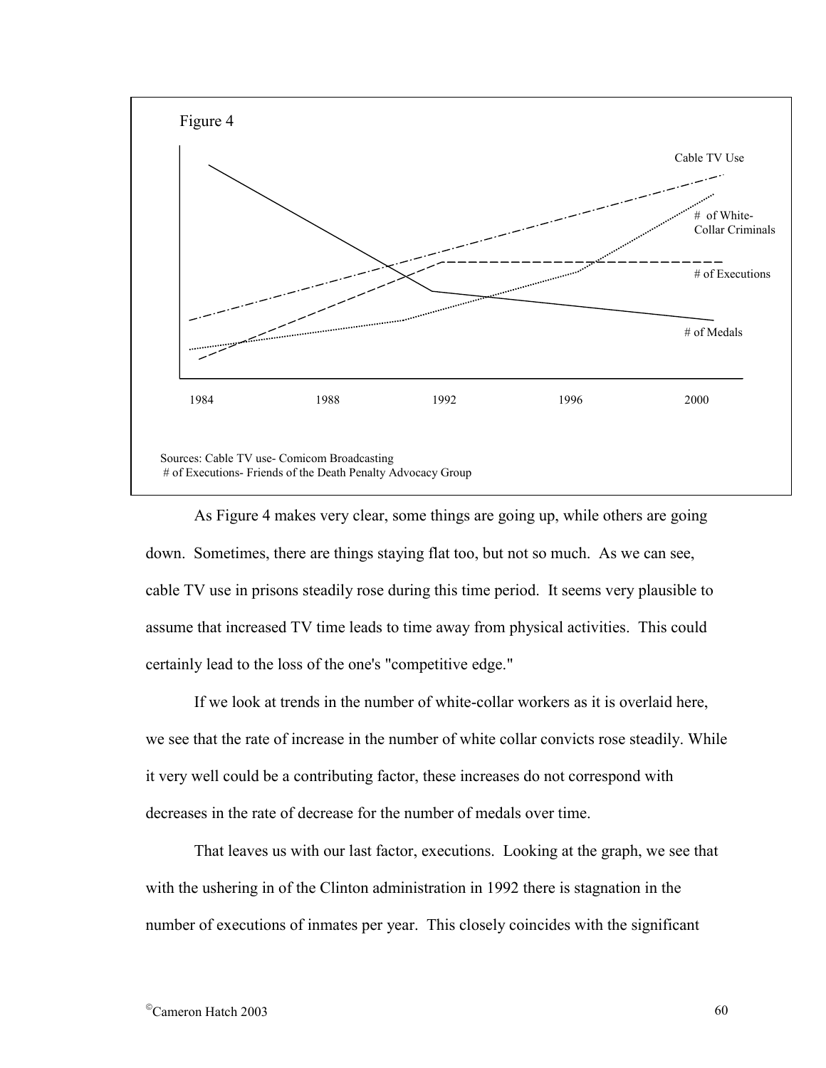Figure 4

Cable TV Use

# of White-Collar Criminals

# of Executions

# of Medals

1984 1988 1992 1996 2000

Sources: Cable TV use- Comicom Broadcasting
# of Executions- Friends of the Death Penalty Advocacy Group

As Figure 4 makes very clear, some things are going up, while others are going down. Sometimes, there are things staying flat too, but not so much. As we can see, cable TV use in prisons steadily rose during this time period. It seems very plausible to assume that increased TV time leads to time away from physical activities. This could certainly lead to the loss of the one's "competitive edge."

If we look at trends in the number of white-collar workers as it is overlaid here, we see that the rate of increase in the number of white collar convicts rose steadily. While it very well could be a contributing factor, these increases do not correspond with decreases in the rate of decrease for the number of medals over time.

That leaves us with our last factor, executions. Looking at the graph, we see that with the ushering in of the Clinton administration in 1992 there is stagnation in the number of executions of inmates per year. This closely coincides with the significant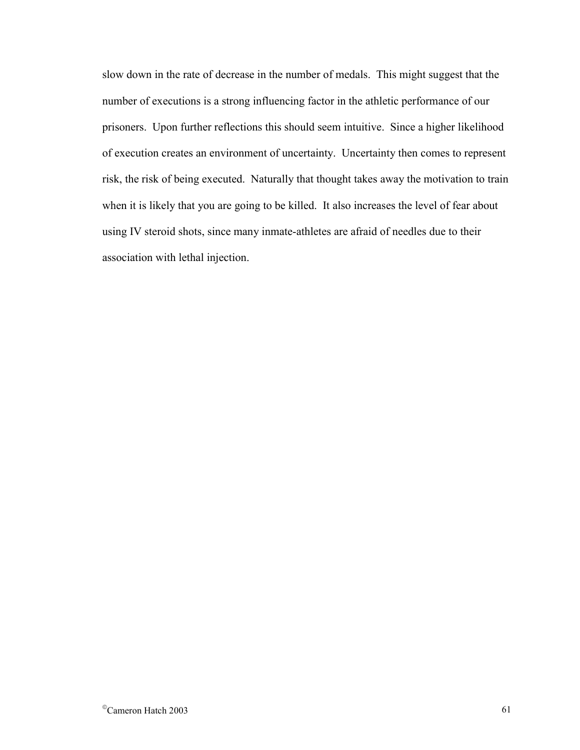slow down in the rate of decrease in the number of medals. This might suggest that the number of executions is a strong influencing factor in the athletic performance of our prisoners. Upon further reflections this should seem intuitive. Since a higher likelihood of execution creates an environment of uncertainty. Uncertainty then comes to represent risk, the risk of being executed. Naturally that thought takes away the motivation to train when it is likely that you are going to be killed. It also increases the level of fear about using IV steroid shots, since many inmate-athletes are afraid of needles due to their association with lethal injection.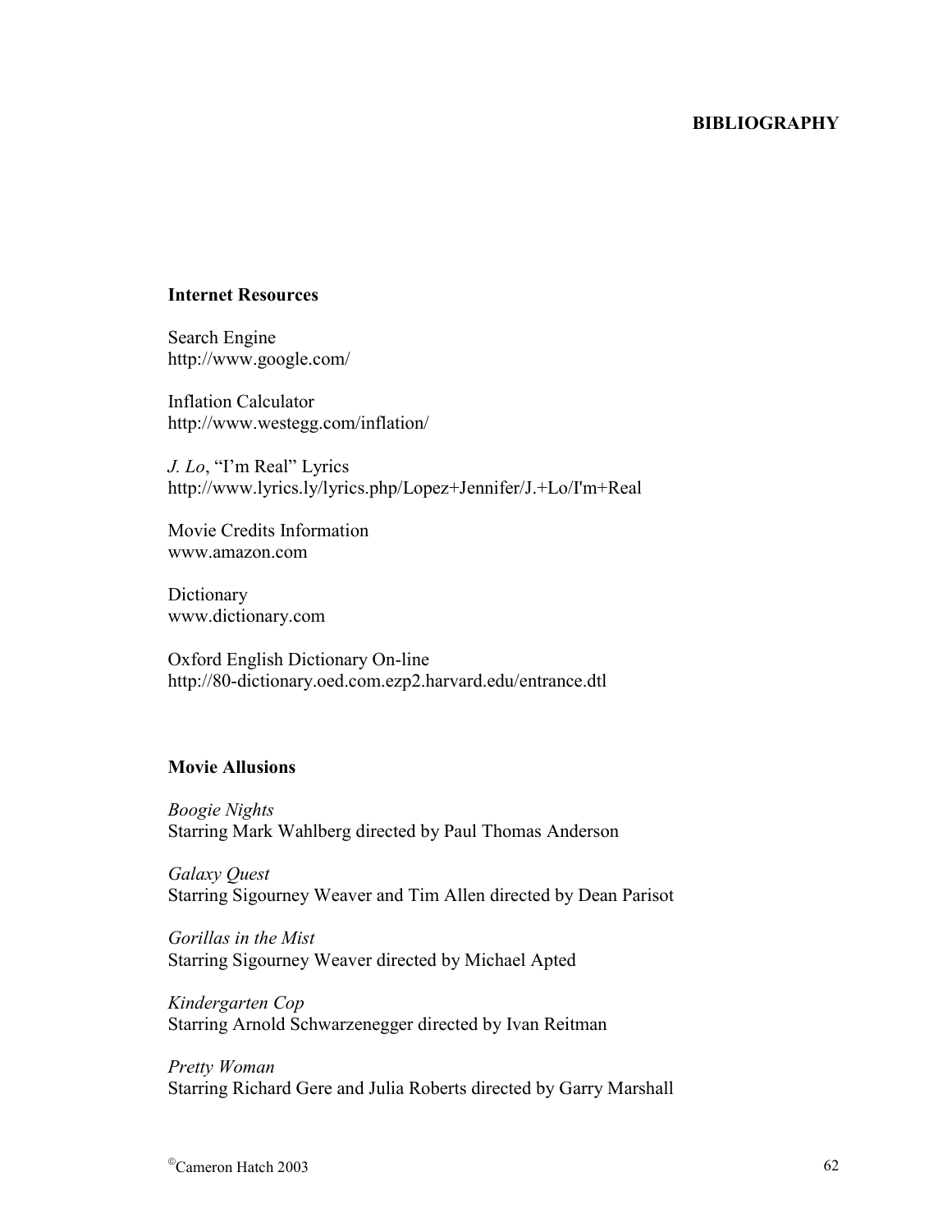# BIBLIOGRAPHY

## Internet Resources

Search Engine
http://www.google.com/

Inflation Calculator
http://www.westegg.com/inflation/

*J. Lo*, "I'm Real" Lyrics
http://www.lyrics.ly/lyrics.php/Lopez+Jennifer/J.+Lo/I'm+Real

Movie Credits Information
www.amazon.com

Dictionary
www.dictionary.com

Oxford English Dictionary On-line
http://80-dictionary.oed.com.ezp2.harvard.edu/entrance.dtl

## Movie Allusions

*Boogie Nights*
Starring Mark Wahlberg directed by Paul Thomas Anderson

*Galaxy Quest*
Starring Sigourney Weaver and Tim Allen directed by Dean Parisot

*Gorillas in the Mist*
Starring Sigourney Weaver directed by Michael Apted

*Kindergarten Cop*
Starring Arnold Schwarzenegger directed by Ivan Reitman

*Pretty Woman*
Starring Richard Gere and Julia Roberts directed by Garry Marshall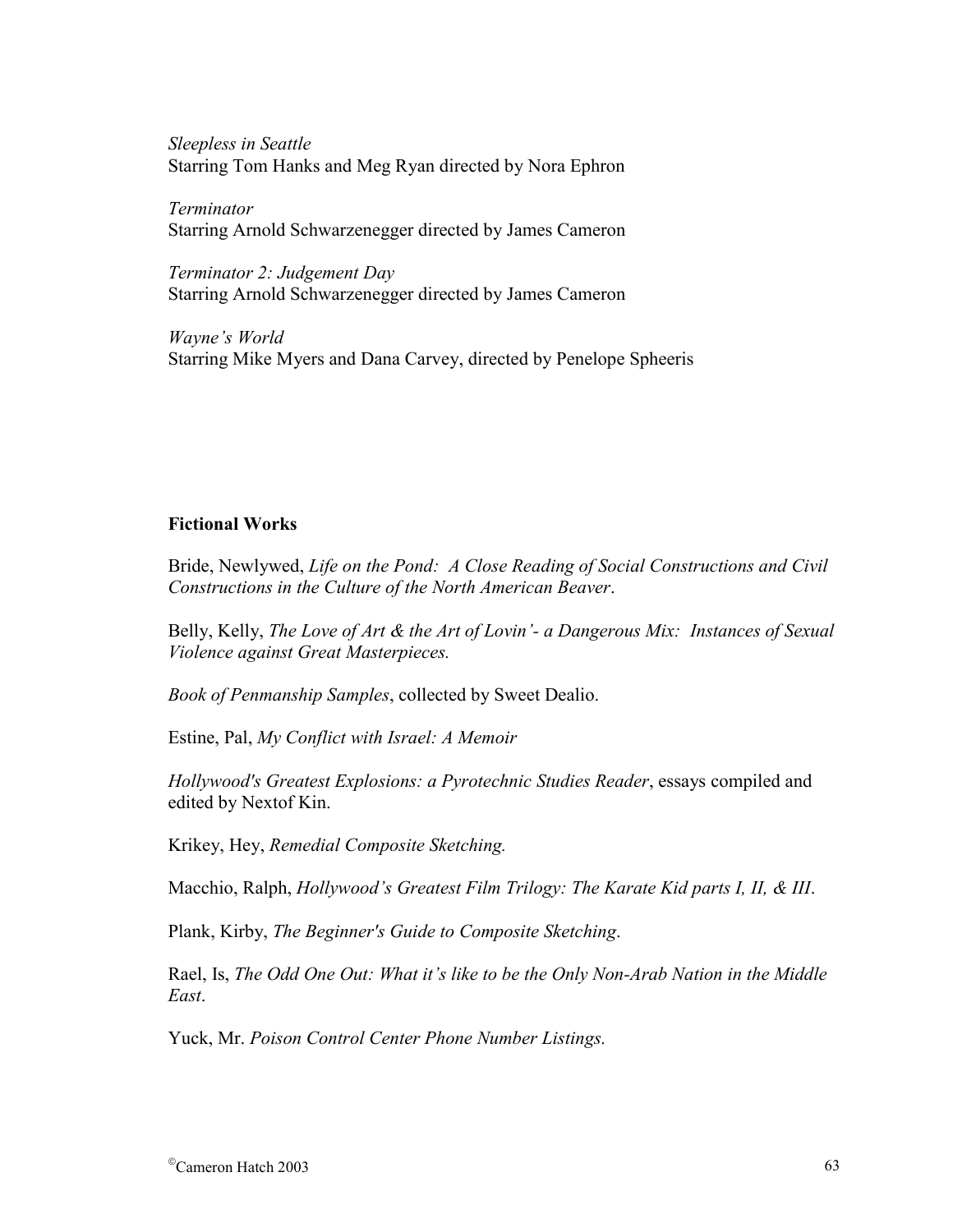*Sleepless in Seattle*
Starring Tom Hanks and Meg Ryan directed by Nora Ephron

*Terminator*
Starring Arnold Schwarzenegger directed by James Cameron

*Terminator 2: Judgement Day*
Starring Arnold Schwarzenegger directed by James Cameron

*Wayne's World*
Starring Mike Myers and Dana Carvey, directed by Penelope Spheeris

**Fictional Works**

Bride, Newlywed, *Life on the Pond: A Close Reading of Social Constructions and Civil Constructions in the Culture of the North American Beaver*.

Belly, Kelly, *The Love of Art & the Art of Lovin'- a Dangerous Mix: Instances of Sexual Violence against Great Masterpieces.*

*Book of Penmanship Samples*, collected by Sweet Dealio.

Estine, Pal, *My Conflict with Israel: A Memoir*

*Hollywood's Greatest Explosions: a Pyrotechnic Studies Reader*, essays compiled and edited by Nextof Kin.

Krikey, Hey, *Remedial Composite Sketching.*

Macchio, Ralph, *Hollywood's Greatest Film Trilogy: The Karate Kid parts I, II, & III*.

Plank, Kirby, *The Beginner's Guide to Composite Sketching*.

Rael, Is, *The Odd One Out: What it's like to be the Only Non-Arab Nation in the Middle East*.

Yuck, Mr. *Poison Control Center Phone Number Listings.*

©Cameron Hatch 2003